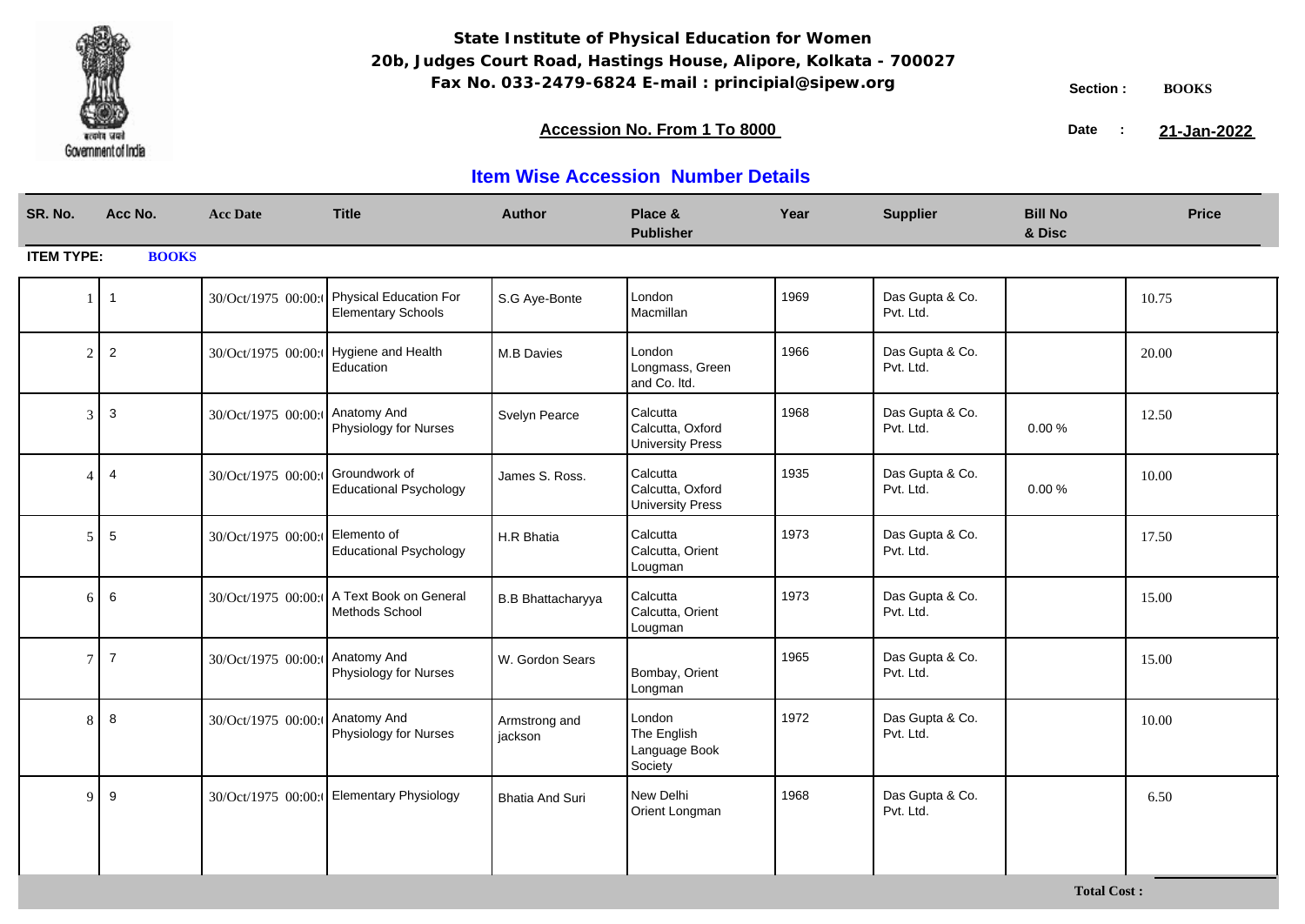# State Institute of Physical Education for Women

**20b, Judges Court Road, Hastings House, Alipore, Kolkata - 700027**
**Fax No. 033-2479-6824 E-mail : principial@sipew.org**

**Section :** BOOKS

**Accession No. From 1 To 8000**

**Date :** 21-Jan-2022

## Item Wise Accession Number Details

**ITEM TYPE:** BOOKS

| SR. No. | Acc No. | Acc Date | Title | Author | Place & Publisher | Year | Supplier | Bill No & Disc | Price |
|---|---|---|---|---|---|---|---|---|---|
| 1 | 1 | 30/Oct/1975 00:00: | Physical Education For Elementary Schools | S.G Aye-Bonte | London Macmillan | 1969 | Das Gupta & Co. Pvt. Ltd. | | 10.75 |
| 2 | 2 | 30/Oct/1975 00:00: | Hygiene and Health Education | M.B Davies | London Longmass, Green and Co. ltd. | 1966 | Das Gupta & Co. Pvt. Ltd. | | 20.00 |
| 3 | 3 | 30/Oct/1975 00:00: | Anatomy And Physiology for Nurses | Svelyn Pearce | Calcutta Calcutta, Oxford University Press | 1968 | Das Gupta & Co. Pvt. Ltd. | 0.00 % | 12.50 |
| 4 | 4 | 30/Oct/1975 00:00: | Groundwork of Educational Psychology | James S. Ross. | Calcutta Calcutta, Oxford University Press | 1935 | Das Gupta & Co. Pvt. Ltd. | 0.00 % | 10.00 |
| 5 | 5 | 30/Oct/1975 00:00: | Elemento of Educational Psychology | H.R Bhatia | Calcutta Calcutta, Orient Lougman | 1973 | Das Gupta & Co. Pvt. Ltd. | | 17.50 |
| 6 | 6 | 30/Oct/1975 00:00: | A Text Book on General Methods School | B.B Bhattacharyya | Calcutta Calcutta, Orient Lougman | 1973 | Das Gupta & Co. Pvt. Ltd. | | 15.00 |
| 7 | 7 | 30/Oct/1975 00:00: | Anatomy And Physiology for Nurses | W. Gordon Sears | Bombay, Orient Longman | 1965 | Das Gupta & Co. Pvt. Ltd. | | 15.00 |
| 8 | 8 | 30/Oct/1975 00:00: | Anatomy And Physiology for Nurses | Armstrong and jackson | London The English Language Book Society | 1972 | Das Gupta & Co. Pvt. Ltd. | | 10.00 |
| 9 | 9 | 30/Oct/1975 00:00: | Elementary Physiology | Bhatia And Suri | New Delhi Orient Longman | 1968 | Das Gupta & Co. Pvt. Ltd. | | 6.50 |

**Total Cost :**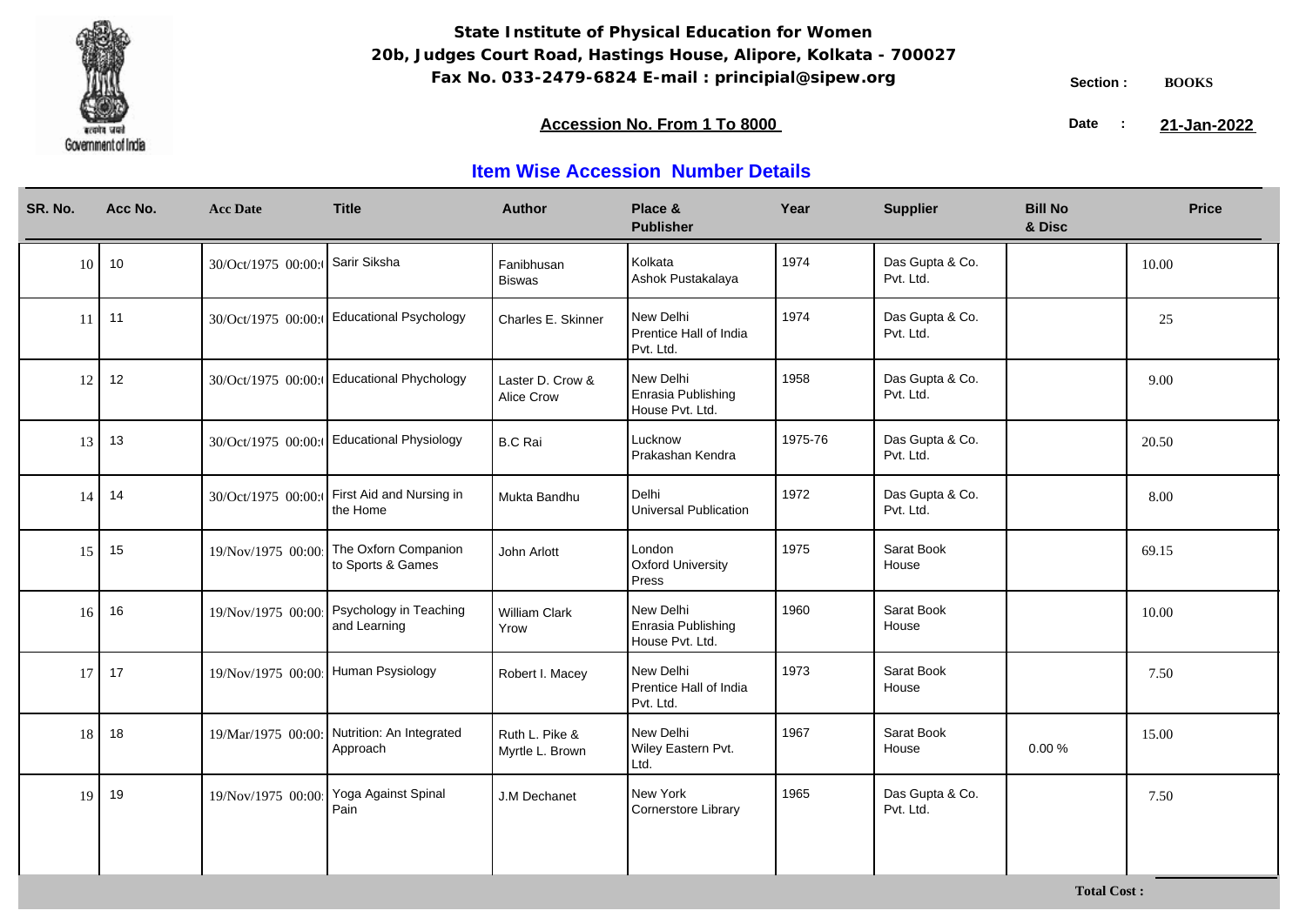**State Institute of Physical Education for Women**
**20b, Judges Court Road, Hastings House, Alipore, Kolkata - 700027**
**Fax No. 033-2479-6824 E-mail : principial@sipew.org**

**Section :** BOOKS

**Accession No. From 1 To 8000**

**Date :** 21-Jan-2022

## Item Wise Accession Number Details

| SR. No. | Acc No. | Acc Date | Title | Author | Place & Publisher | Year | Supplier | Bill No & Disc | Price |
|---|---|---|---|---|---|---|---|---|---|
| 10 | 10 | 30/Oct/1975 00:00:( | Sarir Siksha | Fanibhusan Biswas | Kolkata Ashok Pustakalaya | 1974 | Das Gupta & Co. Pvt. Ltd. | | 10.00 |
| 11 | 11 | 30/Oct/1975 00:00:( | Educational Psychology | Charles E. Skinner | New Delhi Prentice Hall of India Pvt. Ltd. | 1974 | Das Gupta & Co. Pvt. Ltd. | | 25 |
| 12 | 12 | 30/Oct/1975 00:00:( | Educational Phychology | Laster D. Crow & Alice Crow | New Delhi Enrasia Publishing House Pvt. Ltd. | 1958 | Das Gupta & Co. Pvt. Ltd. | | 9.00 |
| 13 | 13 | 30/Oct/1975 00:00:( | Educational Physiology | B.C Rai | Lucknow Prakashan Kendra | 1975-76 | Das Gupta & Co. Pvt. Ltd. | | 20.50 |
| 14 | 14 | 30/Oct/1975 00:00:( | First Aid and Nursing in the Home | Mukta Bandhu | Delhi Universal Publication | 1972 | Das Gupta & Co. Pvt. Ltd. | | 8.00 |
| 15 | 15 | 19/Nov/1975 00:00: | The Oxforn Companion to Sports & Games | John Arlott | London Oxford University Press | 1975 | Sarat Book House | | 69.15 |
| 16 | 16 | 19/Nov/1975 00:00: | Psychology in Teaching and Learning | William Clark Yrow | New Delhi Enrasia Publishing House Pvt. Ltd. | 1960 | Sarat Book House | | 10.00 |
| 17 | 17 | 19/Nov/1975 00:00: | Human Psysiology | Robert I. Macey | New Delhi Prentice Hall of India Pvt. Ltd. | 1973 | Sarat Book House | | 7.50 |
| 18 | 18 | 19/Mar/1975 00:00: | Nutrition: An Integrated Approach | Ruth L. Pike & Myrtle L. Brown | New Delhi Wiley Eastern Pvt. Ltd. | 1967 | Sarat Book House | 0.00 % | 15.00 |
| 19 | 19 | 19/Nov/1975 00:00: | Yoga Against Spinal Pain | J.M Dechanet | New York Cornerstore Library | 1965 | Das Gupta & Co. Pvt. Ltd. | | 7.50 |

**Total Cost :**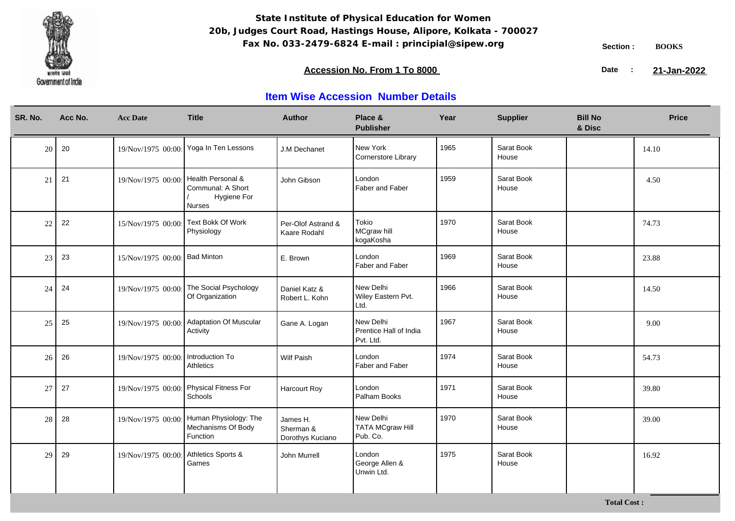**State Institute of Physical Education for Women**
**20b, Judges Court Road, Hastings House, Alipore, Kolkata - 700027**
**Fax No. 033-2479-6824 E-mail : principial@sipew.org**

Section : **BOOKS**

**Accession No. From 1 To 8000**

Date : **21-Jan-2022**

## Item Wise Accession Number Details

| SR. No. | Acc No. | Acc Date | Title | Author | Place & Publisher | Year | Supplier | Bill No & Disc | Price |
|---|---|---|---|---|---|---|---|---|---|
| 20 | 20 | 19/Nov/1975 00:00: | Yoga In Ten Lessons | J.M Dechanet | New York Cornerstore Library | 1965 | Sarat Book House | | 14.10 |
| 21 | 21 | 19/Nov/1975 00:00: | Health Personal & Communal: A Short / Hygiene For Nurses | John Gibson | London Faber and Faber | 1959 | Sarat Book House | | 4.50 |
| 22 | 22 | 15/Nov/1975 00:00: | Text Bokk Of Work Physiology | Per-Olof Astrand & Kaare Rodahl | Tokio MCgraw hill kogaKosha | 1970 | Sarat Book House | | 74.73 |
| 23 | 23 | 15/Nov/1975 00:00: | Bad Minton | E. Brown | London Faber and Faber | 1969 | Sarat Book House | | 23.88 |
| 24 | 24 | 19/Nov/1975 00:00: | The Social Psychology Of Organization | Daniel Katz & Robert L. Kohn | New Delhi Wiley Eastern Pvt. Ltd. | 1966 | Sarat Book House | | 14.50 |
| 25 | 25 | 19/Nov/1975 00:00: | Adaptation Of Muscular Activity | Gane A. Logan | New Delhi Prentice Hall of India Pvt. Ltd. | 1967 | Sarat Book House | | 9.00 |
| 26 | 26 | 19/Nov/1975 00:00: | Introduction To Athletics | Wilf Paish | London Faber and Faber | 1974 | Sarat Book House | | 54.73 |
| 27 | 27 | 19/Nov/1975 00:00: | Physical Fitness For Schools | Harcourt Roy | London Palham Books | 1971 | Sarat Book House | | 39.80 |
| 28 | 28 | 19/Nov/1975 00:00: | Human Physiology: The Mechanisms Of Body Function | James H. Sherman & Dorothys Kuciano | New Delhi TATA MCgraw Hill Pub. Co. | 1970 | Sarat Book House | | 39.00 |
| 29 | 29 | 19/Nov/1975 00:00: | Athletics Sports & Games | John Murrell | London George Allen & Unwin Ltd. | 1975 | Sarat Book House | | 16.92 |

**Total Cost :**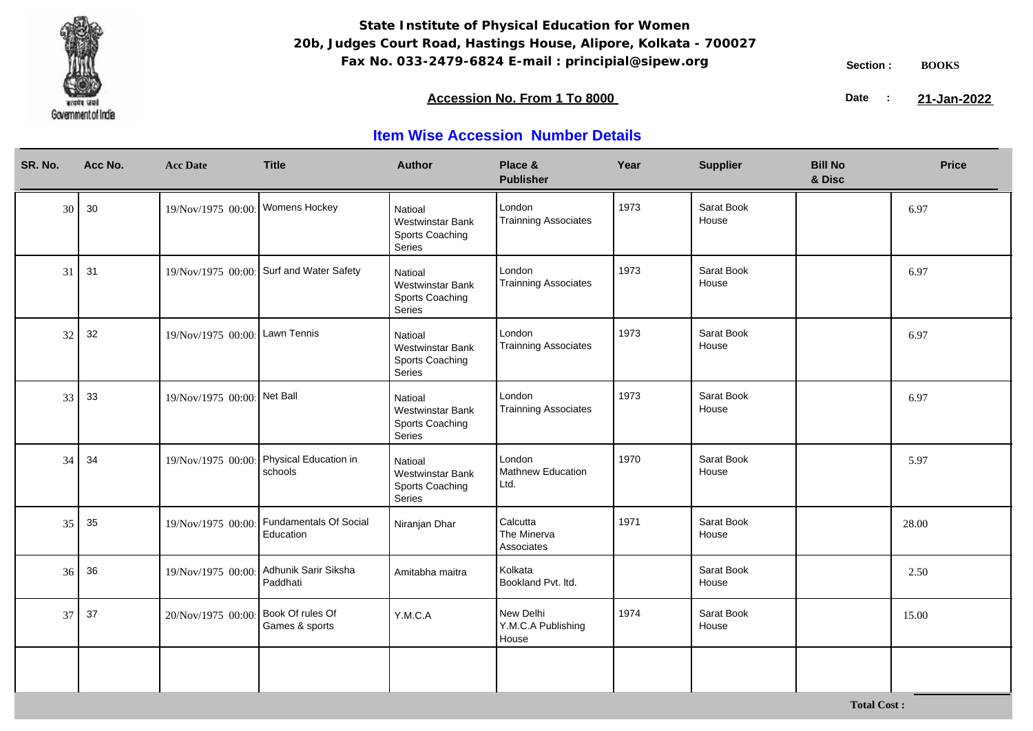**State Institute of Physical Education for Women**
**20b, Judges Court Road, Hastings House, Alipore, Kolkata - 700027**
**Fax No. 033-2479-6824 E-mail : principial@sipew.org**

Section : **BOOKS**

**Accession No. From 1 To 8000**

Date : **21-Jan-2022**

## Item Wise Accession Number Details

| SR. No. | Acc No. | Acc Date | Title | Author | Place & Publisher | Year | Supplier | Bill No & Disc | Price |
|---|---|---|---|---|---|---|---|---|---|
| 30 | 30 | 19/Nov/1975 00:00: | Womens Hockey | Natioal Westwinstar Bank Sports Coaching Series | London Trainning Associates | 1973 | Sarat Book House | | 6.97 |
| 31 | 31 | 19/Nov/1975 00:00: | Surf and Water Safety | Natioal Westwinstar Bank Sports Coaching Series | London Trainning Associates | 1973 | Sarat Book House | | 6.97 |
| 32 | 32 | 19/Nov/1975 00:00: | Lawn Tennis | Natioal Westwinstar Bank Sports Coaching Series | London Trainning Associates | 1973 | Sarat Book House | | 6.97 |
| 33 | 33 | 19/Nov/1975 00:00: | Net Ball | Natioal Westwinstar Bank Sports Coaching Series | London Trainning Associates | 1973 | Sarat Book House | | 6.97 |
| 34 | 34 | 19/Nov/1975 00:00: | Physical Education in schools | Natioal Westwinstar Bank Sports Coaching Series | London Mathnew Education Ltd. | 1970 | Sarat Book House | | 5.97 |
| 35 | 35 | 19/Nov/1975 00:00: | Fundamentals Of Social Education | Niranjan Dhar | Calcutta The Minerva Associates | 1971 | Sarat Book House | | 28.00 |
| 36 | 36 | 19/Nov/1975 00:00: | Adhunik Sarir Siksha Paddhati | Amitabha maitra | Kolkata Bookland Pvt. ltd. | | Sarat Book House | | 2.50 |
| 37 | 37 | 20/Nov/1975 00:00: | Book Of rules Of Games & sports | Y.M.C.A | New Delhi Y.M.C.A Publishing House | 1974 | Sarat Book House | | 15.00 |

**Total Cost :**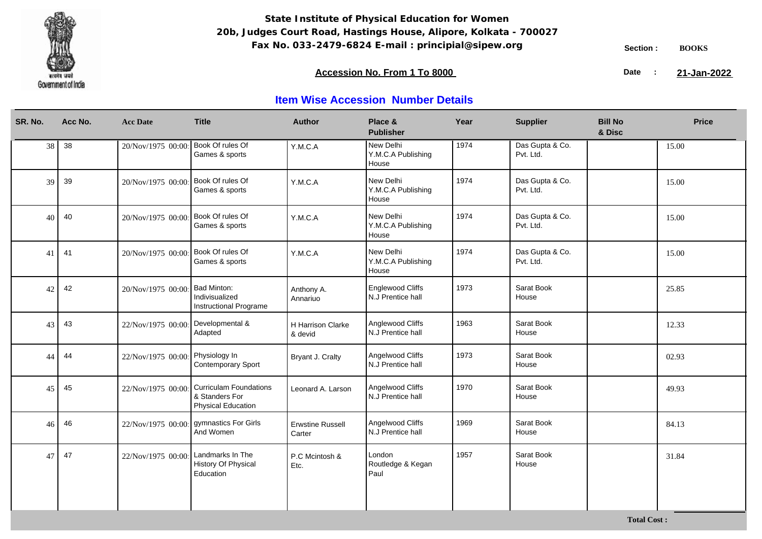**State Institute of Physical Education for Women**
**20b, Judges Court Road, Hastings House, Alipore, Kolkata - 700027**
**Fax No. 033-2479-6824 E-mail : principial@sipew.org**

Government of India

**Section :** BOOKS

**Accession No. From 1 To 8000**

**Date :** **21-Jan-2022**

## Item Wise Accession Number Details

| SR. No. | Acc No. | Acc Date | Title | Author | Place & Publisher | Year | Supplier | Bill No & Disc | Price |
|---|---|---|---|---|---|---|---|---|---|
| 38 | 38 | 20/Nov/1975 00:00: | Book Of rules Of Games & sports | Y.M.C.A | New Delhi Y.M.C.A Publishing House | 1974 | Das Gupta & Co. Pvt. Ltd. | | 15.00 |
| 39 | 39 | 20/Nov/1975 00:00: | Book Of rules Of Games & sports | Y.M.C.A | New Delhi Y.M.C.A Publishing House | 1974 | Das Gupta & Co. Pvt. Ltd. | | 15.00 |
| 40 | 40 | 20/Nov/1975 00:00: | Book Of rules Of Games & sports | Y.M.C.A | New Delhi Y.M.C.A Publishing House | 1974 | Das Gupta & Co. Pvt. Ltd. | | 15.00 |
| 41 | 41 | 20/Nov/1975 00:00: | Book Of rules Of Games & sports | Y.M.C.A | New Delhi Y.M.C.A Publishing House | 1974 | Das Gupta & Co. Pvt. Ltd. | | 15.00 |
| 42 | 42 | 20/Nov/1975 00:00: | Bad Minton: Indivisualized Instructional Programe | Anthony A. Annariuo | Englewood Cliffs N.J Prentice hall | 1973 | Sarat Book House | | 25.85 |
| 43 | 43 | 22/Nov/1975 00:00: | Developmental & Adapted | H Harrison Clarke & devid | Anglewood Cliffs N.J Prentice hall | 1963 | Sarat Book House | | 12.33 |
| 44 | 44 | 22/Nov/1975 00:00: | Physiology In Contemporary Sport | Bryant J. Cralty | Angelwood Cliffs N.J Prentice hall | 1973 | Sarat Book House | | 02.93 |
| 45 | 45 | 22/Nov/1975 00:00: | Curriculam Foundations & Standers For Physical Education | Leonard A. Larson | Angelwood Cliffs N.J Prentice hall | 1970 | Sarat Book House | | 49.93 |
| 46 | 46 | 22/Nov/1975 00:00: | gymnastics For Girls And Women | Erwstine Russell Carter | Angelwood Cliffs N.J Prentice hall | 1969 | Sarat Book House | | 84.13 |
| 47 | 47 | 22/Nov/1975 00:00: | Landmarks In The History Of Physical Education | P.C Mcintosh & Etc. | London Routledge & Kegan Paul | 1957 | Sarat Book House | | 31.84 |

**Total Cost :**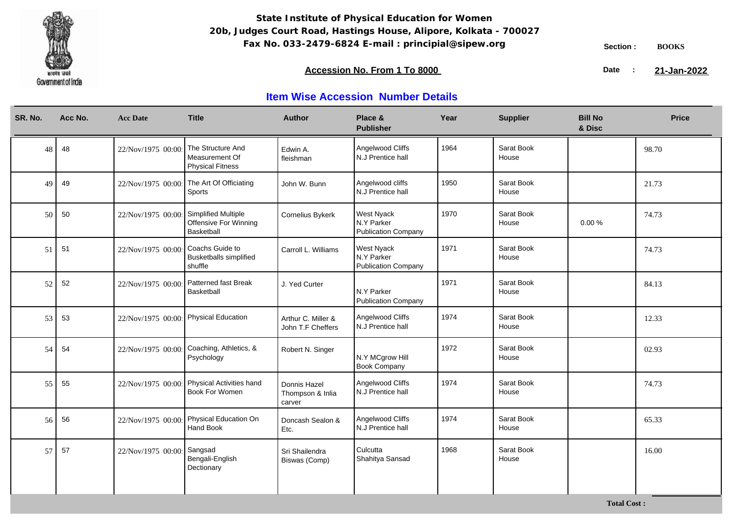**State Institute of Physical Education for Women**
**20b, Judges Court Road, Hastings House, Alipore, Kolkata - 700027**
**Fax No. 033-2479-6824 E-mail : principial@sipew.org**

Section : **BOOKS**

**Accession No. From 1 To 8000**

Date : **21-Jan-2022**

## Item Wise Accession Number Details

| SR. No. | Acc No. | Acc Date | Title | Author | Place & Publisher | Year | Supplier | Bill No & Disc | Price |
|---|---|---|---|---|---|---|---|---|---|
| 48 | 48 | 22/Nov/1975 00:00: | The Structure And Measurement Of Physical Fitness | Edwin A. fleishman | Angelwood Cliffs N.J Prentice hall | 1964 | Sarat Book House | | 98.70 |
| 49 | 49 | 22/Nov/1975 00:00: | The Art Of Officiating Sports | John W. Bunn | Angelwood cliffs N.J Prentice hall | 1950 | Sarat Book House | | 21.73 |
| 50 | 50 | 22/Nov/1975 00:00: | Simplified Multiple Offensive For Winning Basketball | Cornelius Bykerk | West Nyack N.Y Parker Publication Company | 1970 | Sarat Book House | 0.00 % | 74.73 |
| 51 | 51 | 22/Nov/1975 00:00: | Coachs Guide to Busketballs simplified shuffle | Carroll L. Williams | West Nyack N.Y Parker Publication Company | 1971 | Sarat Book House | | 74.73 |
| 52 | 52 | 22/Nov/1975 00:00: | Patterned fast Break Basketball | J. Yed Curter | N.Y Parker Publication Company | 1971 | Sarat Book House | | 84.13 |
| 53 | 53 | 22/Nov/1975 00:00: | Physical Education | Arthur C. Miller & John T.F Cheffers | Angelwood Cliffs N.J Prentice hall | 1974 | Sarat Book House | | 12.33 |
| 54 | 54 | 22/Nov/1975 00:00: | Coaching, Athletics, & Psychology | Robert N. Singer | N.Y MCgrow Hill Book Company | 1972 | Sarat Book House | | 02.93 |
| 55 | 55 | 22/Nov/1975 00:00: | Physical Activities hand Book For Women | Donnis Hazel Thompson & Inlia carver | Angelwood Cliffs N.J Prentice hall | 1974 | Sarat Book House | | 74.73 |
| 56 | 56 | 22/Nov/1975 00:00: | Physical Education On Hand Book | Doncash Sealon & Etc. | Angelwood Cliffs N.J Prentice hall | 1974 | Sarat Book House | | 65.33 |
| 57 | 57 | 22/Nov/1975 00:00: | Sangsad Bengali-English Dectionary | Sri Shailendra Biswas (Comp) | Culcutta Shahitya Sansad | 1968 | Sarat Book House | | 16.00 |

**Total Cost :**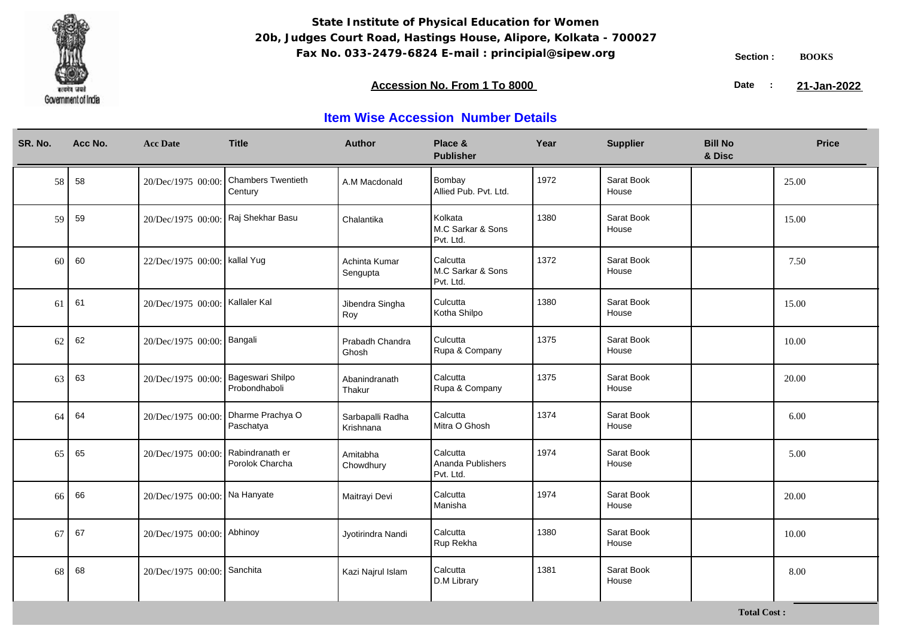**State Institute of Physical Education for Women**
**20b, Judges Court Road, Hastings House, Alipore, Kolkata - 700027**
**Fax No. 033-2479-6824 E-mail : principial@sipew.org**

Section : **BOOKS**

**Accession No. From 1 To 8000**

Date : **21-Jan-2022**

## Item Wise Accession Number Details

| SR. No. | Acc No. | Acc Date | Title | Author | Place & Publisher | Year | Supplier | Bill No & Disc | Price |
|---|---|---|---|---|---|---|---|---|---|
| 58 | 58 | 20/Dec/1975 00:00: | Chambers Twentieth Century | A.M Macdonald | Bombay Allied Pub. Pvt. Ltd. | 1972 | Sarat Book House | | 25.00 |
| 59 | 59 | 20/Dec/1975 00:00: | Raj Shekhar Basu | Chalantika | Kolkata M.C Sarkar & Sons Pvt. Ltd. | 1380 | Sarat Book House | | 15.00 |
| 60 | 60 | 22/Dec/1975 00:00: | kallal Yug | Achinta Kumar Sengupta | Calcutta M.C Sarkar & Sons Pvt. Ltd. | 1372 | Sarat Book House | | 7.50 |
| 61 | 61 | 20/Dec/1975 00:00: | Kallaler Kal | Jibendra Singha Roy | Culcutta Kotha Shilpo | 1380 | Sarat Book House | | 15.00 |
| 62 | 62 | 20/Dec/1975 00:00: | Bangali | Prabadh Chandra Ghosh | Culcutta Rupa & Company | 1375 | Sarat Book House | | 10.00 |
| 63 | 63 | 20/Dec/1975 00:00: | Bageswari Shilpo Probondhaboli | Abanindranath Thakur | Calcutta Rupa & Company | 1375 | Sarat Book House | | 20.00 |
| 64 | 64 | 20/Dec/1975 00:00: | Dharme Prachya O Paschatya | Sarbapalli Radha Krishnana | Calcutta Mitra O Ghosh | 1374 | Sarat Book House | | 6.00 |
| 65 | 65 | 20/Dec/1975 00:00: | Rabindranath er Porolok Charcha | Amitabha Chowdhury | Calcutta Ananda Publishers Pvt. Ltd. | 1974 | Sarat Book House | | 5.00 |
| 66 | 66 | 20/Dec/1975 00:00: | Na Hanyate | Maitrayi Devi | Calcutta Manisha | 1974 | Sarat Book House | | 20.00 |
| 67 | 67 | 20/Dec/1975 00:00: | Abhinoy | Jyotirindra Nandi | Calcutta Rup Rekha | 1380 | Sarat Book House | | 10.00 |
| 68 | 68 | 20/Dec/1975 00:00: | Sanchita | Kazi Najrul Islam | Calcutta D.M Library | 1381 | Sarat Book House | | 8.00 |

**Total Cost :**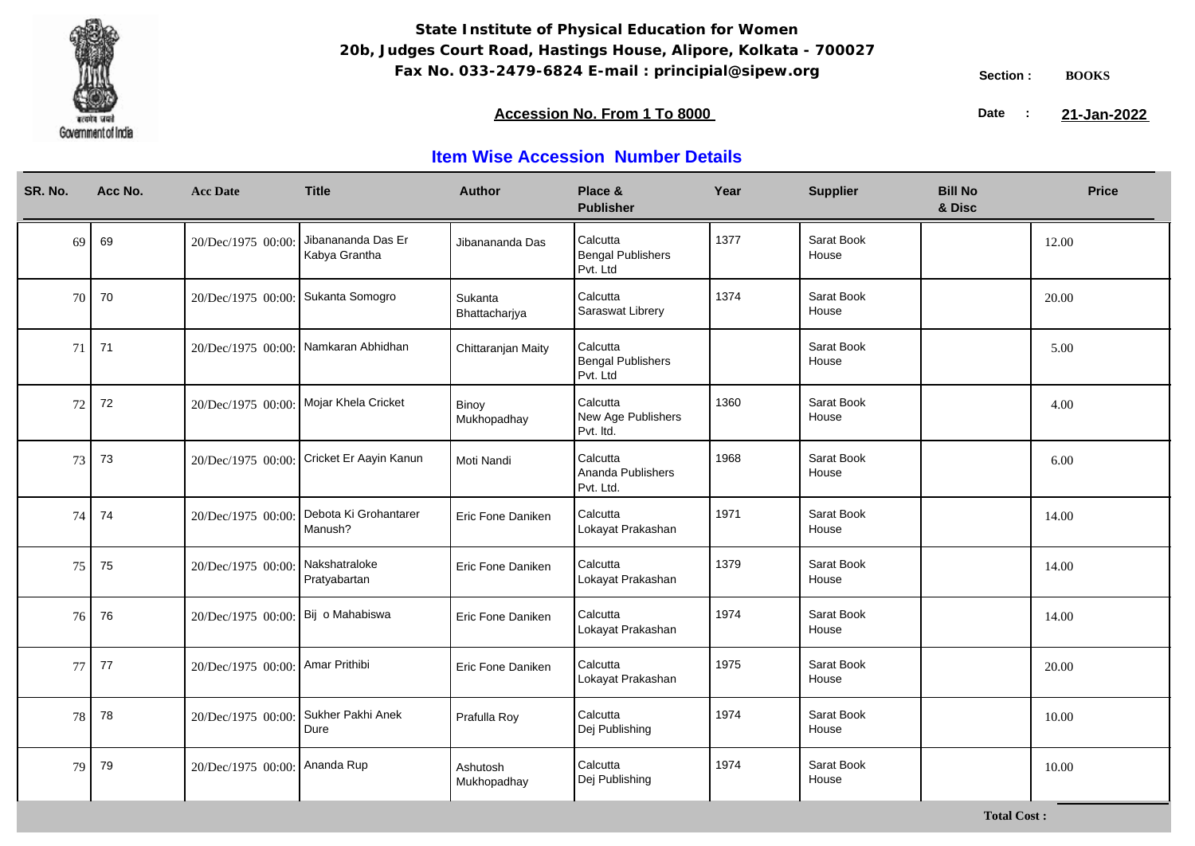**State Institute of Physical Education for Women**
**20b, Judges Court Road, Hastings House, Alipore, Kolkata - 700027**
**Fax No. 033-2479-6824 E-mail : principial@sipew.org**

Section : **BOOKS**

**Accession No. From 1 To 8000**

Date : **21-Jan-2022**

## Item Wise Accession Number Details

| SR. No. | Acc No. | Acc Date | Title | Author | Place & Publisher | Year | Supplier | Bill No & Disc | Price |
|---|---|---|---|---|---|---|---|---|---|
| 69 | 69 | 20/Dec/1975 00:00: | Jibanananda Das Er Kabya Grantha | Jibanananda Das | Calcutta Bengal Publishers Pvt. Ltd | 1377 | Sarat Book House | | 12.00 |
| 70 | 70 | 20/Dec/1975 00:00: | Sukanta Somogro | Sukanta Bhattacharjya | Calcutta Saraswat Librery | 1374 | Sarat Book House | | 20.00 |
| 71 | 71 | 20/Dec/1975 00:00: | Namkaran Abhidhan | Chittaranjan Maity | Calcutta Bengal Publishers Pvt. Ltd | | Sarat Book House | | 5.00 |
| 72 | 72 | 20/Dec/1975 00:00: | Mojar Khela Cricket | Binoy Mukhopadhay | Calcutta New Age Publishers Pvt. ltd. | 1360 | Sarat Book House | | 4.00 |
| 73 | 73 | 20/Dec/1975 00:00: | Cricket Er Aayin Kanun | Moti Nandi | Calcutta Ananda Publishers Pvt. Ltd. | 1968 | Sarat Book House | | 6.00 |
| 74 | 74 | 20/Dec/1975 00:00: | Debota Ki Grohantarer Manush? | Eric Fone Daniken | Calcutta Lokayat Prakashan | 1971 | Sarat Book House | | 14.00 |
| 75 | 75 | 20/Dec/1975 00:00: | Nakshatraloke Pratyabartan | Eric Fone Daniken | Calcutta Lokayat Prakashan | 1379 | Sarat Book House | | 14.00 |
| 76 | 76 | 20/Dec/1975 00:00: | Bij o Mahabiswa | Eric Fone Daniken | Calcutta Lokayat Prakashan | 1974 | Sarat Book House | | 14.00 |
| 77 | 77 | 20/Dec/1975 00:00: | Amar Prithibi | Eric Fone Daniken | Calcutta Lokayat Prakashan | 1975 | Sarat Book House | | 20.00 |
| 78 | 78 | 20/Dec/1975 00:00: | Sukher Pakhi Anek Dure | Prafulla Roy | Calcutta Dej Publishing | 1974 | Sarat Book House | | 10.00 |
| 79 | 79 | 20/Dec/1975 00:00: | Ananda Rup | Ashutosh Mukhopadhay | Calcutta Dej Publishing | 1974 | Sarat Book House | | 10.00 |

**Total Cost :**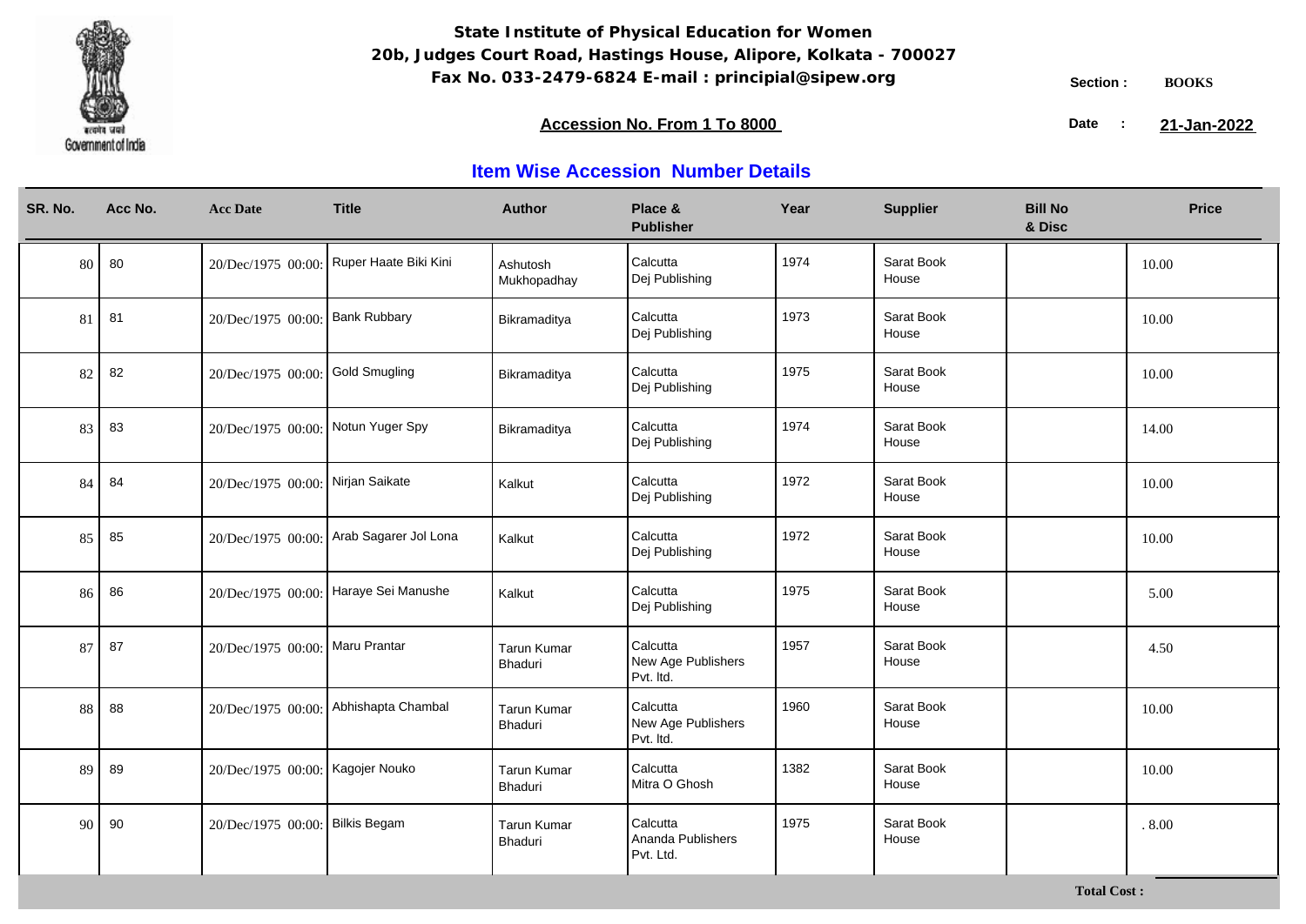**State Institute of Physical Education for Women**
**20b, Judges Court Road, Hastings House, Alipore, Kolkata - 700027**
**Fax No. 033-2479-6824 E-mail : principial@sipew.org**

Section : **BOOKS**

**Accession No. From 1 To 8000**

Date : **21-Jan-2022**

## Item Wise Accession Number Details

| SR. No. | Acc No. | Acc Date | Title | Author | Place & Publisher | Year | Supplier | Bill No & Disc | Price |
|---|---|---|---|---|---|---|---|---|---|
| 80 | 80 | 20/Dec/1975 00:00: | Ruper Haate Biki Kini | Ashutosh Mukhopadhay | Calcutta Dej Publishing | 1974 | Sarat Book House | | 10.00 |
| 81 | 81 | 20/Dec/1975 00:00: | Bank Rubbary | Bikramaditya | Calcutta Dej Publishing | 1973 | Sarat Book House | | 10.00 |
| 82 | 82 | 20/Dec/1975 00:00: | Gold Smugling | Bikramaditya | Calcutta Dej Publishing | 1975 | Sarat Book House | | 10.00 |
| 83 | 83 | 20/Dec/1975 00:00: | Notun Yuger Spy | Bikramaditya | Calcutta Dej Publishing | 1974 | Sarat Book House | | 14.00 |
| 84 | 84 | 20/Dec/1975 00:00: | Nirjan Saikate | Kalkut | Calcutta Dej Publishing | 1972 | Sarat Book House | | 10.00 |
| 85 | 85 | 20/Dec/1975 00:00: | Arab Sagarer Jol Lona | Kalkut | Calcutta Dej Publishing | 1972 | Sarat Book House | | 10.00 |
| 86 | 86 | 20/Dec/1975 00:00: | Haraye Sei Manushe | Kalkut | Calcutta Dej Publishing | 1975 | Sarat Book House | | 5.00 |
| 87 | 87 | 20/Dec/1975 00:00: | Maru Prantar | Tarun Kumar Bhaduri | Calcutta New Age Publishers Pvt. ltd. | 1957 | Sarat Book House | | 4.50 |
| 88 | 88 | 20/Dec/1975 00:00: | Abhishapta Chambal | Tarun Kumar Bhaduri | Calcutta New Age Publishers Pvt. ltd. | 1960 | Sarat Book House | | 10.00 |
| 89 | 89 | 20/Dec/1975 00:00: | Kagojer Nouko | Tarun Kumar Bhaduri | Calcutta Mitra O Ghosh | 1382 | Sarat Book House | | 10.00 |
| 90 | 90 | 20/Dec/1975 00:00: | Bilkis Begam | Tarun Kumar Bhaduri | Calcutta Ananda Publishers Pvt. Ltd. | 1975 | Sarat Book House | | . 8.00 |

**Total Cost :**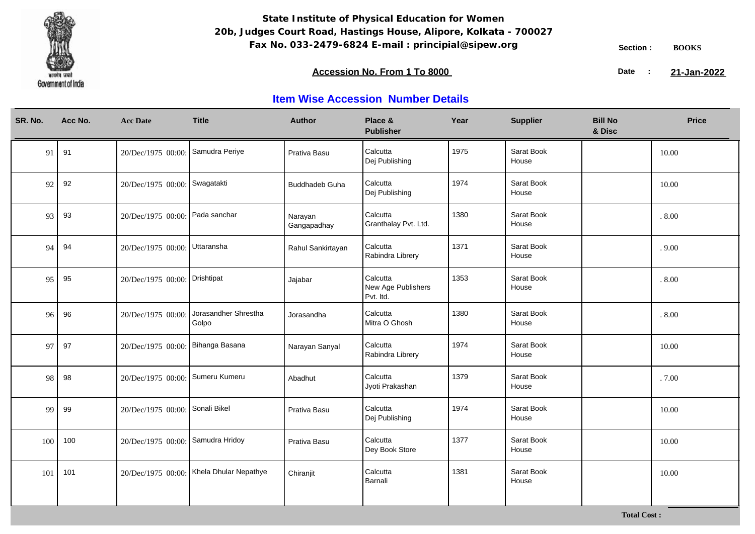**State Institute of Physical Education for Women**
**20b, Judges Court Road, Hastings House, Alipore, Kolkata - 700027**
**Fax No. 033-2479-6824 E-mail : principial@sipew.org**

**Section : BOOKS**

**Accession No. From 1 To 8000**

**Date : 21-Jan-2022**

## Item Wise Accession Number Details

| SR. No. | Acc No. | Acc Date | Title | Author | Place & Publisher | Year | Supplier | Bill No & Disc | Price |
|---|---|---|---|---|---|---|---|---|---|
| 91 | 91 | 20/Dec/1975 00:00: | Samudra Periye | Prativa Basu | Calcutta Dej Publishing | 1975 | Sarat Book House | | 10.00 |
| 92 | 92 | 20/Dec/1975 00:00: | Swagatakti | Buddhadeb Guha | Calcutta Dej Publishing | 1974 | Sarat Book House | | 10.00 |
| 93 | 93 | 20/Dec/1975 00:00: | Pada sanchar | Narayan Gangapadhay | Calcutta Granthalay Pvt. Ltd. | 1380 | Sarat Book House | | . 8.00 |
| 94 | 94 | 20/Dec/1975 00:00: | Uttaransha | Rahul Sankirtayan | Calcutta Rabindra Librery | 1371 | Sarat Book House | | . 9.00 |
| 95 | 95 | 20/Dec/1975 00:00: | Drishtipat | Jajabar | Calcutta New Age Publishers Pvt. ltd. | 1353 | Sarat Book House | | . 8.00 |
| 96 | 96 | 20/Dec/1975 00:00: | Jorasandher Shrestha Golpo | Jorasandha | Calcutta Mitra O Ghosh | 1380 | Sarat Book House | | . 8.00 |
| 97 | 97 | 20/Dec/1975 00:00: | Bihanga Basana | Narayan Sanyal | Calcutta Rabindra Librery | 1974 | Sarat Book House | | 10.00 |
| 98 | 98 | 20/Dec/1975 00:00: | Sumeru Kumeru | Abadhut | Calcutta Jyoti Prakashan | 1379 | Sarat Book House | | . 7.00 |
| 99 | 99 | 20/Dec/1975 00:00: | Sonali Bikel | Prativa Basu | Calcutta Dej Publishing | 1974 | Sarat Book House | | 10.00 |
| 100 | 100 | 20/Dec/1975 00:00: | Samudra Hridoy | Prativa Basu | Calcutta Dey Book Store | 1377 | Sarat Book House | | 10.00 |
| 101 | 101 | 20/Dec/1975 00:00: | Khela Dhular Nepathye | Chiranjit | Calcutta Barnali | 1381 | Sarat Book House | | 10.00 |

**Total Cost :**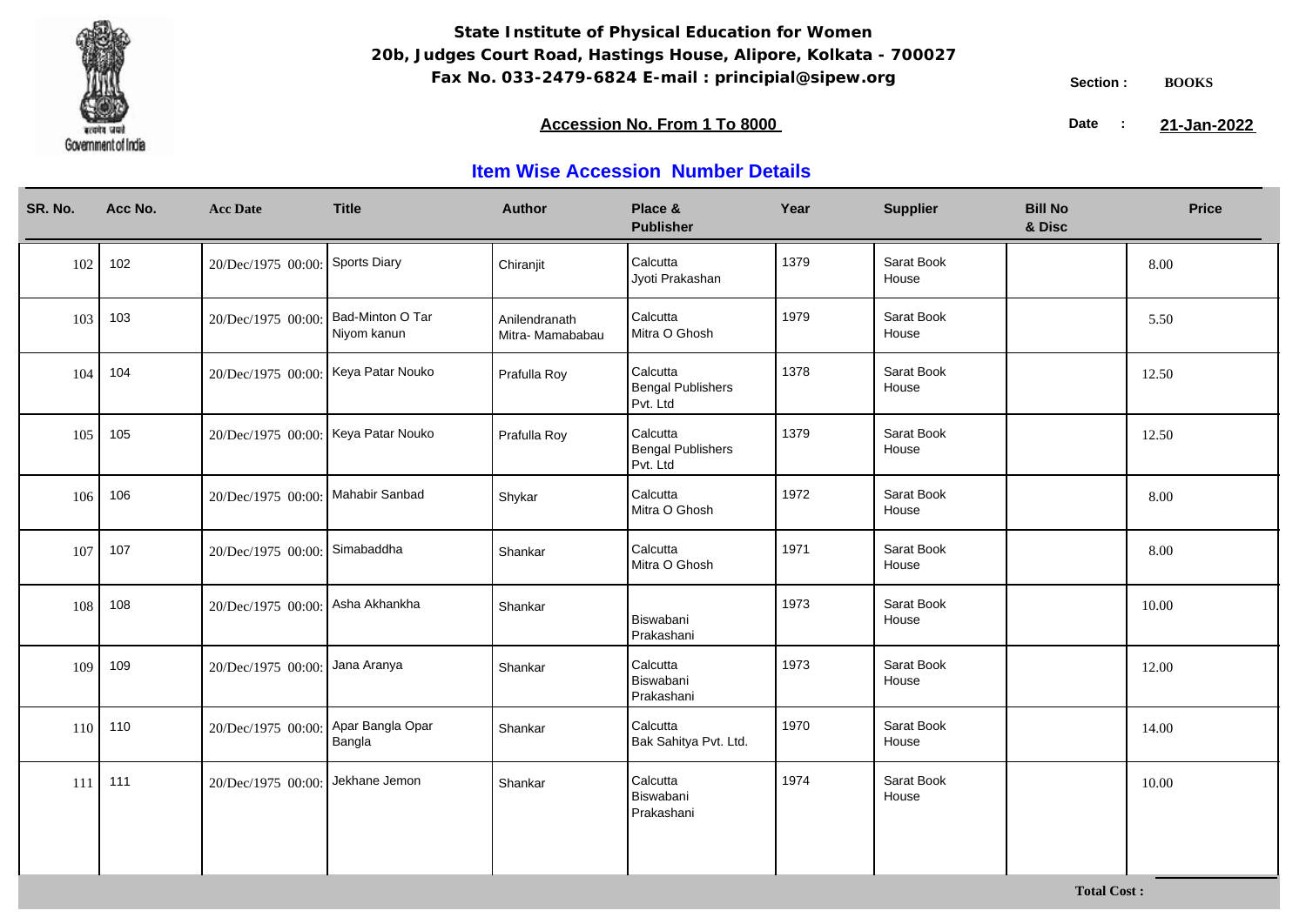**State Institute of Physical Education for Women**
**20b, Judges Court Road, Hastings House, Alipore, Kolkata - 700027**
**Fax No. 033-2479-6824 E-mail : principial@sipew.org**

**Section : BOOKS**

**Accession No. From 1 To 8000**

**Date : 21-Jan-2022**

## Item Wise Accession Number Details

| SR. No. | Acc No. | Acc Date | Title | Author | Place & Publisher | Year | Supplier | Bill No & Disc | Price |
|---|---|---|---|---|---|---|---|---|---|
| 102 | 102 | 20/Dec/1975 00:00: | Sports Diary | Chiranjit | Calcutta Jyoti Prakashan | 1379 | Sarat Book House | | 8.00 |
| 103 | 103 | 20/Dec/1975 00:00: | Bad-Minton O Tar Niyom kanun | Anilendranath Mitra- Mamababau | Calcutta Mitra O Ghosh | 1979 | Sarat Book House | | 5.50 |
| 104 | 104 | 20/Dec/1975 00:00: | Keya Patar Nouko | Prafulla Roy | Calcutta Bengal Publishers Pvt. Ltd | 1378 | Sarat Book House | | 12.50 |
| 105 | 105 | 20/Dec/1975 00:00: | Keya Patar Nouko | Prafulla Roy | Calcutta Bengal Publishers Pvt. Ltd | 1379 | Sarat Book House | | 12.50 |
| 106 | 106 | 20/Dec/1975 00:00: | Mahabir Sanbad | Shykar | Calcutta Mitra O Ghosh | 1972 | Sarat Book House | | 8.00 |
| 107 | 107 | 20/Dec/1975 00:00: | Simabaddha | Shankar | Calcutta Mitra O Ghosh | 1971 | Sarat Book House | | 8.00 |
| 108 | 108 | 20/Dec/1975 00:00: | Asha Akhankha | Shankar | Biswabani Prakashani | 1973 | Sarat Book House | | 10.00 |
| 109 | 109 | 20/Dec/1975 00:00: | Jana Aranya | Shankar | Calcutta Biswabani Prakashani | 1973 | Sarat Book House | | 12.00 |
| 110 | 110 | 20/Dec/1975 00:00: | Apar Bangla Opar Bangla | Shankar | Calcutta Bak Sahitya Pvt. Ltd. | 1970 | Sarat Book House | | 14.00 |
| 111 | 111 | 20/Dec/1975 00:00: | Jekhane Jemon | Shankar | Calcutta Biswabani Prakashani | 1974 | Sarat Book House | | 10.00 |

**Total Cost :**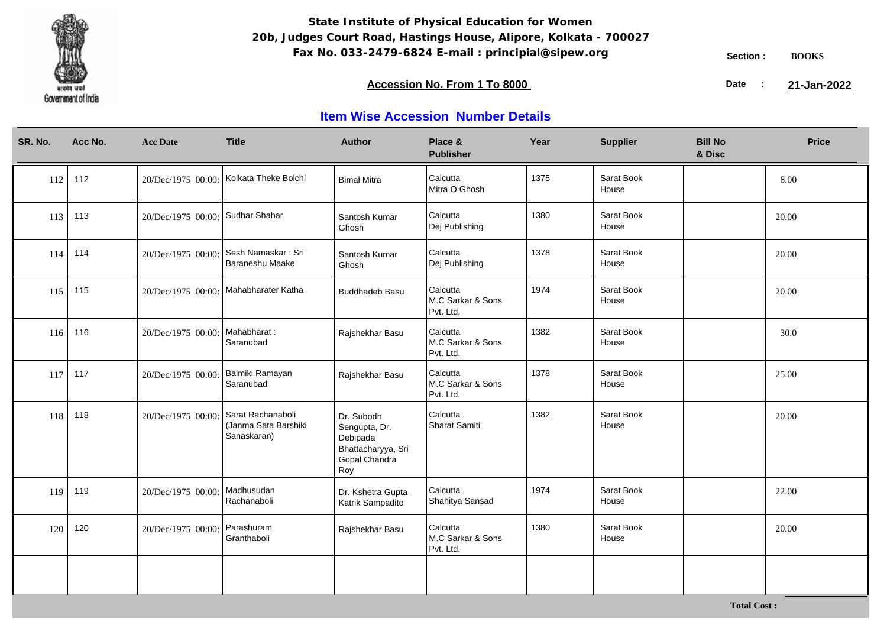**State Institute of Physical Education for Women**
**20b, Judges Court Road, Hastings House, Alipore, Kolkata - 700027**
**Fax No. 033-2479-6824 E-mail : principial@sipew.org**

Section : **BOOKS**

**Accession No. From 1 To 8000**

Date : **21-Jan-2022**

## Item Wise Accession Number Details

| SR. No. | Acc No. | Acc Date | Title | Author | Place & Publisher | Year | Supplier | Bill No & Disc | Price |
|---|---|---|---|---|---|---|---|---|---|
| 112 | 112 | 20/Dec/1975 00:00: | Kolkata Theke Bolchi | Bimal Mitra | Calcutta Mitra O Ghosh | 1375 | Sarat Book House | | 8.00 |
| 113 | 113 | 20/Dec/1975 00:00: | Sudhar Shahar | Santosh Kumar Ghosh | Calcutta Dej Publishing | 1380 | Sarat Book House | | 20.00 |
| 114 | 114 | 20/Dec/1975 00:00: | Sesh Namaskar : Sri Baraneshu Maake | Santosh Kumar Ghosh | Calcutta Dej Publishing | 1378 | Sarat Book House | | 20.00 |
| 115 | 115 | 20/Dec/1975 00:00: | Mahabharater Katha | Buddhadeb Basu | Calcutta M.C Sarkar & Sons Pvt. Ltd. | 1974 | Sarat Book House | | 20.00 |
| 116 | 116 | 20/Dec/1975 00:00: | Mahabharat : Saranubad | Rajshekhar Basu | Calcutta M.C Sarkar & Sons Pvt. Ltd. | 1382 | Sarat Book House | | 30.0 |
| 117 | 117 | 20/Dec/1975 00:00: | Balmiki Ramayan Saranubad | Rajshekhar Basu | Calcutta M.C Sarkar & Sons Pvt. Ltd. | 1378 | Sarat Book House | | 25.00 |
| 118 | 118 | 20/Dec/1975 00:00: | Sarat Rachanaboli (Janma Sata Barshiki Sanaskaran) | Dr. Subodh Sengupta, Dr. Debipada Bhattacharyya, Sri Gopal Chandra Roy | Calcutta Sharat Samiti | 1382 | Sarat Book House | | 20.00 |
| 119 | 119 | 20/Dec/1975 00:00: | Madhusudan Rachanaboli | Dr. Kshetra Gupta Katrik Sampadito | Calcutta Shahitya Sansad | 1974 | Sarat Book House | | 22.00 |
| 120 | 120 | 20/Dec/1975 00:00: | Parashuram Granthaboli | Rajshekhar Basu | Calcutta M.C Sarkar & Sons Pvt. Ltd. | 1380 | Sarat Book House | | 20.00 |

**Total Cost :**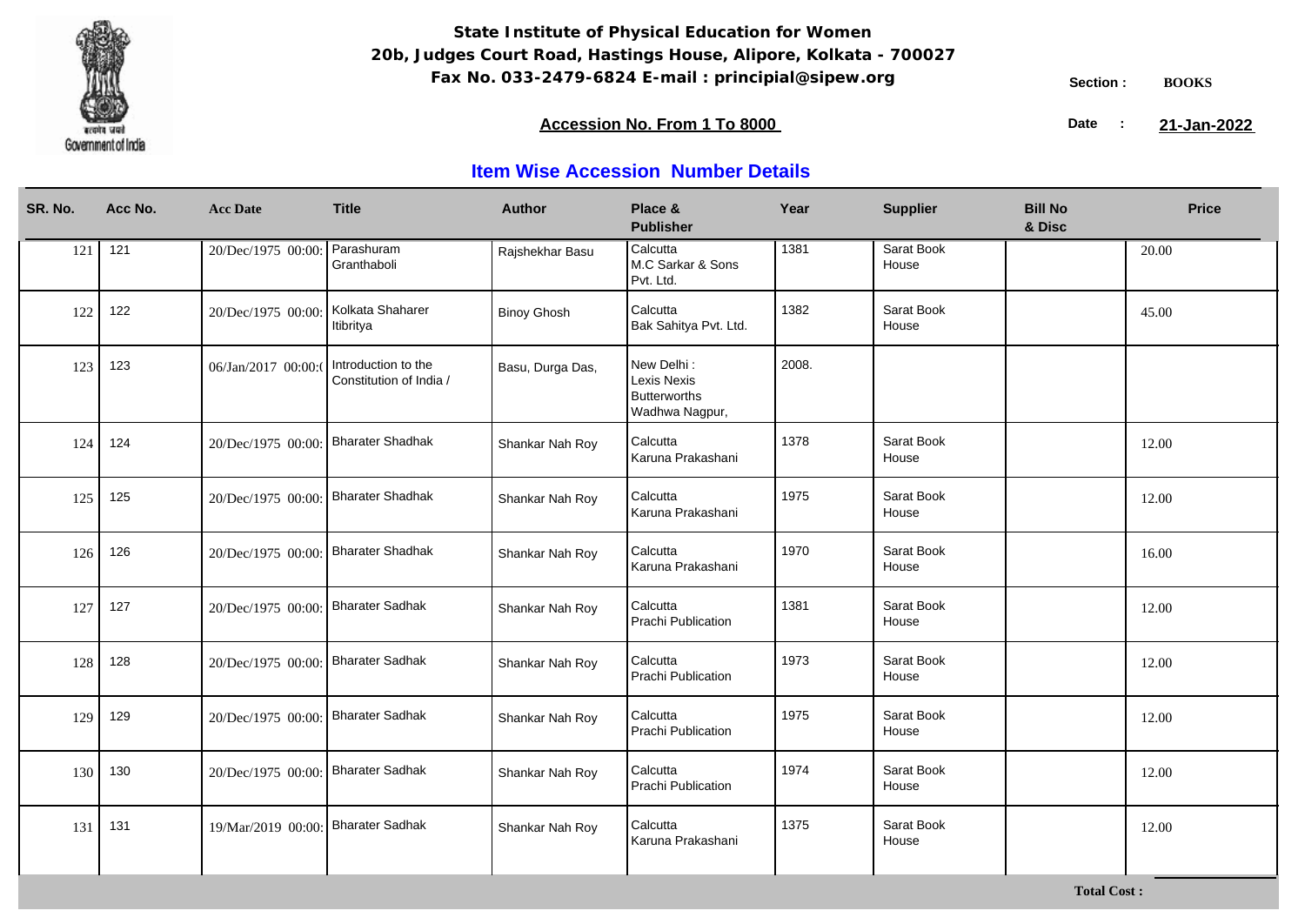**State Institute of Physical Education for Women**
**20b, Judges Court Road, Hastings House, Alipore, Kolkata - 700027**
**Fax No. 033-2479-6824 E-mail : principial@sipew.org**

Government of India

**Section :** BOOKS

**Accession No. From 1 To 8000**

**Date :** **21-Jan-2022**

## Item Wise Accession Number Details

| SR. No. | Acc No. | Acc Date | Title | Author | Place & Publisher | Year | Supplier | Bill No & Disc | Price |
|---|---|---|---|---|---|---|---|---|---|
| 121 | 121 | 20/Dec/1975 00:00: | Parashuram Granthaboli | Rajshekhar Basu | Calcutta M.C Sarkar & Sons Pvt. Ltd. | 1381 | Sarat Book House | | 20.00 |
| 122 | 122 | 20/Dec/1975 00:00: | Kolkata Shaharer Itibritya | Binoy Ghosh | Calcutta Bak Sahitya Pvt. Ltd. | 1382 | Sarat Book House | | 45.00 |
| 123 | 123 | 06/Jan/2017 00:00:( | Introduction to the Constitution of India / | Basu, Durga Das, | New Delhi : Lexis Nexis Butterworths Wadhwa Nagpur, | 2008. | | | |
| 124 | 124 | 20/Dec/1975 00:00: | Bharater Shadhak | Shankar Nah Roy | Calcutta Karuna Prakashani | 1378 | Sarat Book House | | 12.00 |
| 125 | 125 | 20/Dec/1975 00:00: | Bharater Shadhak | Shankar Nah Roy | Calcutta Karuna Prakashani | 1975 | Sarat Book House | | 12.00 |
| 126 | 126 | 20/Dec/1975 00:00: | Bharater Shadhak | Shankar Nah Roy | Calcutta Karuna Prakashani | 1970 | Sarat Book House | | 16.00 |
| 127 | 127 | 20/Dec/1975 00:00: | Bharater Sadhak | Shankar Nah Roy | Calcutta Prachi Publication | 1381 | Sarat Book House | | 12.00 |
| 128 | 128 | 20/Dec/1975 00:00: | Bharater Sadhak | Shankar Nah Roy | Calcutta Prachi Publication | 1973 | Sarat Book House | | 12.00 |
| 129 | 129 | 20/Dec/1975 00:00: | Bharater Sadhak | Shankar Nah Roy | Calcutta Prachi Publication | 1975 | Sarat Book House | | 12.00 |
| 130 | 130 | 20/Dec/1975 00:00: | Bharater Sadhak | Shankar Nah Roy | Calcutta Prachi Publication | 1974 | Sarat Book House | | 12.00 |
| 131 | 131 | 19/Mar/2019 00:00: | Bharater Sadhak | Shankar Nah Roy | Calcutta Karuna Prakashani | 1375 | Sarat Book House | | 12.00 |

**Total Cost :**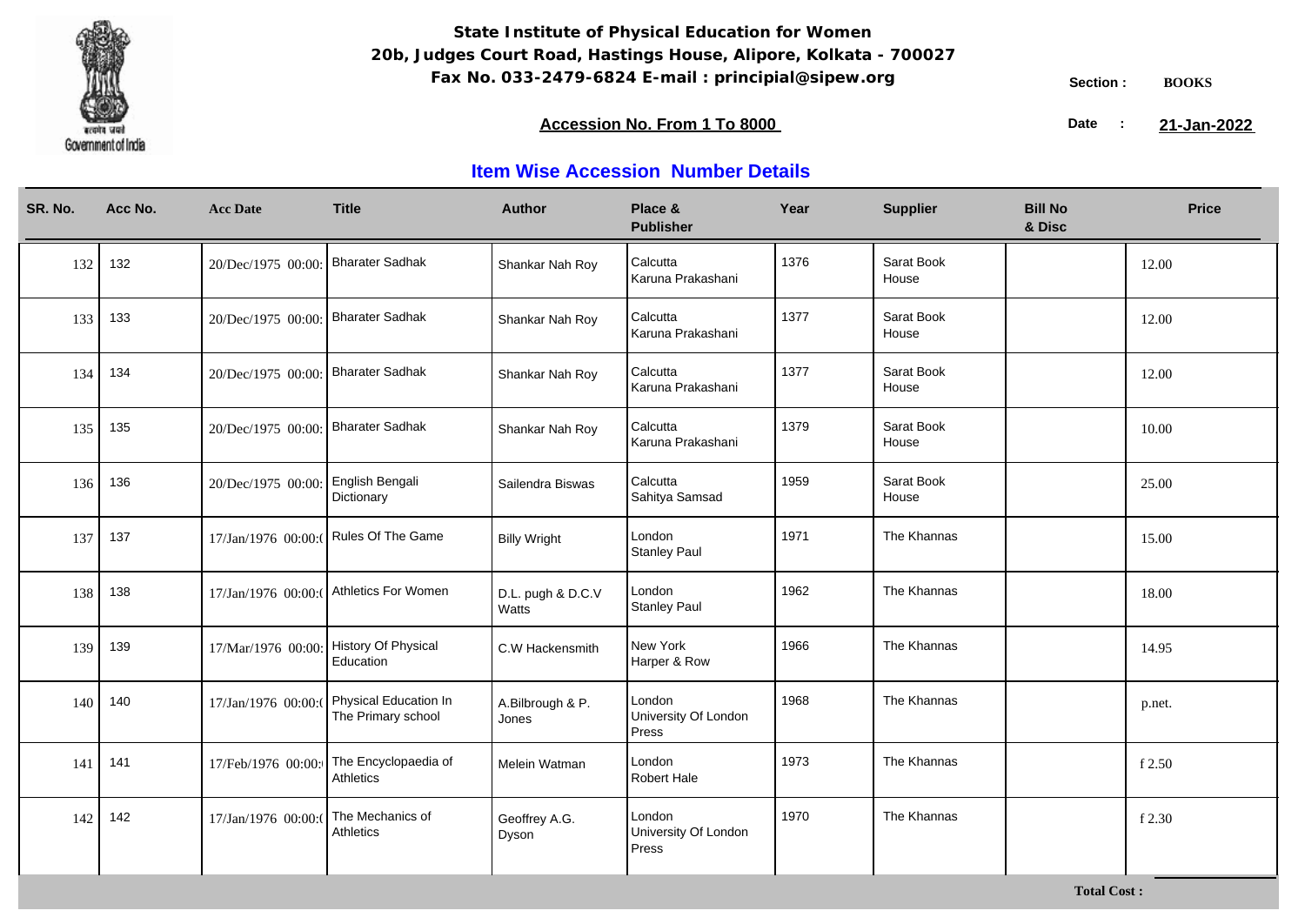**State Institute of Physical Education for Women**
**20b, Judges Court Road, Hastings House, Alipore, Kolkata - 700027**
**Fax No. 033-2479-6824 E-mail : principial@sipew.org**

Section : **BOOKS**

**Accession No. From 1 To 8000**

Date : **21-Jan-2022**

## Item Wise Accession Number Details

| SR. No. | Acc No. | Acc Date | Title | Author | Place & Publisher | Year | Supplier | Bill No & Disc | Price |
|---|---|---|---|---|---|---|---|---|---|
| 132 | 132 | 20/Dec/1975 00:00: | Bharater Sadhak | Shankar Nah Roy | Calcutta Karuna Prakashani | 1376 | Sarat Book House | | 12.00 |
| 133 | 133 | 20/Dec/1975 00:00: | Bharater Sadhak | Shankar Nah Roy | Calcutta Karuna Prakashani | 1377 | Sarat Book House | | 12.00 |
| 134 | 134 | 20/Dec/1975 00:00: | Bharater Sadhak | Shankar Nah Roy | Calcutta Karuna Prakashani | 1377 | Sarat Book House | | 12.00 |
| 135 | 135 | 20/Dec/1975 00:00: | Bharater Sadhak | Shankar Nah Roy | Calcutta Karuna Prakashani | 1379 | Sarat Book House | | 10.00 |
| 136 | 136 | 20/Dec/1975 00:00: | English Bengali Dictionary | Sailendra Biswas | Calcutta Sahitya Samsad | 1959 | Sarat Book House | | 25.00 |
| 137 | 137 | 17/Jan/1976 00:00:( | Rules Of The Game | Billy Wright | London Stanley Paul | 1971 | The Khannas | | 15.00 |
| 138 | 138 | 17/Jan/1976 00:00:( | Athletics For Women | D.L. pugh & D.C.V Watts | London Stanley Paul | 1962 | The Khannas | | 18.00 |
| 139 | 139 | 17/Mar/1976 00:00: | History Of Physical Education | C.W Hackensmith | New York Harper & Row | 1966 | The Khannas | | 14.95 |
| 140 | 140 | 17/Jan/1976 00:00:( | Physical Education In The Primary school | A.Bilbrough & P. Jones | London University Of London Press | 1968 | The Khannas | | p.net. |
| 141 | 141 | 17/Feb/1976 00:00: | The Encyclopaedia of Athletics | Melein Watman | London Robert Hale | 1973 | The Khannas | | f 2.50 |
| 142 | 142 | 17/Jan/1976 00:00:( | The Mechanics of Athletics | Geoffrey A.G. Dyson | London University Of London Press | 1970 | The Khannas | | f 2.30 |

**Total Cost :**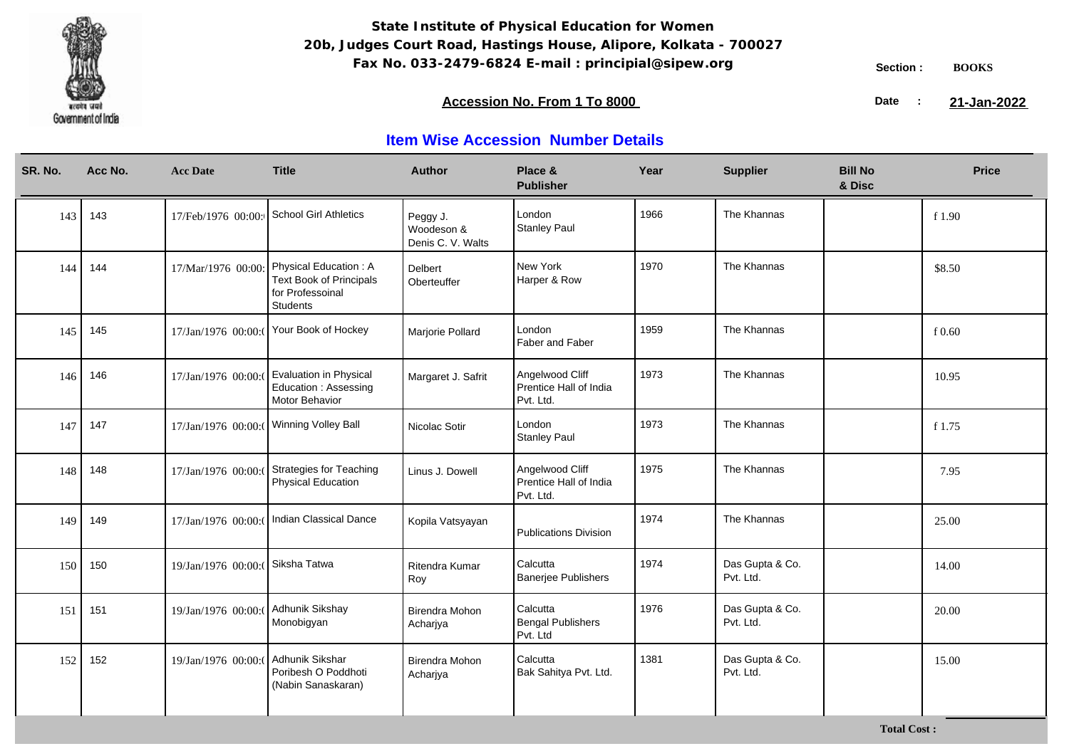**State Institute of Physical Education for Women**
**20b, Judges Court Road, Hastings House, Alipore, Kolkata - 700027**
**Fax No. 033-2479-6824 E-mail : principial@sipew.org**

Section : **BOOKS**

**Accession No. From 1 To 8000**

Date : **21-Jan-2022**

## Item Wise Accession Number Details

| SR. No. | Acc No. | Acc Date | Title | Author | Place & Publisher | Year | Supplier | Bill No & Disc | Price |
|---|---|---|---|---|---|---|---|---|---|
| 143 | 143 | 17/Feb/1976 00:00: | School Girl Athletics | Peggy J. Woodeson & Denis C. V. Walts | London Stanley Paul | 1966 | The Khannas | | f 1.90 |
| 144 | 144 | 17/Mar/1976 00:00: | Physical Education : A Text Book of Principals for Professoinal Students | Delbert Oberteuffer | New York Harper & Row | 1970 | The Khannas | | $8.50 |
| 145 | 145 | 17/Jan/1976 00:00:( | Your Book of Hockey | Marjorie Pollard | London Faber and Faber | 1959 | The Khannas | | f 0.60 |
| 146 | 146 | 17/Jan/1976 00:00:( | Evaluation in Physical Education : Assessing Motor Behavior | Margaret J. Safrit | Angelwood Cliff Prentice Hall of India Pvt. Ltd. | 1973 | The Khannas | | 10.95 |
| 147 | 147 | 17/Jan/1976 00:00:( | Winning Volley Ball | Nicolac Sotir | London Stanley Paul | 1973 | The Khannas | | f 1.75 |
| 148 | 148 | 17/Jan/1976 00:00:( | Strategies for Teaching Physical Education | Linus J. Dowell | Angelwood Cliff Prentice Hall of India Pvt. Ltd. | 1975 | The Khannas | | 7.95 |
| 149 | 149 | 17/Jan/1976 00:00:( | Indian Classical Dance | Kopila Vatsyayan | Publications Division | 1974 | The Khannas | | 25.00 |
| 150 | 150 | 19/Jan/1976 00:00:( | Siksha Tatwa | Ritendra Kumar Roy | Calcutta Banerjee Publishers | 1974 | Das Gupta & Co. Pvt. Ltd. | | 14.00 |
| 151 | 151 | 19/Jan/1976 00:00:( | Adhunik Sikshay Monobigyan | Birendra Mohon Acharjya | Calcutta Bengal Publishers Pvt. Ltd | 1976 | Das Gupta & Co. Pvt. Ltd. | | 20.00 |
| 152 | 152 | 19/Jan/1976 00:00:( | Adhunik Sikshar Poribesh O Poddhoti (Nabin Sanaskaran) | Birendra Mohon Acharjya | Calcutta Bak Sahitya Pvt. Ltd. | 1381 | Das Gupta & Co. Pvt. Ltd. | | 15.00 |

**Total Cost :**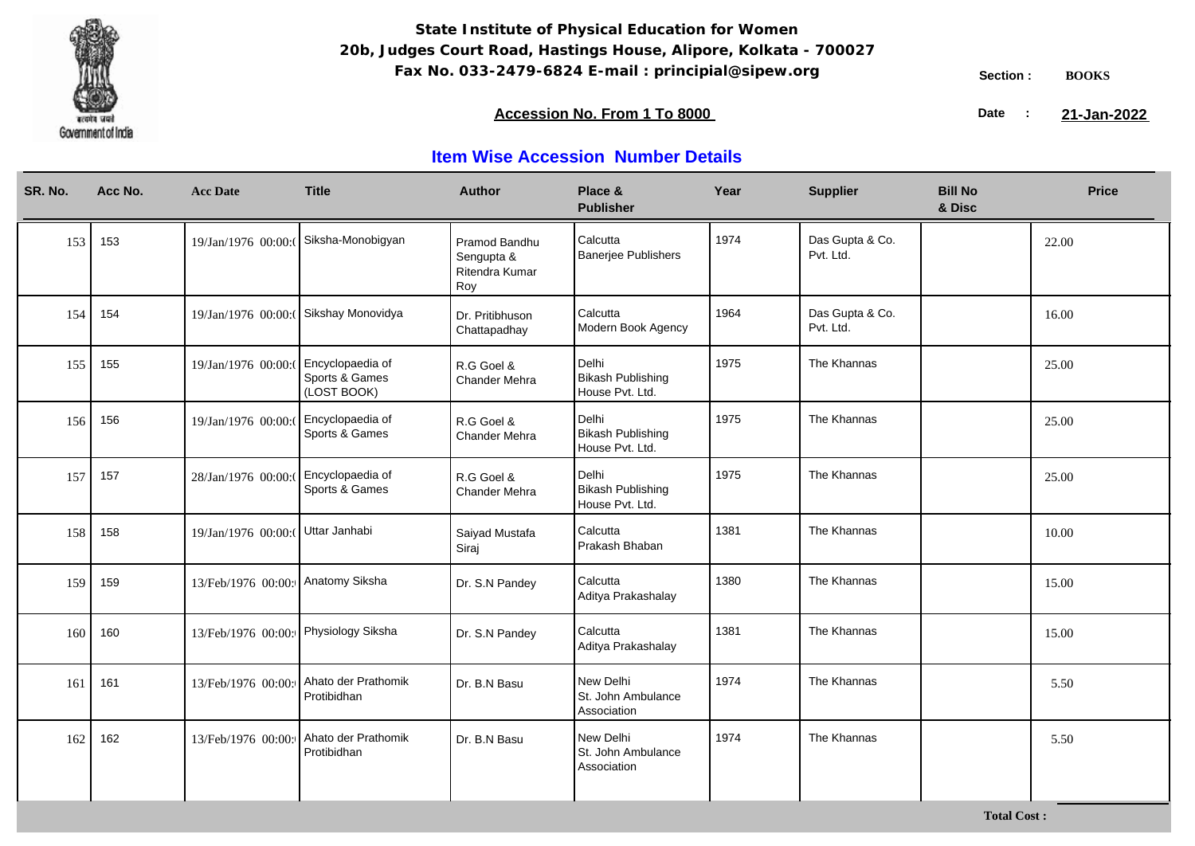**State Institute of Physical Education for Women**
**20b, Judges Court Road, Hastings House, Alipore, Kolkata - 700027**
**Fax No. 033-2479-6824 E-mail : principial@sipew.org**

Section : **BOOKS**

**Accession No. From 1 To 8000**

Date : **21-Jan-2022**

## Item Wise Accession Number Details

| SR. No. | Acc No. | Acc Date | Title | Author | Place & Publisher | Year | Supplier | Bill No & Disc | Price |
|---|---|---|---|---|---|---|---|---|---|
| 153 | 153 | 19/Jan/1976 00:00:( | Siksha-Monobigyan | Pramod Bandhu Sengupta & Ritendra Kumar Roy | Calcutta Banerjee Publishers | 1974 | Das Gupta & Co. Pvt. Ltd. | | 22.00 |
| 154 | 154 | 19/Jan/1976 00:00:( | Sikshay Monovidya | Dr. Pritibhuson Chattapadhay | Calcutta Modern Book Agency | 1964 | Das Gupta & Co. Pvt. Ltd. | | 16.00 |
| 155 | 155 | 19/Jan/1976 00:00:( | Encyclopaedia of Sports & Games (LOST BOOK) | R.G Goel & Chander Mehra | Delhi Bikash Publishing House Pvt. Ltd. | 1975 | The Khannas | | 25.00 |
| 156 | 156 | 19/Jan/1976 00:00:( | Encyclopaedia of Sports & Games | R.G Goel & Chander Mehra | Delhi Bikash Publishing House Pvt. Ltd. | 1975 | The Khannas | | 25.00 |
| 157 | 157 | 28/Jan/1976 00:00:( | Encyclopaedia of Sports & Games | R.G Goel & Chander Mehra | Delhi Bikash Publishing House Pvt. Ltd. | 1975 | The Khannas | | 25.00 |
| 158 | 158 | 19/Jan/1976 00:00:( | Uttar Janhabi | Saiyad Mustafa Siraj | Calcutta Prakash Bhaban | 1381 | The Khannas | | 10.00 |
| 159 | 159 | 13/Feb/1976 00:00: | Anatomy Siksha | Dr. S.N Pandey | Calcutta Aditya Prakashalay | 1380 | The Khannas | | 15.00 |
| 160 | 160 | 13/Feb/1976 00:00: | Physiology Siksha | Dr. S.N Pandey | Calcutta Aditya Prakashalay | 1381 | The Khannas | | 15.00 |
| 161 | 161 | 13/Feb/1976 00:00: | Ahato der Prathomik Protibidhan | Dr. B.N Basu | New Delhi St. John Ambulance Association | 1974 | The Khannas | | 5.50 |
| 162 | 162 | 13/Feb/1976 00:00: | Ahato der Prathomik Protibidhan | Dr. B.N Basu | New Delhi St. John Ambulance Association | 1974 | The Khannas | | 5.50 |

**Total Cost :**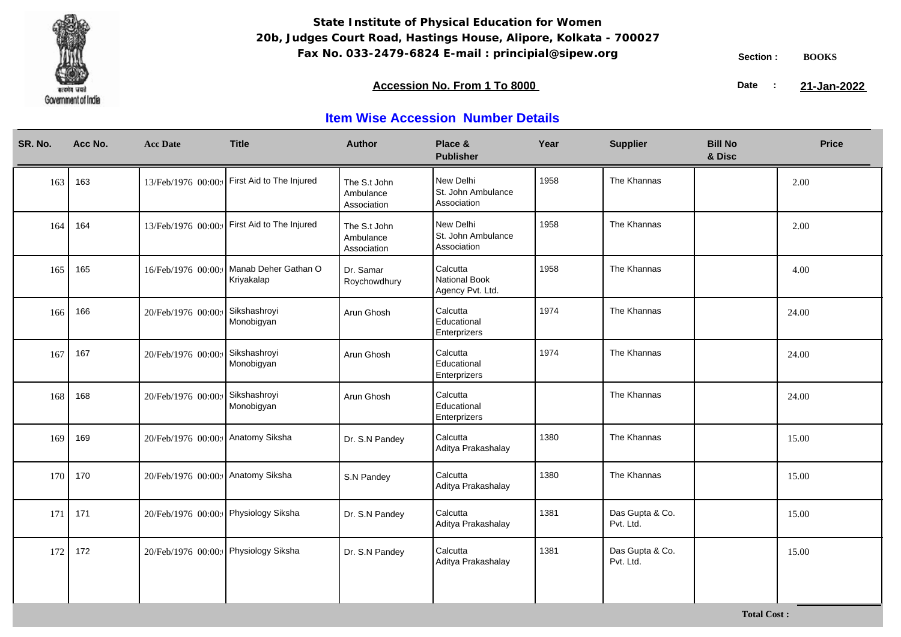**State Institute of Physical Education for Women**
**20b, Judges Court Road, Hastings House, Alipore, Kolkata - 700027**
**Fax No. 033-2479-6824 E-mail : principial@sipew.org**

Section : **BOOKS**

**Accession No. From 1 To 8000**

Date : **21-Jan-2022**

## Item Wise Accession Number Details

| SR. No. | Acc No. | Acc Date | Title | Author | Place & Publisher | Year | Supplier | Bill No & Disc | Price |
|---|---|---|---|---|---|---|---|---|---|
| 163 | 163 | 13/Feb/1976 00:00: | First Aid to The Injured | The S.t John Ambulance Association | New Delhi St. John Ambulance Association | 1958 | The Khannas | | 2.00 |
| 164 | 164 | 13/Feb/1976 00:00: | First Aid to The Injured | The S.t John Ambulance Association | New Delhi St. John Ambulance Association | 1958 | The Khannas | | 2.00 |
| 165 | 165 | 16/Feb/1976 00:00: | Manab Deher Gathan O Kriyakalap | Dr. Samar Roychowdhury | Calcutta National Book Agency Pvt. Ltd. | 1958 | The Khannas | | 4.00 |
| 166 | 166 | 20/Feb/1976 00:00: | Sikshashroyi Monobigyan | Arun Ghosh | Calcutta Educational Enterprizers | 1974 | The Khannas | | 24.00 |
| 167 | 167 | 20/Feb/1976 00:00: | Sikshashroyi Monobigyan | Arun Ghosh | Calcutta Educational Enterprizers | 1974 | The Khannas | | 24.00 |
| 168 | 168 | 20/Feb/1976 00:00: | Sikshashroyi Monobigyan | Arun Ghosh | Calcutta Educational Enterprizers | | The Khannas | | 24.00 |
| 169 | 169 | 20/Feb/1976 00:00: | Anatomy Siksha | Dr. S.N Pandey | Calcutta Aditya Prakashalay | 1380 | The Khannas | | 15.00 |
| 170 | 170 | 20/Feb/1976 00:00: | Anatomy Siksha | S.N Pandey | Calcutta Aditya Prakashalay | 1380 | The Khannas | | 15.00 |
| 171 | 171 | 20/Feb/1976 00:00: | Physiology Siksha | Dr. S.N Pandey | Calcutta Aditya Prakashalay | 1381 | Das Gupta & Co. Pvt. Ltd. | | 15.00 |
| 172 | 172 | 20/Feb/1976 00:00: | Physiology Siksha | Dr. S.N Pandey | Calcutta Aditya Prakashalay | 1381 | Das Gupta & Co. Pvt. Ltd. | | 15.00 |

**Total Cost :**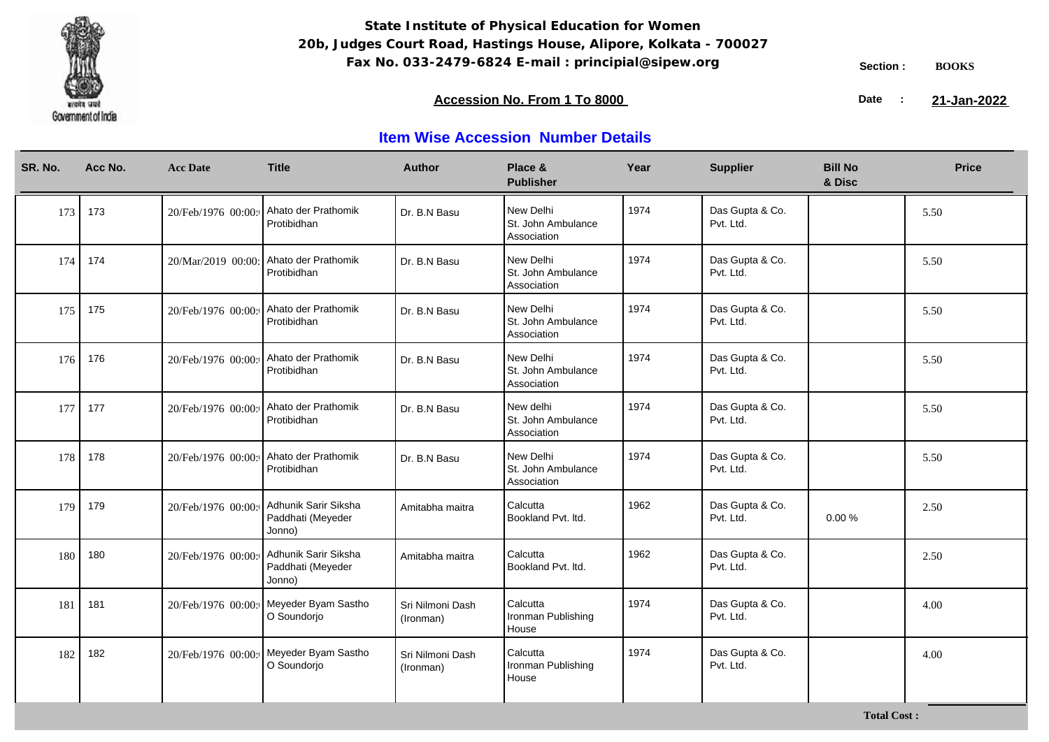**State Institute of Physical Education for Women**
**20b, Judges Court Road, Hastings House, Alipore, Kolkata - 700027**
**Fax No. 033-2479-6824 E-mail : principial@sipew.org**

Section : **BOOKS**

**Accession No. From 1 To 8000**

Date : **21-Jan-2022**

## Item Wise Accession Number Details

| SR. No. | Acc No. | Acc Date | Title | Author | Place & Publisher | Year | Supplier | Bill No & Disc | Price |
|---|---|---|---|---|---|---|---|---|---|
| 173 | 173 | 20/Feb/1976 00:00: | Ahato der Prathomik Protibidhan | Dr. B.N Basu | New Delhi St. John Ambulance Association | 1974 | Das Gupta & Co. Pvt. Ltd. | | 5.50 |
| 174 | 174 | 20/Mar/2019 00:00: | Ahato der Prathomik Protibidhan | Dr. B.N Basu | New Delhi St. John Ambulance Association | 1974 | Das Gupta & Co. Pvt. Ltd. | | 5.50 |
| 175 | 175 | 20/Feb/1976 00:00: | Ahato der Prathomik Protibidhan | Dr. B.N Basu | New Delhi St. John Ambulance Association | 1974 | Das Gupta & Co. Pvt. Ltd. | | 5.50 |
| 176 | 176 | 20/Feb/1976 00:00: | Ahato der Prathomik Protibidhan | Dr. B.N Basu | New Delhi St. John Ambulance Association | 1974 | Das Gupta & Co. Pvt. Ltd. | | 5.50 |
| 177 | 177 | 20/Feb/1976 00:00: | Ahato der Prathomik Protibidhan | Dr. B.N Basu | New delhi St. John Ambulance Association | 1974 | Das Gupta & Co. Pvt. Ltd. | | 5.50 |
| 178 | 178 | 20/Feb/1976 00:00: | Ahato der Prathomik Protibidhan | Dr. B.N Basu | New Delhi St. John Ambulance Association | 1974 | Das Gupta & Co. Pvt. Ltd. | | 5.50 |
| 179 | 179 | 20/Feb/1976 00:00: | Adhunik Sarir Siksha Paddhati (Meyeder Jonno) | Amitabha maitra | Calcutta Bookland Pvt. ltd. | 1962 | Das Gupta & Co. Pvt. Ltd. | 0.00 % | 2.50 |
| 180 | 180 | 20/Feb/1976 00:00: | Adhunik Sarir Siksha Paddhati (Meyeder Jonno) | Amitabha maitra | Calcutta Bookland Pvt. ltd. | 1962 | Das Gupta & Co. Pvt. Ltd. | | 2.50 |
| 181 | 181 | 20/Feb/1976 00:00: | Meyeder Byam Sastho O Soundorjo | Sri Nilmoni Dash (Ironman) | Calcutta Ironman Publishing House | 1974 | Das Gupta & Co. Pvt. Ltd. | | 4.00 |
| 182 | 182 | 20/Feb/1976 00:00: | Meyeder Byam Sastho O Soundorjo | Sri Nilmoni Dash (Ironman) | Calcutta Ironman Publishing House | 1974 | Das Gupta & Co. Pvt. Ltd. | | 4.00 |

**Total Cost :**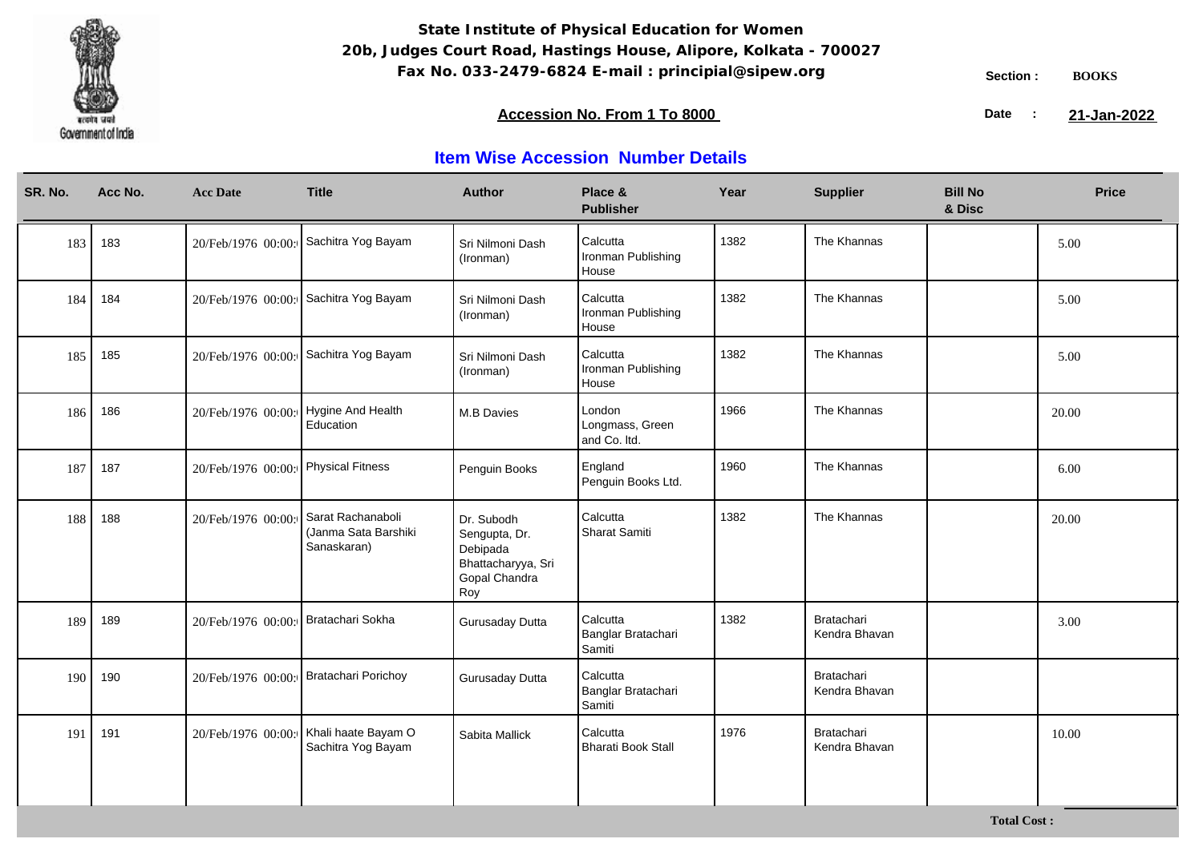**State Institute of Physical Education for Women**
**20b, Judges Court Road, Hastings House, Alipore, Kolkata - 700027**
**Fax No. 033-2479-6824 E-mail : principial@sipew.org**

Section : **BOOKS**

**Accession No. From 1 To 8000**

Date : **21-Jan-2022**

## Item Wise Accession Number Details

| SR. No. | Acc No. | Acc Date | Title | Author | Place & Publisher | Year | Supplier | Bill No & Disc | Price |
|---|---|---|---|---|---|---|---|---|---|
| 183 | 183 | 20/Feb/1976 00:00: | Sachitra Yog Bayam | Sri Nilmoni Dash (Ironman) | Calcutta Ironman Publishing House | 1382 | The Khannas | | 5.00 |
| 184 | 184 | 20/Feb/1976 00:00: | Sachitra Yog Bayam | Sri Nilmoni Dash (Ironman) | Calcutta Ironman Publishing House | 1382 | The Khannas | | 5.00 |
| 185 | 185 | 20/Feb/1976 00:00: | Sachitra Yog Bayam | Sri Nilmoni Dash (Ironman) | Calcutta Ironman Publishing House | 1382 | The Khannas | | 5.00 |
| 186 | 186 | 20/Feb/1976 00:00: | Hygine And Health Education | M.B Davies | London Longmass, Green and Co. ltd. | 1966 | The Khannas | | 20.00 |
| 187 | 187 | 20/Feb/1976 00:00: | Physical Fitness | Penguin Books | England Penguin Books Ltd. | 1960 | The Khannas | | 6.00 |
| 188 | 188 | 20/Feb/1976 00:00: | Sarat Rachanaboli (Janma Sata Barshiki Sanaskaran) | Dr. Subodh Sengupta, Dr. Debipada Bhattacharyya, Sri Gopal Chandra Roy | Calcutta Sharat Samiti | 1382 | The Khannas | | 20.00 |
| 189 | 189 | 20/Feb/1976 00:00: | Bratachari Sokha | Gurusaday Dutta | Calcutta Banglar Bratachari Samiti | 1382 | Bratachari Kendra Bhavan | | 3.00 |
| 190 | 190 | 20/Feb/1976 00:00: | Bratachari Porichoy | Gurusaday Dutta | Calcutta Banglar Bratachari Samiti | | Bratachari Kendra Bhavan | | |
| 191 | 191 | 20/Feb/1976 00:00: | Khali haate Bayam O Sachitra Yog Bayam | Sabita Mallick | Calcutta Bharati Book Stall | 1976 | Bratachari Kendra Bhavan | | 10.00 |

**Total Cost :**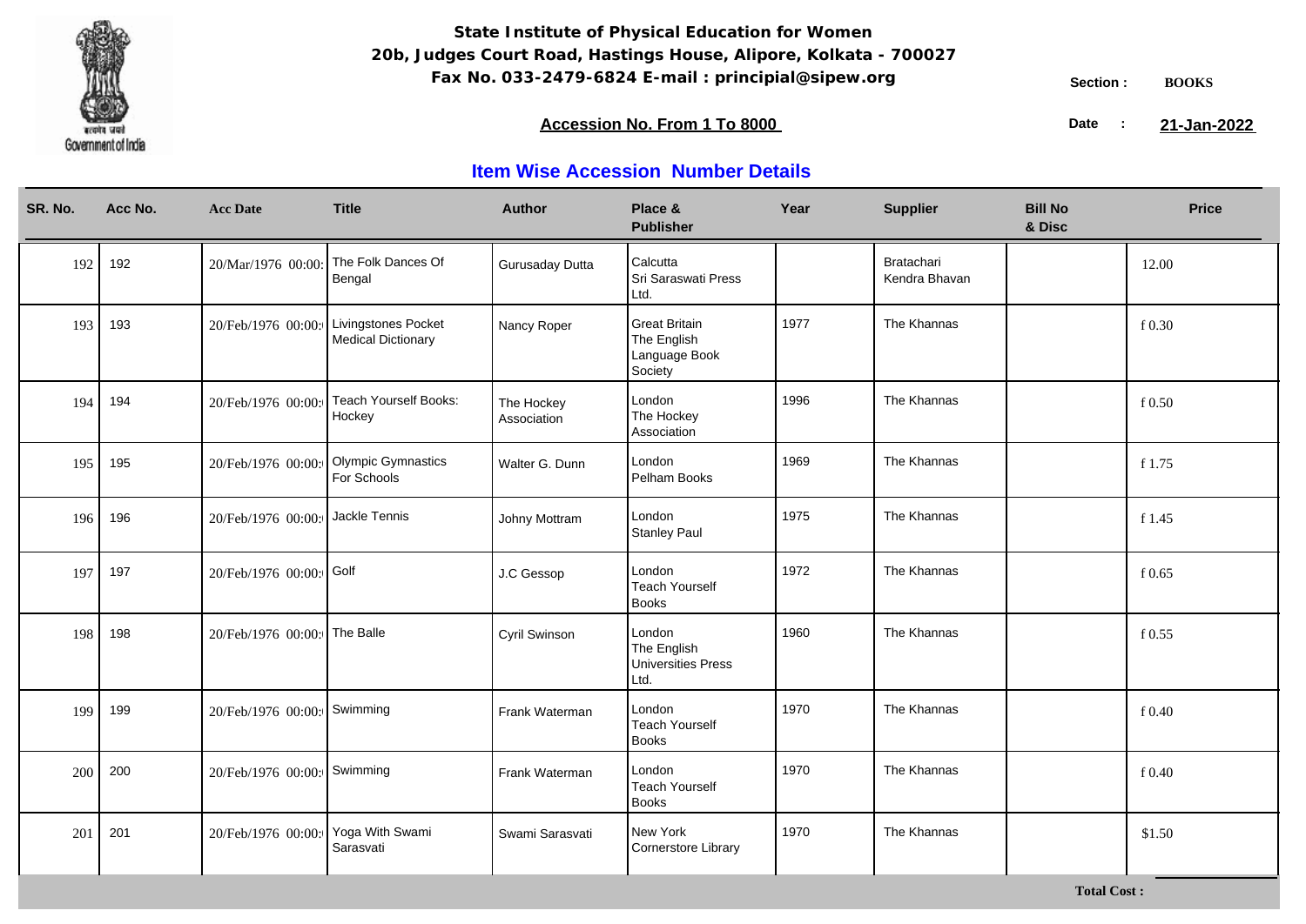**State Institute of Physical Education for Women**
**20b, Judges Court Road, Hastings House, Alipore, Kolkata - 700027**
**Fax No. 033-2479-6824 E-mail : principial@sipew.org**

Section : **BOOKS**

**Accession No. From 1 To 8000**

Date : **21-Jan-2022**

## Item Wise Accession Number Details

| SR. No. | Acc No. | Acc Date | Title | Author | Place & Publisher | Year | Supplier | Bill No & Disc | Price |
|---|---|---|---|---|---|---|---|---|---|
| 192 | 192 | 20/Mar/1976 00:00: | The Folk Dances Of Bengal | Gurusaday Dutta | Calcutta Sri Saraswati Press Ltd. | | Bratachari Kendra Bhavan | | 12.00 |
| 193 | 193 | 20/Feb/1976 00:00: | Livingstones Pocket Medical Dictionary | Nancy Roper | Great Britain The English Language Book Society | 1977 | The Khannas | | f 0.30 |
| 194 | 194 | 20/Feb/1976 00:00: | Teach Yourself Books: Hockey | The Hockey Association | London The Hockey Association | 1996 | The Khannas | | f 0.50 |
| 195 | 195 | 20/Feb/1976 00:00: | Olympic Gymnastics For Schools | Walter G. Dunn | London Pelham Books | 1969 | The Khannas | | f 1.75 |
| 196 | 196 | 20/Feb/1976 00:00: | Jackle Tennis | Johny Mottram | London Stanley Paul | 1975 | The Khannas | | f 1.45 |
| 197 | 197 | 20/Feb/1976 00:00: | Golf | J.C Gessop | London Teach Yourself Books | 1972 | The Khannas | | f 0.65 |
| 198 | 198 | 20/Feb/1976 00:00: | The Balle | Cyril Swinson | London The English Universities Press Ltd. | 1960 | The Khannas | | f 0.55 |
| 199 | 199 | 20/Feb/1976 00:00: | Swimming | Frank Waterman | London Teach Yourself Books | 1970 | The Khannas | | f 0.40 |
| 200 | 200 | 20/Feb/1976 00:00: | Swimming | Frank Waterman | London Teach Yourself Books | 1970 | The Khannas | | f 0.40 |
| 201 | 201 | 20/Feb/1976 00:00: | Yoga With Swami Sarasvati | Swami Sarasvati | New York Cornerstore Library | 1970 | The Khannas | | $1.50 |

**Total Cost :**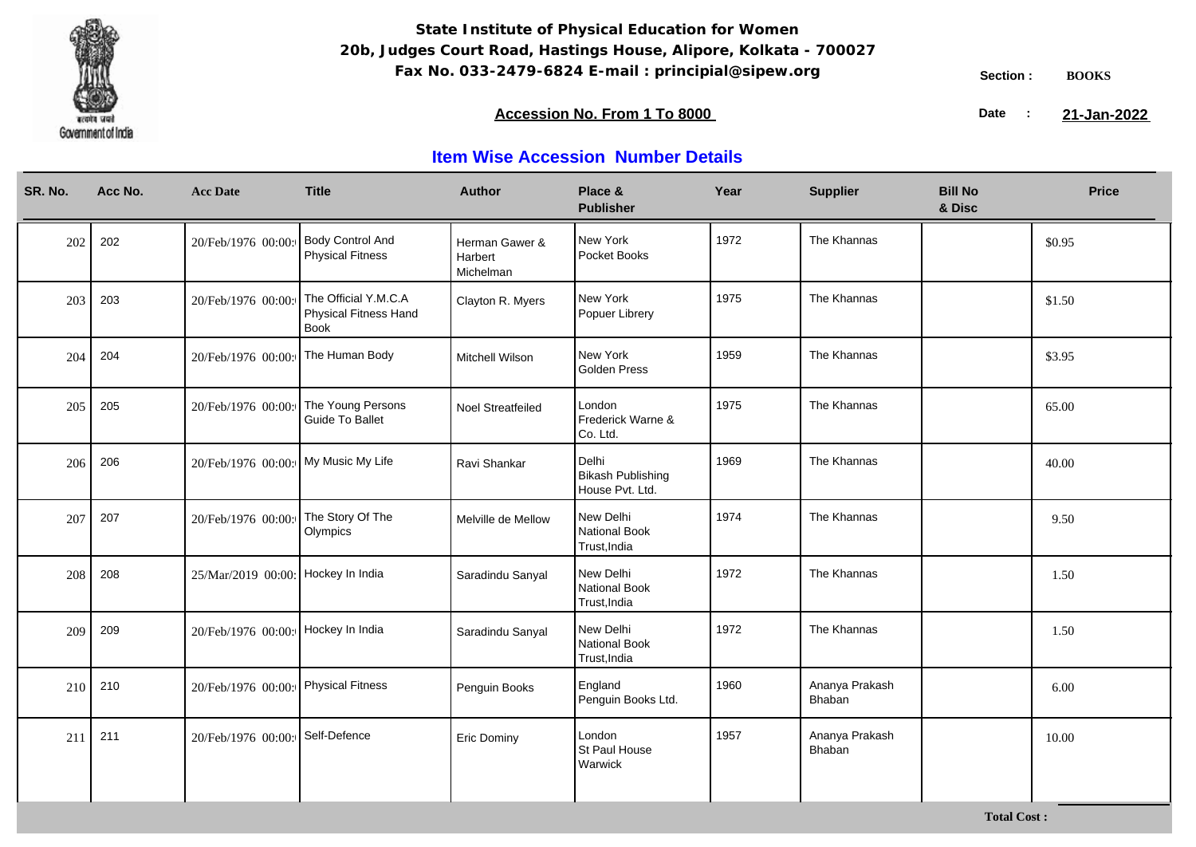**State Institute of Physical Education for Women**
**20b, Judges Court Road, Hastings House, Alipore, Kolkata - 700027**
**Fax No. 033-2479-6824 E-mail : principial@sipew.org**

Section : **BOOKS**

**Accession No. From 1 To 8000**

Date : **21-Jan-2022**

## Item Wise Accession Number Details

| SR. No. | Acc No. | Acc Date | Title | Author | Place & Publisher | Year | Supplier | Bill No & Disc | Price |
|---|---|---|---|---|---|---|---|---|---|
| 202 | 202 | 20/Feb/1976 00:00: | Body Control And Physical Fitness | Herman Gawer & Harbert Michelman | New York Pocket Books | 1972 | The Khannas | | $0.95 |
| 203 | 203 | 20/Feb/1976 00:00: | The Official Y.M.C.A Physical Fitness Hand Book | Clayton R. Myers | New York Popuer Librery | 1975 | The Khannas | | $1.50 |
| 204 | 204 | 20/Feb/1976 00:00: | The Human Body | Mitchell Wilson | New York Golden Press | 1959 | The Khannas | | $3.95 |
| 205 | 205 | 20/Feb/1976 00:00: | The Young Persons Guide To Ballet | Noel Streatfeiled | London Frederick Warne & Co. Ltd. | 1975 | The Khannas | | 65.00 |
| 206 | 206 | 20/Feb/1976 00:00: | My Music My Life | Ravi Shankar | Delhi Bikash Publishing House Pvt. Ltd. | 1969 | The Khannas | | 40.00 |
| 207 | 207 | 20/Feb/1976 00:00: | The Story Of The Olympics | Melville de Mellow | New Delhi National Book Trust,India | 1974 | The Khannas | | 9.50 |
| 208 | 208 | 25/Mar/2019 00:00: | Hockey In India | Saradindu Sanyal | New Delhi National Book Trust,India | 1972 | The Khannas | | 1.50 |
| 209 | 209 | 20/Feb/1976 00:00: | Hockey In India | Saradindu Sanyal | New Delhi National Book Trust,India | 1972 | The Khannas | | 1.50 |
| 210 | 210 | 20/Feb/1976 00:00: | Physical Fitness | Penguin Books | England Penguin Books Ltd. | 1960 | Ananya Prakash Bhaban | | 6.00 |
| 211 | 211 | 20/Feb/1976 00:00: | Self-Defence | Eric Dominy | London St Paul House Warwick | 1957 | Ananya Prakash Bhaban | | 10.00 |

**Total Cost :**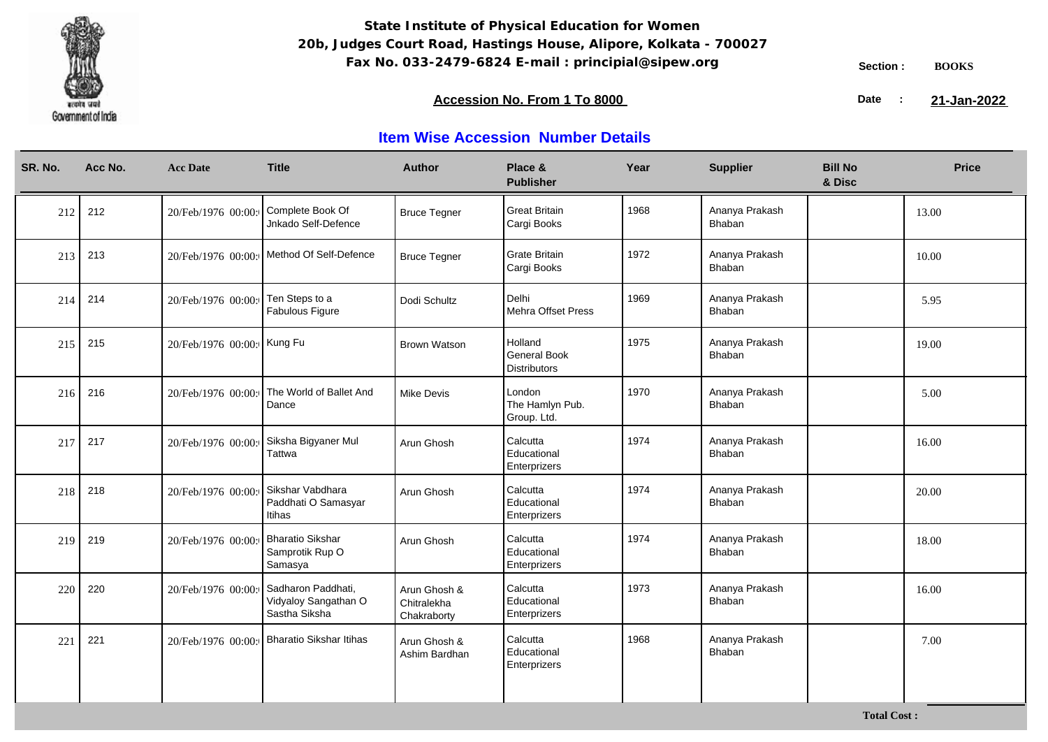**State Institute of Physical Education for Women**
**20b, Judges Court Road, Hastings House, Alipore, Kolkata - 700027**
**Fax No. 033-2479-6824 E-mail : principial@sipew.org**

Section : **BOOKS**

**Accession No. From 1 To 8000**

Date : **21-Jan-2022**

## Item Wise Accession Number Details

| SR. No. | Acc No. | Acc Date | Title | Author | Place & Publisher | Year | Supplier | Bill No & Disc | Price |
|---|---|---|---|---|---|---|---|---|---|
| 212 | 212 | 20/Feb/1976 00:00: | Complete Book Of Jnkado Self-Defence | Bruce Tegner | Great Britain Cargi Books | 1968 | Ananya Prakash Bhaban | | 13.00 |
| 213 | 213 | 20/Feb/1976 00:00: | Method Of Self-Defence | Bruce Tegner | Grate Britain Cargi Books | 1972 | Ananya Prakash Bhaban | | 10.00 |
| 214 | 214 | 20/Feb/1976 00:00: | Ten Steps to a Fabulous Figure | Dodi Schultz | Delhi Mehra Offset Press | 1969 | Ananya Prakash Bhaban | | 5.95 |
| 215 | 215 | 20/Feb/1976 00:00: | Kung Fu | Brown Watson | Holland General Book Distributors | 1975 | Ananya Prakash Bhaban | | 19.00 |
| 216 | 216 | 20/Feb/1976 00:00: | The World of Ballet And Dance | Mike Devis | London The Hamlyn Pub. Group. Ltd. | 1970 | Ananya Prakash Bhaban | | 5.00 |
| 217 | 217 | 20/Feb/1976 00:00: | Siksha Bigyaner Mul Tattwa | Arun Ghosh | Calcutta Educational Enterprizers | 1974 | Ananya Prakash Bhaban | | 16.00 |
| 218 | 218 | 20/Feb/1976 00:00: | Sikshar Vabdhara Paddhati O Samasyar Itihas | Arun Ghosh | Calcutta Educational Enterprizers | 1974 | Ananya Prakash Bhaban | | 20.00 |
| 219 | 219 | 20/Feb/1976 00:00: | Bharatio Sikshar Samprotik Rup O Samasya | Arun Ghosh | Calcutta Educational Enterprizers | 1974 | Ananya Prakash Bhaban | | 18.00 |
| 220 | 220 | 20/Feb/1976 00:00: | Sadharon Paddhati, Vidyaloy Sangathan O Sastha Siksha | Arun Ghosh & Chitralekha Chakraborty | Calcutta Educational Enterprizers | 1973 | Ananya Prakash Bhaban | | 16.00 |
| 221 | 221 | 20/Feb/1976 00:00: | Bharatio Sikshar Itihas | Arun Ghosh & Ashim Bardhan | Calcutta Educational Enterprizers | 1968 | Ananya Prakash Bhaban | | 7.00 |

**Total Cost :**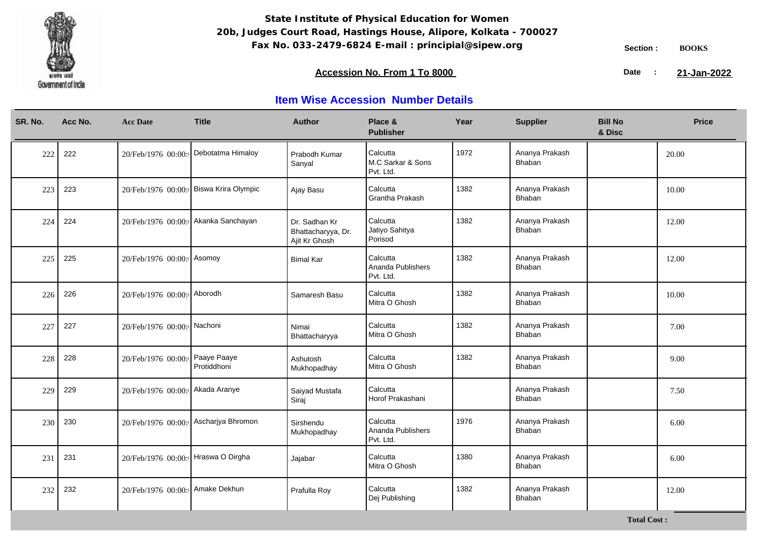**State Institute of Physical Education for Women**
**20b, Judges Court Road, Hastings House, Alipore, Kolkata - 700027**
**Fax No. 033-2479-6824 E-mail : principial@sipew.org**

Section : **BOOKS**

**Accession No. From 1 To 8000**

Date : **21-Jan-2022**

## Item Wise Accession Number Details

| SR. No. | Acc No. | Acc Date | Title | Author | Place & Publisher | Year | Supplier | Bill No & Disc | Price |
|---|---|---|---|---|---|---|---|---|---|
| 222 | 222 | 20/Feb/1976 00:00: | Debotatma Himaloy | Prabodh Kumar Sanyal | Calcutta M.C Sarkar & Sons Pvt. Ltd. | 1972 | Ananya Prakash Bhaban | | 20.00 |
| 223 | 223 | 20/Feb/1976 00:00: | Biswa Krira Olympic | Ajay Basu | Calcutta Grantha Prakash | 1382 | Ananya Prakash Bhaban | | 10.00 |
| 224 | 224 | 20/Feb/1976 00:00: | Akanka Sanchayan | Dr. Sadhan Kr Bhattacharyya, Dr. Ajit Kr Ghosh | Calcutta Jatiyo Sahitya Porisod | 1382 | Ananya Prakash Bhaban | | 12.00 |
| 225 | 225 | 20/Feb/1976 00:00: | Asomoy | Bimal Kar | Calcutta Ananda Publishers Pvt. Ltd. | 1382 | Ananya Prakash Bhaban | | 12.00 |
| 226 | 226 | 20/Feb/1976 00:00: | Aborodh | Samaresh Basu | Calcutta Mitra O Ghosh | 1382 | Ananya Prakash Bhaban | | 10.00 |
| 227 | 227 | 20/Feb/1976 00:00: | Nachoni | Nimai Bhattacharyya | Calcutta Mitra O Ghosh | 1382 | Ananya Prakash Bhaban | | 7.00 |
| 228 | 228 | 20/Feb/1976 00:00: | Paaye Paaye Protiddhoni | Ashutosh Mukhopadhay | Calcutta Mitra O Ghosh | 1382 | Ananya Prakash Bhaban | | 9.00 |
| 229 | 229 | 20/Feb/1976 00:00: | Akada Aranye | Saiyad Mustafa Siraj | Calcutta Horof Prakashani | | Ananya Prakash Bhaban | | 7.50 |
| 230 | 230 | 20/Feb/1976 00:00: | Ascharjya Bhromon | Sirshendu Mukhopadhay | Calcutta Ananda Publishers Pvt. Ltd. | 1976 | Ananya Prakash Bhaban | | 6.00 |
| 231 | 231 | 20/Feb/1976 00:00: | Hraswa O Dirgha | Jajabar | Calcutta Mitra O Ghosh | 1380 | Ananya Prakash Bhaban | | 6.00 |
| 232 | 232 | 20/Feb/1976 00:00: | Amake Dekhun | Prafulla Roy | Calcutta Dej Publishing | 1382 | Ananya Prakash Bhaban | | 12.00 |

**Total Cost :**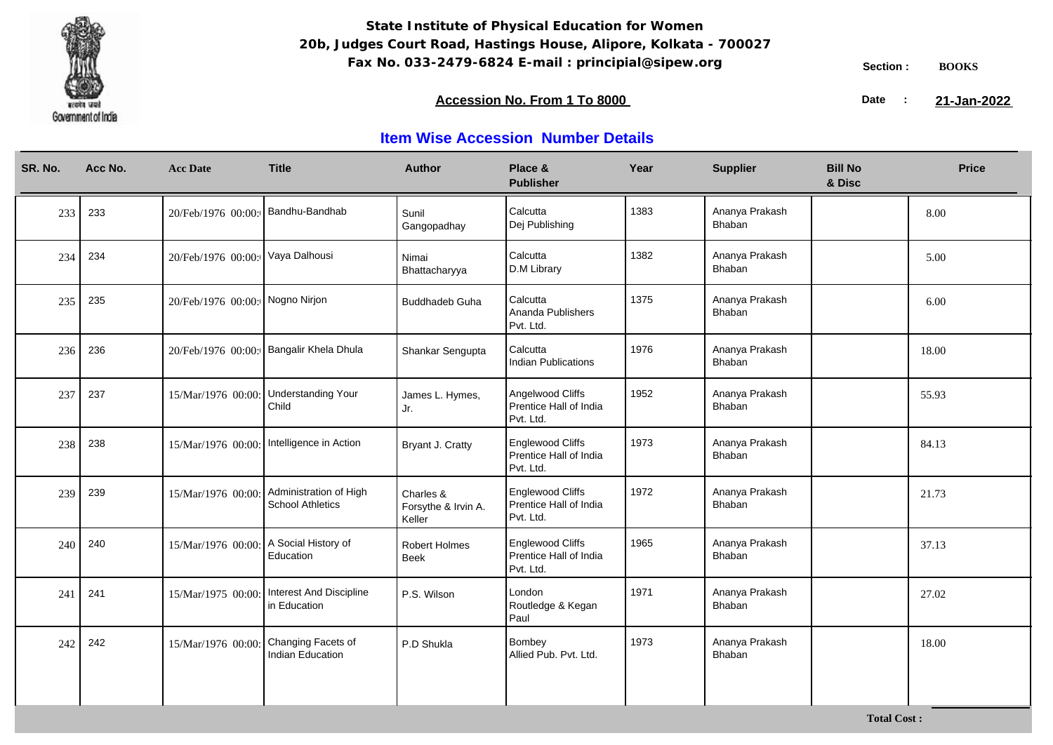**State Institute of Physical Education for Women**
**20b, Judges Court Road, Hastings House, Alipore, Kolkata - 700027**
**Fax No. 033-2479-6824 E-mail : principial@sipew.org**

Section : **BOOKS**

**Accession No. From 1 To 8000**

Date : **21-Jan-2022**

## Item Wise Accession Number Details

| SR. No. | Acc No. | Acc Date | Title | Author | Place & Publisher | Year | Supplier | Bill No & Disc | Price |
|---|---|---|---|---|---|---|---|---|---|
| 233 | 233 | 20/Feb/1976 00:00: | Bandhu-Bandhab | Sunil Gangopadhay | Calcutta Dej Publishing | 1383 | Ananya Prakash Bhaban | | 8.00 |
| 234 | 234 | 20/Feb/1976 00:00: | Vaya Dalhousi | Nimai Bhattacharyya | Calcutta D.M Library | 1382 | Ananya Prakash Bhaban | | 5.00 |
| 235 | 235 | 20/Feb/1976 00:00: | Nogno Nirjon | Buddhadeb Guha | Calcutta Ananda Publishers Pvt. Ltd. | 1375 | Ananya Prakash Bhaban | | 6.00 |
| 236 | 236 | 20/Feb/1976 00:00: | Bangalir Khela Dhula | Shankar Sengupta | Calcutta Indian Publications | 1976 | Ananya Prakash Bhaban | | 18.00 |
| 237 | 237 | 15/Mar/1976 00:00: | Understanding Your Child | James L. Hymes, Jr. | Angelwood Cliffs Prentice Hall of India Pvt. Ltd. | 1952 | Ananya Prakash Bhaban | | 55.93 |
| 238 | 238 | 15/Mar/1976 00:00: | Intelligence in Action | Bryant J. Cratty | Englewood Cliffs Prentice Hall of India Pvt. Ltd. | 1973 | Ananya Prakash Bhaban | | 84.13 |
| 239 | 239 | 15/Mar/1976 00:00: | Administration of High School Athletics | Charles & Forsythe & Irvin A. Keller | Englewood Cliffs Prentice Hall of India Pvt. Ltd. | 1972 | Ananya Prakash Bhaban | | 21.73 |
| 240 | 240 | 15/Mar/1976 00:00: | A Social History of Education | Robert Holmes Beek | Englewood Cliffs Prentice Hall of India Pvt. Ltd. | 1965 | Ananya Prakash Bhaban | | 37.13 |
| 241 | 241 | 15/Mar/1975 00:00: | Interest And Discipline in Education | P.S. Wilson | London Routledge & Kegan Paul | 1971 | Ananya Prakash Bhaban | | 27.02 |
| 242 | 242 | 15/Mar/1976 00:00: | Changing Facets of Indian Education | P.D Shukla | Bombey Allied Pub. Pvt. Ltd. | 1973 | Ananya Prakash Bhaban | | 18.00 |

**Total Cost :**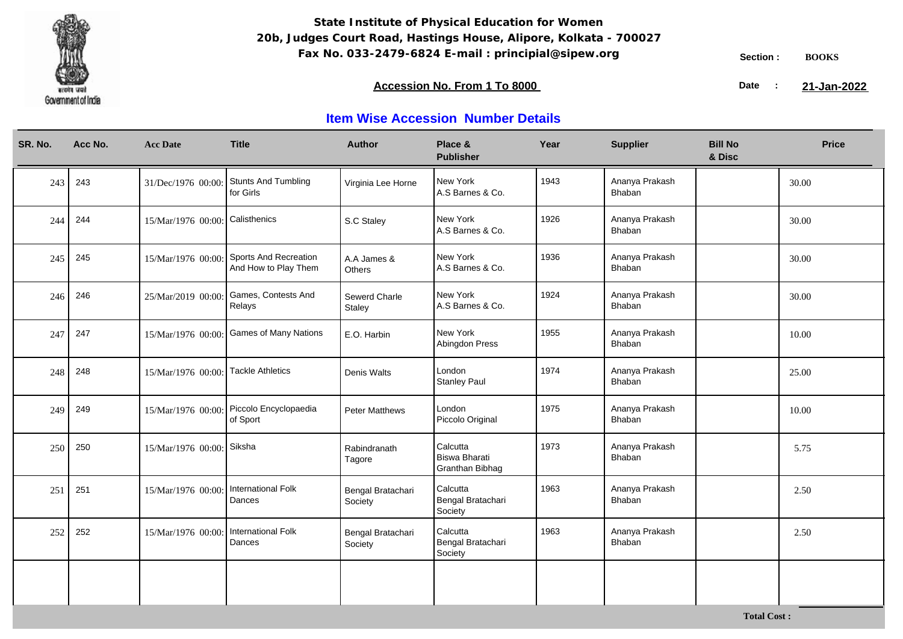**State Institute of Physical Education for Women**
**20b, Judges Court Road, Hastings House, Alipore, Kolkata - 700027**
**Fax No. 033-2479-6824 E-mail : principial@sipew.org**

Section : **BOOKS**

**Accession No. From 1 To 8000**

Date : **21-Jan-2022**

## Item Wise Accession Number Details

| SR. No. | Acc No. | Acc Date | Title | Author | Place & Publisher | Year | Supplier | Bill No & Disc | Price |
|---|---|---|---|---|---|---|---|---|---|
| 243 | 243 | 31/Dec/1976 00:00: | Stunts And Tumbling for Girls | Virginia Lee Horne | New York A.S Barnes & Co. | 1943 | Ananya Prakash Bhaban | | 30.00 |
| 244 | 244 | 15/Mar/1976 00:00: | Calisthenics | S.C Staley | New York A.S Barnes & Co. | 1926 | Ananya Prakash Bhaban | | 30.00 |
| 245 | 245 | 15/Mar/1976 00:00: | Sports And Recreation And How to Play Them | A.A James & Others | New York A.S Barnes & Co. | 1936 | Ananya Prakash Bhaban | | 30.00 |
| 246 | 246 | 25/Mar/2019 00:00: | Games, Contests And Relays | Sewerd Charle Staley | New York A.S Barnes & Co. | 1924 | Ananya Prakash Bhaban | | 30.00 |
| 247 | 247 | 15/Mar/1976 00:00: | Games of Many Nations | E.O. Harbin | New York Abingdon Press | 1955 | Ananya Prakash Bhaban | | 10.00 |
| 248 | 248 | 15/Mar/1976 00:00: | Tackle Athletics | Denis Walts | London Stanley Paul | 1974 | Ananya Prakash Bhaban | | 25.00 |
| 249 | 249 | 15/Mar/1976 00:00: | Piccolo Encyclopaedia of Sport | Peter Matthews | London Piccolo Original | 1975 | Ananya Prakash Bhaban | | 10.00 |
| 250 | 250 | 15/Mar/1976 00:00: | Siksha | Rabindranath Tagore | Calcutta Biswa Bharati Granthan Bibhag | 1973 | Ananya Prakash Bhaban | | 5.75 |
| 251 | 251 | 15/Mar/1976 00:00: | International Folk Dances | Bengal Bratachari Society | Calcutta Bengal Bratachari Society | 1963 | Ananya Prakash Bhaban | | 2.50 |
| 252 | 252 | 15/Mar/1976 00:00: | International Folk Dances | Bengal Bratachari Society | Calcutta Bengal Bratachari Society | 1963 | Ananya Prakash Bhaban | | 2.50 |

**Total Cost :**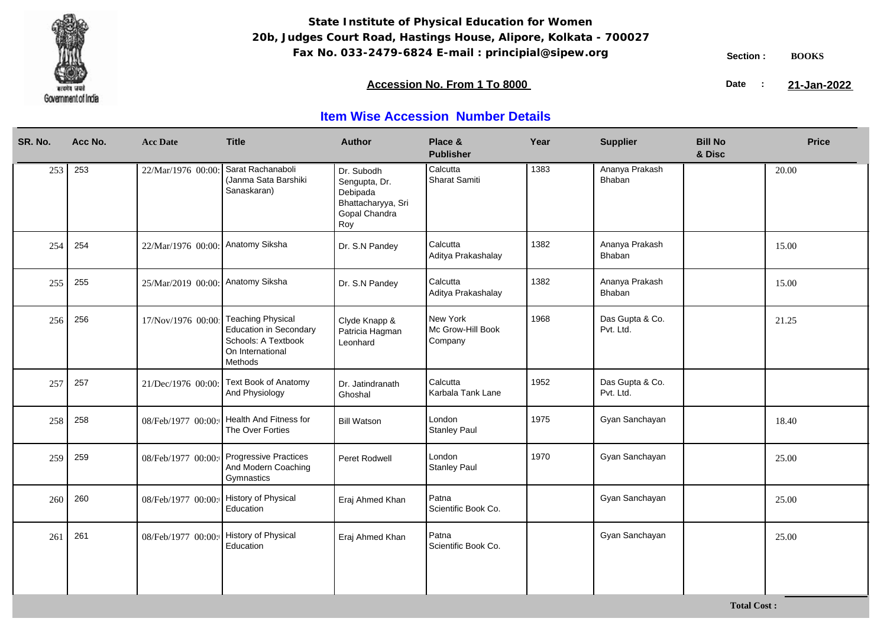**State Institute of Physical Education for Women**
**20b, Judges Court Road, Hastings House, Alipore, Kolkata - 700027**
**Fax No. 033-2479-6824 E-mail : principial@sipew.org**

Section : **BOOKS**

**Accession No. From 1 To 8000**

Date : **21-Jan-2022**

## Item Wise Accession Number Details

| SR. No. | Acc No. | Acc Date | Title | Author | Place & Publisher | Year | Supplier | Bill No & Disc | Price |
|---|---|---|---|---|---|---|---|---|---|
| 253 | 253 | 22/Mar/1976 00:00: | Sarat Rachanaboli (Janma Sata Barshiki Sanaskaran) | Dr. Subodh Sengupta, Dr. Debipada Bhattacharyya, Sri Gopal Chandra Roy | Calcutta Sharat Samiti | 1383 | Ananya Prakash Bhaban | | 20.00 |
| 254 | 254 | 22/Mar/1976 00:00: | Anatomy Siksha | Dr. S.N Pandey | Calcutta Aditya Prakashalay | 1382 | Ananya Prakash Bhaban | | 15.00 |
| 255 | 255 | 25/Mar/2019 00:00: | Anatomy Siksha | Dr. S.N Pandey | Calcutta Aditya Prakashalay | 1382 | Ananya Prakash Bhaban | | 15.00 |
| 256 | 256 | 17/Nov/1976 00:00: | Teaching Physical Education in Secondary Schools: A Textbook On International Methods | Clyde Knapp & Patricia Hagman Leonhard | New York Mc Grow-Hill Book Company | 1968 | Das Gupta & Co. Pvt. Ltd. | | 21.25 |
| 257 | 257 | 21/Dec/1976 00:00: | Text Book of Anatomy And Physiology | Dr. Jatindranath Ghoshal | Calcutta Karbala Tank Lane | 1952 | Das Gupta & Co. Pvt. Ltd. | | |
| 258 | 258 | 08/Feb/1977 00:00: | Health And Fitness for The Over Forties | Bill Watson | London Stanley Paul | 1975 | Gyan Sanchayan | | 18.40 |
| 259 | 259 | 08/Feb/1977 00:00: | Progressive Practices And Modern Coaching Gymnastics | Peret Rodwell | London Stanley Paul | 1970 | Gyan Sanchayan | | 25.00 |
| 260 | 260 | 08/Feb/1977 00:00: | History of Physical Education | Eraj Ahmed Khan | Patna Scientific Book Co. | | Gyan Sanchayan | | 25.00 |
| 261 | 261 | 08/Feb/1977 00:00: | History of Physical Education | Eraj Ahmed Khan | Patna Scientific Book Co. | | Gyan Sanchayan | | 25.00 |

**Total Cost :**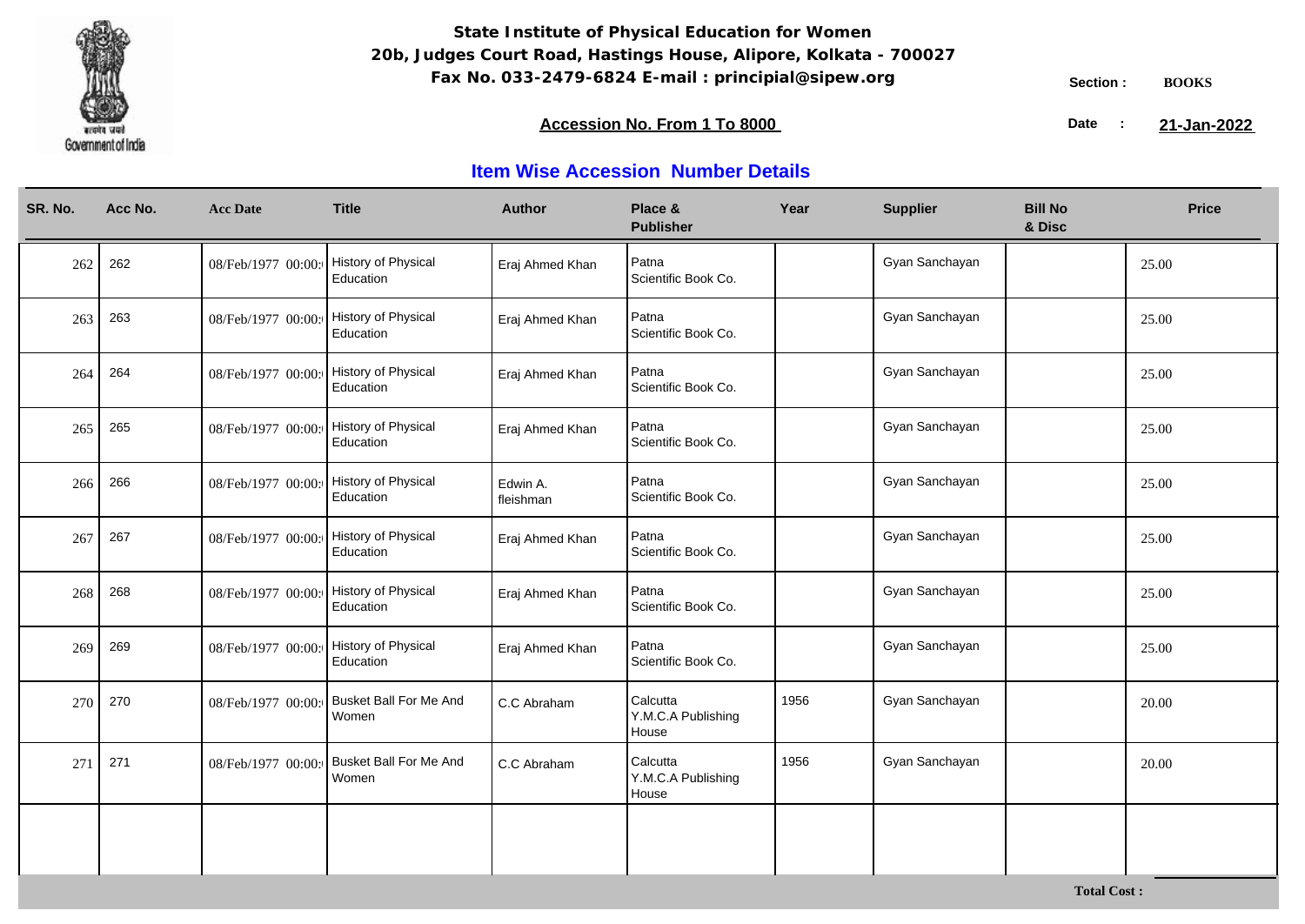**State Institute of Physical Education for Women**
**20b, Judges Court Road, Hastings House, Alipore, Kolkata - 700027**
**Fax No. 033-2479-6824 E-mail : principial@sipew.org**

Section : **BOOKS**

**Accession No. From 1 To 8000**

Date : **21-Jan-2022**

## Item Wise Accession Number Details

| SR. No. | Acc No. | Acc Date | Title | Author | Place & Publisher | Year | Supplier | Bill No & Disc | Price |
|---|---|---|---|---|---|---|---|---|---|
| 262 | 262 | 08/Feb/1977 00:00: | History of Physical Education | Eraj Ahmed Khan | Patna Scientific Book Co. | | Gyan Sanchayan | | 25.00 |
| 263 | 263 | 08/Feb/1977 00:00: | History of Physical Education | Eraj Ahmed Khan | Patna Scientific Book Co. | | Gyan Sanchayan | | 25.00 |
| 264 | 264 | 08/Feb/1977 00:00: | History of Physical Education | Eraj Ahmed Khan | Patna Scientific Book Co. | | Gyan Sanchayan | | 25.00 |
| 265 | 265 | 08/Feb/1977 00:00: | History of Physical Education | Eraj Ahmed Khan | Patna Scientific Book Co. | | Gyan Sanchayan | | 25.00 |
| 266 | 266 | 08/Feb/1977 00:00: | History of Physical Education | Edwin A. fleishman | Patna Scientific Book Co. | | Gyan Sanchayan | | 25.00 |
| 267 | 267 | 08/Feb/1977 00:00: | History of Physical Education | Eraj Ahmed Khan | Patna Scientific Book Co. | | Gyan Sanchayan | | 25.00 |
| 268 | 268 | 08/Feb/1977 00:00: | History of Physical Education | Eraj Ahmed Khan | Patna Scientific Book Co. | | Gyan Sanchayan | | 25.00 |
| 269 | 269 | 08/Feb/1977 00:00: | History of Physical Education | Eraj Ahmed Khan | Patna Scientific Book Co. | | Gyan Sanchayan | | 25.00 |
| 270 | 270 | 08/Feb/1977 00:00: | Busket Ball For Me And Women | C.C Abraham | Calcutta Y.M.C.A Publishing House | 1956 | Gyan Sanchayan | | 20.00 |
| 271 | 271 | 08/Feb/1977 00:00: | Busket Ball For Me And Women | C.C Abraham | Calcutta Y.M.C.A Publishing House | 1956 | Gyan Sanchayan | | 20.00 |

**Total Cost :**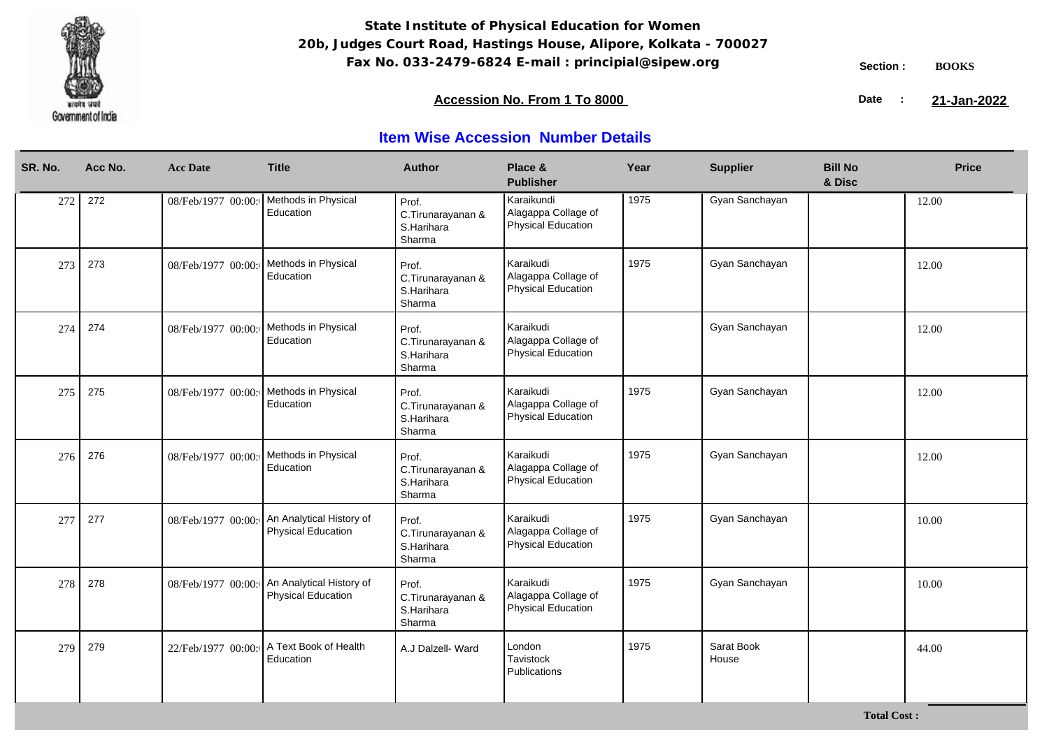**State Institute of Physical Education for Women**
**20b, Judges Court Road, Hastings House, Alipore, Kolkata - 700027**
**Fax No. 033-2479-6824 E-mail : principial@sipew.org**

Section : **BOOKS**

**Accession No. From 1 To 8000**

Date : **21-Jan-2022**

## Item Wise Accession Number Details

| SR. No. | Acc No. | Acc Date | Title | Author | Place & Publisher | Year | Supplier | Bill No & Disc | Price |
|---|---|---|---|---|---|---|---|---|---|
| 272 | 272 | 08/Feb/1977 00:00: | Methods in Physical Education | Prof. C.Tirunarayanan & S.Harihara Sharma | Karaikundi Alagappa Collage of Physical Education | 1975 | Gyan Sanchayan | | 12.00 |
| 273 | 273 | 08/Feb/1977 00:00: | Methods in Physical Education | Prof. C.Tirunarayanan & S.Harihara Sharma | Karaikudi Alagappa Collage of Physical Education | 1975 | Gyan Sanchayan | | 12.00 |
| 274 | 274 | 08/Feb/1977 00:00: | Methods in Physical Education | Prof. C.Tirunarayanan & S.Harihara Sharma | Karaikudi Alagappa Collage of Physical Education | | Gyan Sanchayan | | 12.00 |
| 275 | 275 | 08/Feb/1977 00:00: | Methods in Physical Education | Prof. C.Tirunarayanan & S.Harihara Sharma | Karaikudi Alagappa Collage of Physical Education | 1975 | Gyan Sanchayan | | 12.00 |
| 276 | 276 | 08/Feb/1977 00:00: | Methods in Physical Education | Prof. C.Tirunarayanan & S.Harihara Sharma | Karaikudi Alagappa Collage of Physical Education | 1975 | Gyan Sanchayan | | 12.00 |
| 277 | 277 | 08/Feb/1977 00:00: | An Analytical History of Physical Education | Prof. C.Tirunarayanan & S.Harihara Sharma | Karaikudi Alagappa Collage of Physical Education | 1975 | Gyan Sanchayan | | 10.00 |
| 278 | 278 | 08/Feb/1977 00:00: | An Analytical History of Physical Education | Prof. C.Tirunarayanan & S.Harihara Sharma | Karaikudi Alagappa Collage of Physical Education | 1975 | Gyan Sanchayan | | 10.00 |
| 279 | 279 | 22/Feb/1977 00:00: | A Text Book of Health Education | A.J Dalzell- Ward | London Tavistock Publications | 1975 | Sarat Book House | | 44.00 |

**Total Cost :**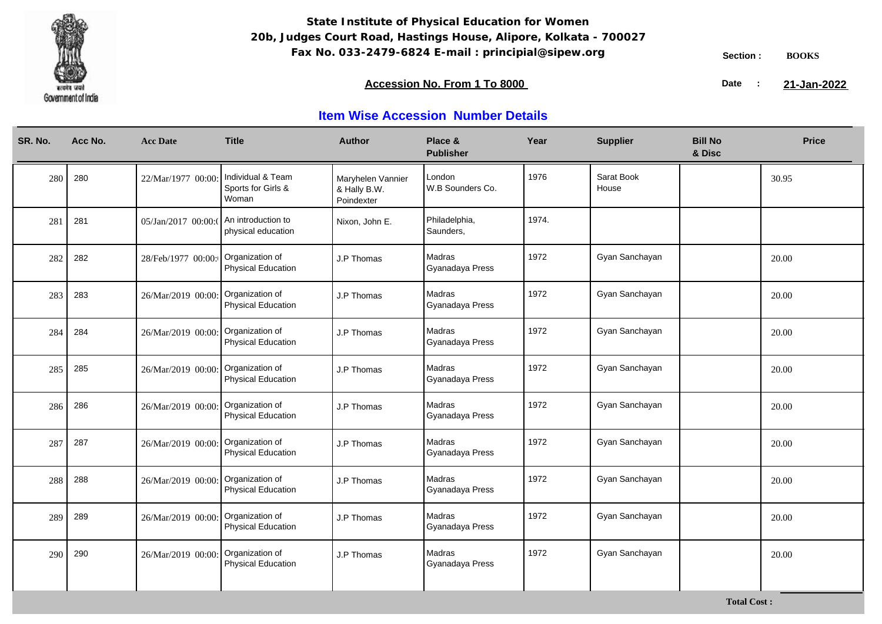**State Institute of Physical Education for Women**
**20b, Judges Court Road, Hastings House, Alipore, Kolkata - 700027**
**Fax No. 033-2479-6824 E-mail : principial@sipew.org**

Section : **BOOKS**

**Accession No. From 1 To 8000**

Date : **21-Jan-2022**

## Item Wise Accession Number Details

| SR. No. | Acc No. | Acc Date | Title | Author | Place & Publisher | Year | Supplier | Bill No & Disc | Price |
|---|---|---|---|---|---|---|---|---|---|
| 280 | 280 | 22/Mar/1977 00:00: | Individual & Team Sports for Girls & Woman | Maryhelen Vannier & Hally B.W. Poindexter | London W.B Sounders Co. | 1976 | Sarat Book House | | 30.95 |
| 281 | 281 | 05/Jan/2017 00:00:( | An introduction to physical education | Nixon, John E. | Philadelphia, Saunders, | 1974. | | | |
| 282 | 282 | 28/Feb/1977 00:00: | Organization of Physical Education | J.P Thomas | Madras Gyanadaya Press | 1972 | Gyan Sanchayan | | 20.00 |
| 283 | 283 | 26/Mar/2019 00:00: | Organization of Physical Education | J.P Thomas | Madras Gyanadaya Press | 1972 | Gyan Sanchayan | | 20.00 |
| 284 | 284 | 26/Mar/2019 00:00: | Organization of Physical Education | J.P Thomas | Madras Gyanadaya Press | 1972 | Gyan Sanchayan | | 20.00 |
| 285 | 285 | 26/Mar/2019 00:00: | Organization of Physical Education | J.P Thomas | Madras Gyanadaya Press | 1972 | Gyan Sanchayan | | 20.00 |
| 286 | 286 | 26/Mar/2019 00:00: | Organization of Physical Education | J.P Thomas | Madras Gyanadaya Press | 1972 | Gyan Sanchayan | | 20.00 |
| 287 | 287 | 26/Mar/2019 00:00: | Organization of Physical Education | J.P Thomas | Madras Gyanadaya Press | 1972 | Gyan Sanchayan | | 20.00 |
| 288 | 288 | 26/Mar/2019 00:00: | Organization of Physical Education | J.P Thomas | Madras Gyanadaya Press | 1972 | Gyan Sanchayan | | 20.00 |
| 289 | 289 | 26/Mar/2019 00:00: | Organization of Physical Education | J.P Thomas | Madras Gyanadaya Press | 1972 | Gyan Sanchayan | | 20.00 |
| 290 | 290 | 26/Mar/2019 00:00: | Organization of Physical Education | J.P Thomas | Madras Gyanadaya Press | 1972 | Gyan Sanchayan | | 20.00 |

**Total Cost :**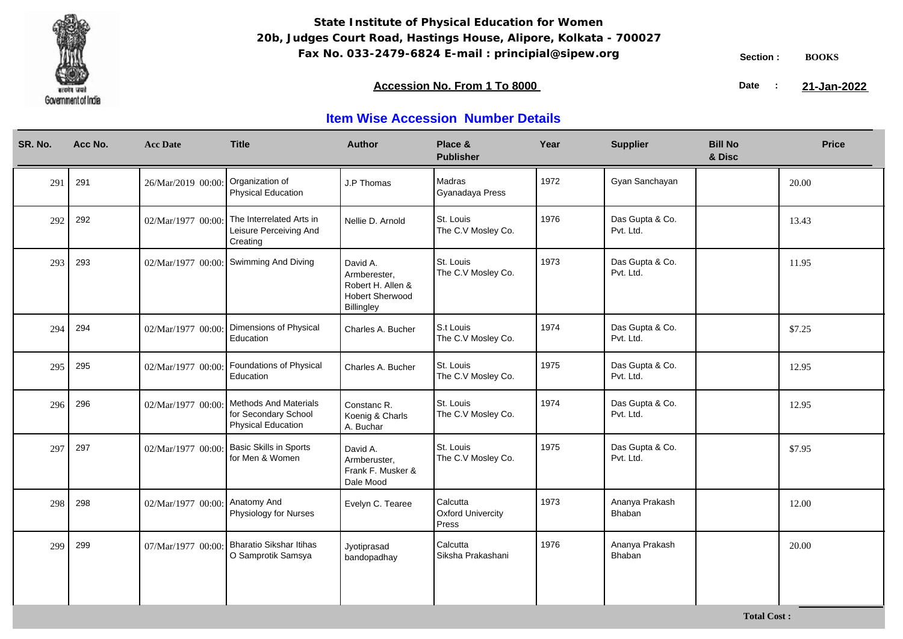**State Institute of Physical Education for Women**
**20b, Judges Court Road, Hastings House, Alipore, Kolkata - 700027**
**Fax No. 033-2479-6824 E-mail : principial@sipew.org**

Section : **BOOKS**

**Accession No. From 1 To 8000**

Date : **21-Jan-2022**

## Item Wise Accession Number Details

| SR. No. | Acc No. | Acc Date | Title | Author | Place & Publisher | Year | Supplier | Bill No & Disc | Price |
|---|---|---|---|---|---|---|---|---|---|
| 291 | 291 | 26/Mar/2019 00:00: | Organization of Physical Education | J.P Thomas | Madras Gyanadaya Press | 1972 | Gyan Sanchayan | | 20.00 |
| 292 | 292 | 02/Mar/1977 00:00: | The Interrelated Arts in Leisure Perceiving And Creating | Nellie D. Arnold | St. Louis The C.V Mosley Co. | 1976 | Das Gupta & Co. Pvt. Ltd. | | 13.43 |
| 293 | 293 | 02/Mar/1977 00:00: | Swimming And Diving | David A. Armberester, Robert H. Allen & Hobert Sherwood Billingley | St. Louis The C.V Mosley Co. | 1973 | Das Gupta & Co. Pvt. Ltd. | | 11.95 |
| 294 | 294 | 02/Mar/1977 00:00: | Dimensions of Physical Education | Charles A. Bucher | S.t Louis The C.V Mosley Co. | 1974 | Das Gupta & Co. Pvt. Ltd. | | $7.25 |
| 295 | 295 | 02/Mar/1977 00:00: | Foundations of Physical Education | Charles A. Bucher | St. Louis The C.V Mosley Co. | 1975 | Das Gupta & Co. Pvt. Ltd. | | 12.95 |
| 296 | 296 | 02/Mar/1977 00:00: | Methods And Materials for Secondary School Physical Education | Constanc R. Koenig & Charls A. Buchar | St. Louis The C.V Mosley Co. | 1974 | Das Gupta & Co. Pvt. Ltd. | | 12.95 |
| 297 | 297 | 02/Mar/1977 00:00: | Basic Skills in Sports for Men & Women | David A. Armberuster, Frank F. Musker & Dale Mood | St. Louis The C.V Mosley Co. | 1975 | Das Gupta & Co. Pvt. Ltd. | | $7.95 |
| 298 | 298 | 02/Mar/1977 00:00: | Anatomy And Physiology for Nurses | Evelyn C. Tearee | Calcutta Oxford Univercity Press | 1973 | Ananya Prakash Bhaban | | 12.00 |
| 299 | 299 | 07/Mar/1977 00:00: | Bharatio Sikshar Itihas O Samprotik Samsya | Jyotiprasad bandopadhay | Calcutta Siksha Prakashani | 1976 | Ananya Prakash Bhaban | | 20.00 |

**Total Cost :**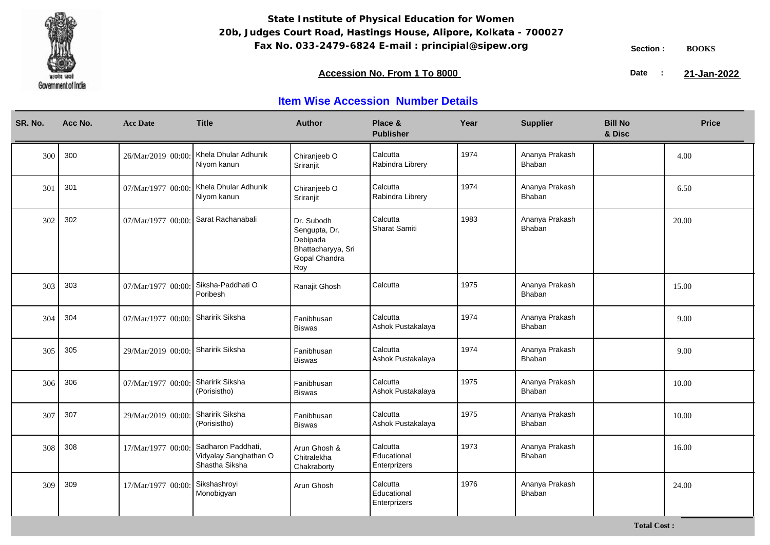**State Institute of Physical Education for Women**
**20b, Judges Court Road, Hastings House, Alipore, Kolkata - 700027**
**Fax No. 033-2479-6824 E-mail : principial@sipew.org**

Section : **BOOKS**

**Accession No. From 1 To 8000**

Date : **21-Jan-2022**

## Item Wise Accession Number Details

| SR. No. | Acc No. | Acc Date | Title | Author | Place & Publisher | Year | Supplier | Bill No & Disc | Price |
|---|---|---|---|---|---|---|---|---|---|
| 300 | 300 | 26/Mar/2019 00:00: | Khela Dhular Adhunik Niyom kanun | Chiranjeeb O Sriranjit | Calcutta Rabindra Librery | 1974 | Ananya Prakash Bhaban | | 4.00 |
| 301 | 301 | 07/Mar/1977 00:00: | Khela Dhular Adhunik Niyom kanun | Chiranjeeb O Sriranjit | Calcutta Rabindra Librery | 1974 | Ananya Prakash Bhaban | | 6.50 |
| 302 | 302 | 07/Mar/1977 00:00: | Sarat Rachanabali | Dr. Subodh Sengupta, Dr. Debipada Bhattacharyya, Sri Gopal Chandra Roy | Calcutta Sharat Samiti | 1983 | Ananya Prakash Bhaban | | 20.00 |
| 303 | 303 | 07/Mar/1977 00:00: | Siksha-Paddhati O Poribesh | Ranajit Ghosh | Calcutta | 1975 | Ananya Prakash Bhaban | | 15.00 |
| 304 | 304 | 07/Mar/1977 00:00: | Sharirik Siksha | Fanibhusan Biswas | Calcutta Ashok Pustakalaya | 1974 | Ananya Prakash Bhaban | | 9.00 |
| 305 | 305 | 29/Mar/2019 00:00: | Sharirik Siksha | Fanibhusan Biswas | Calcutta Ashok Pustakalaya | 1974 | Ananya Prakash Bhaban | | 9.00 |
| 306 | 306 | 07/Mar/1977 00:00: | Sharirik Siksha (Porisistho) | Fanibhusan Biswas | Calcutta Ashok Pustakalaya | 1975 | Ananya Prakash Bhaban | | 10.00 |
| 307 | 307 | 29/Mar/2019 00:00: | Sharirik Siksha (Porisistho) | Fanibhusan Biswas | Calcutta Ashok Pustakalaya | 1975 | Ananya Prakash Bhaban | | 10.00 |
| 308 | 308 | 17/Mar/1977 00:00: | Sadharon Paddhati, Vidyalay Sanghathan O Shastha Siksha | Arun Ghosh & Chitralekha Chakraborty | Calcutta Educational Enterprizers | 1973 | Ananya Prakash Bhaban | | 16.00 |
| 309 | 309 | 17/Mar/1977 00:00: | Sikshashroyi Monobigyan | Arun Ghosh | Calcutta Educational Enterprizers | 1976 | Ananya Prakash Bhaban | | 24.00 |

**Total Cost :**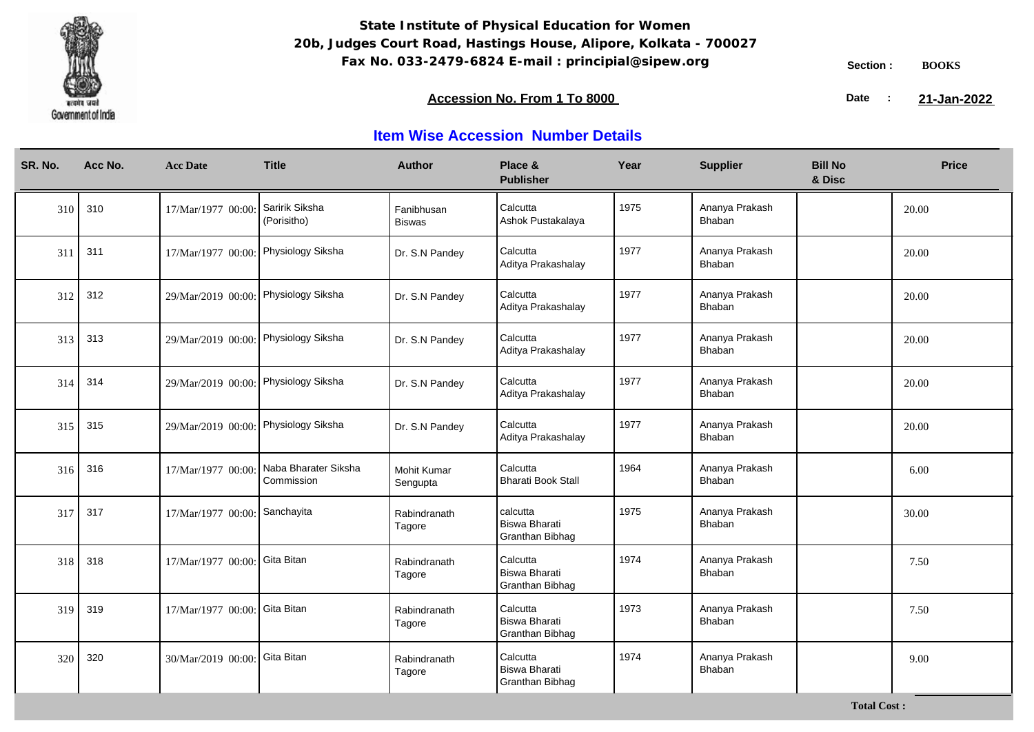**State Institute of Physical Education for Women**
**20b, Judges Court Road, Hastings House, Alipore, Kolkata - 700027**
**Fax No. 033-2479-6824 E-mail : principial@sipew.org**

**Section :** BOOKS

**Accession No. From 1 To 8000**

**Date :** 21-Jan-2022

## Item Wise Accession Number Details

| SR. No. | Acc No. | Acc Date | Title | Author | Place & Publisher | Year | Supplier | Bill No & Disc | Price |
|---|---|---|---|---|---|---|---|---|---|
| 310 | 310 | 17/Mar/1977 00:00: | Saririk Siksha (Porisitho) | Fanibhusan Biswas | Calcutta Ashok Pustakalaya | 1975 | Ananya Prakash Bhaban | | 20.00 |
| 311 | 311 | 17/Mar/1977 00:00: | Physiology Siksha | Dr. S.N Pandey | Calcutta Aditya Prakashalay | 1977 | Ananya Prakash Bhaban | | 20.00 |
| 312 | 312 | 29/Mar/2019 00:00: | Physiology Siksha | Dr. S.N Pandey | Calcutta Aditya Prakashalay | 1977 | Ananya Prakash Bhaban | | 20.00 |
| 313 | 313 | 29/Mar/2019 00:00: | Physiology Siksha | Dr. S.N Pandey | Calcutta Aditya Prakashalay | 1977 | Ananya Prakash Bhaban | | 20.00 |
| 314 | 314 | 29/Mar/2019 00:00: | Physiology Siksha | Dr. S.N Pandey | Calcutta Aditya Prakashalay | 1977 | Ananya Prakash Bhaban | | 20.00 |
| 315 | 315 | 29/Mar/2019 00:00: | Physiology Siksha | Dr. S.N Pandey | Calcutta Aditya Prakashalay | 1977 | Ananya Prakash Bhaban | | 20.00 |
| 316 | 316 | 17/Mar/1977 00:00: | Naba Bharater Siksha Commission | Mohit Kumar Sengupta | Calcutta Bharati Book Stall | 1964 | Ananya Prakash Bhaban | | 6.00 |
| 317 | 317 | 17/Mar/1977 00:00: | Sanchayita | Rabindranath Tagore | calcutta Biswa Bharati Granthan Bibhag | 1975 | Ananya Prakash Bhaban | | 30.00 |
| 318 | 318 | 17/Mar/1977 00:00: | Gita Bitan | Rabindranath Tagore | Calcutta Biswa Bharati Granthan Bibhag | 1974 | Ananya Prakash Bhaban | | 7.50 |
| 319 | 319 | 17/Mar/1977 00:00: | Gita Bitan | Rabindranath Tagore | Calcutta Biswa Bharati Granthan Bibhag | 1973 | Ananya Prakash Bhaban | | 7.50 |
| 320 | 320 | 30/Mar/2019 00:00: | Gita Bitan | Rabindranath Tagore | Calcutta Biswa Bharati Granthan Bibhag | 1974 | Ananya Prakash Bhaban | | 9.00 |

**Total Cost :**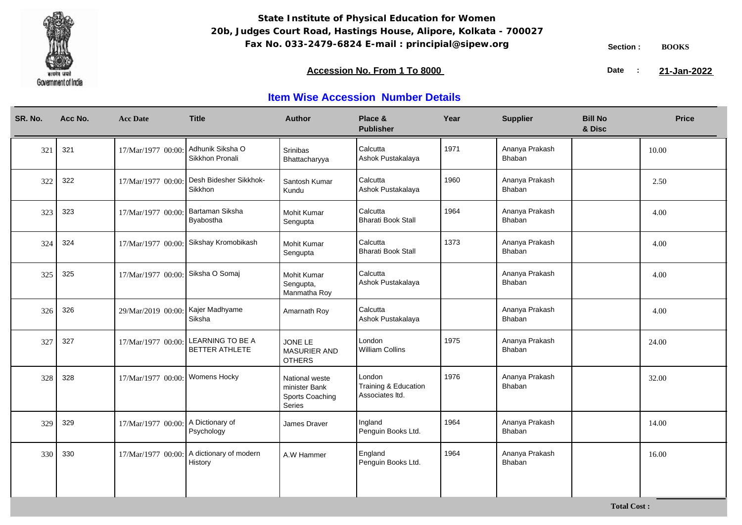**State Institute of Physical Education for Women**
**20b, Judges Court Road, Hastings House, Alipore, Kolkata - 700027**
**Fax No. 033-2479-6824 E-mail : principial@sipew.org**

Section : **BOOKS**

**Accession No. From 1 To 8000**

Date : **21-Jan-2022**

## Item Wise Accession Number Details

| SR. No. | Acc No. | Acc Date | Title | Author | Place & Publisher | Year | Supplier | Bill No & Disc | Price |
|---|---|---|---|---|---|---|---|---|---|
| 321 | 321 | 17/Mar/1977 00:00: | Adhunik Siksha O Sikkhon Pronali | Srinibas Bhattacharyya | Calcutta Ashok Pustakalaya | 1971 | Ananya Prakash Bhaban | | 10.00 |
| 322 | 322 | 17/Mar/1977 00:00: | Desh Bidesher Sikkhok-Sikkhon | Santosh Kumar Kundu | Calcutta Ashok Pustakalaya | 1960 | Ananya Prakash Bhaban | | 2.50 |
| 323 | 323 | 17/Mar/1977 00:00: | Bartaman Siksha Byabostha | Mohit Kumar Sengupta | Calcutta Bharati Book Stall | 1964 | Ananya Prakash Bhaban | | 4.00 |
| 324 | 324 | 17/Mar/1977 00:00: | Sikshay Kromobikash | Mohit Kumar Sengupta | Calcutta Bharati Book Stall | 1373 | Ananya Prakash Bhaban | | 4.00 |
| 325 | 325 | 17/Mar/1977 00:00: | Siksha O Somaj | Mohit Kumar Sengupta, Manmatha Roy | Calcutta Ashok Pustakalaya | | Ananya Prakash Bhaban | | 4.00 |
| 326 | 326 | 29/Mar/2019 00:00: | Kajer Madhyame Siksha | Amarnath Roy | Calcutta Ashok Pustakalaya | | Ananya Prakash Bhaban | | 4.00 |
| 327 | 327 | 17/Mar/1977 00:00: | LEARNING TO BE A BETTER ATHLETE | JONE LE MASURIER AND OTHERS | London William Collins | 1975 | Ananya Prakash Bhaban | | 24.00 |
| 328 | 328 | 17/Mar/1977 00:00: | Womens Hocky | National weste minister Bank Sports Coaching Series | London Training & Education Associates ltd. | 1976 | Ananya Prakash Bhaban | | 32.00 |
| 329 | 329 | 17/Mar/1977 00:00: | A Dictionary of Psychology | James Draver | Ingland Penguin Books Ltd. | 1964 | Ananya Prakash Bhaban | | 14.00 |
| 330 | 330 | 17/Mar/1977 00:00: | A dictionary of modern History | A.W Hammer | England Penguin Books Ltd. | 1964 | Ananya Prakash Bhaban | | 16.00 |

**Total Cost :**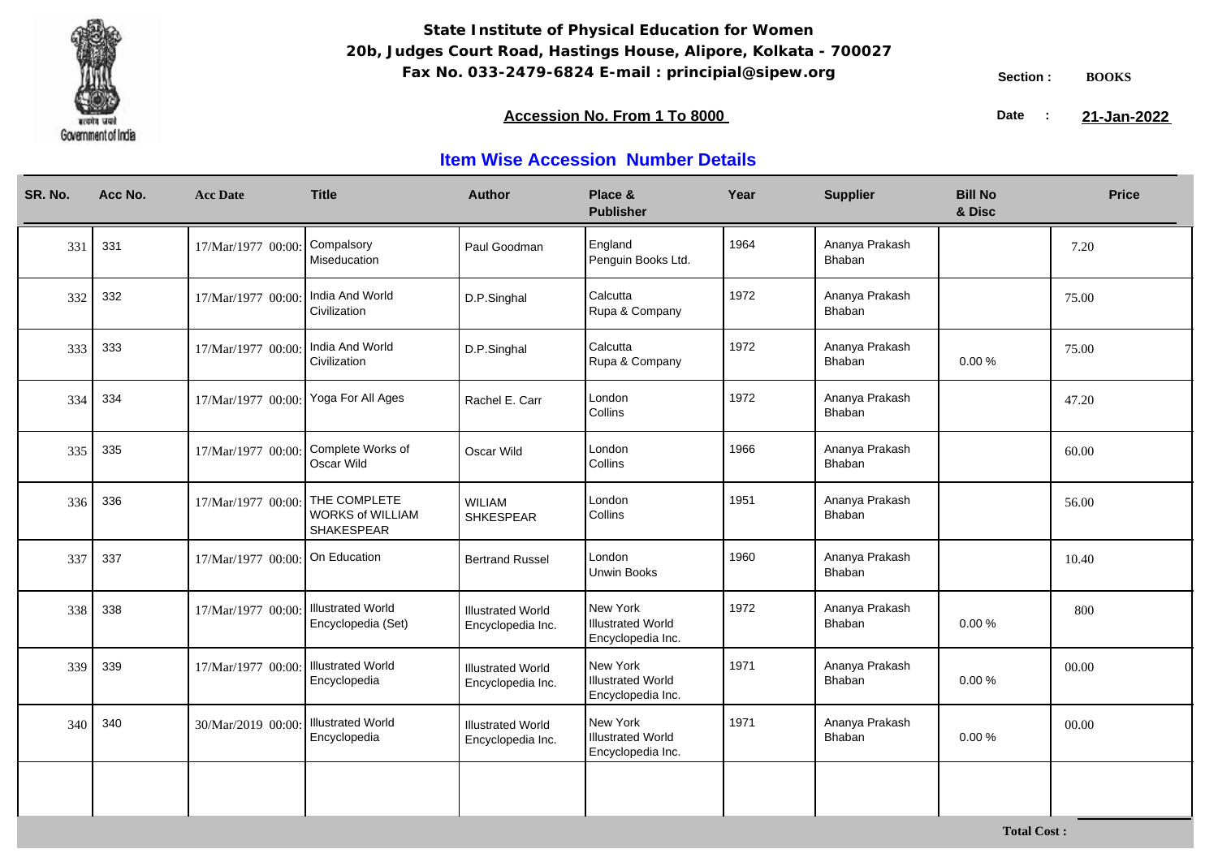# State Institute of Physical Education for Women

**20b, Judges Court Road, Hastings House, Alipore, Kolkata - 700027**

**Fax No. 033-2479-6824 E-mail : principial@sipew.org**

Section : **BOOKS**

**Accession No. From 1 To 8000**

Date : **21-Jan-2022**

## Item Wise Accession Number Details

| SR. No. | Acc No. | Acc Date | Title | Author | Place & Publisher | Year | Supplier | Bill No & Disc | Price |
|---|---|---|---|---|---|---|---|---|---|
| 331 | 331 | 17/Mar/1977 00:00: | Compalsory Miseducation | Paul Goodman | England Penguin Books Ltd. | 1964 | Ananya Prakash Bhaban | | 7.20 |
| 332 | 332 | 17/Mar/1977 00:00: | India And World Civilization | D.P.Singhal | Calcutta Rupa & Company | 1972 | Ananya Prakash Bhaban | | 75.00 |
| 333 | 333 | 17/Mar/1977 00:00: | India And World Civilization | D.P.Singhal | Calcutta Rupa & Company | 1972 | Ananya Prakash Bhaban | 0.00 % | 75.00 |
| 334 | 334 | 17/Mar/1977 00:00: | Yoga For All Ages | Rachel E. Carr | London Collins | 1972 | Ananya Prakash Bhaban | | 47.20 |
| 335 | 335 | 17/Mar/1977 00:00: | Complete Works of Oscar Wild | Oscar Wild | London Collins | 1966 | Ananya Prakash Bhaban | | 60.00 |
| 336 | 336 | 17/Mar/1977 00:00: | THE COMPLETE WORKS of WILLIAM SHAKESPEAR | WILIAM SHKESPEAR | London Collins | 1951 | Ananya Prakash Bhaban | | 56.00 |
| 337 | 337 | 17/Mar/1977 00:00: | On Education | Bertrand Russel | London Unwin Books | 1960 | Ananya Prakash Bhaban | | 10.40 |
| 338 | 338 | 17/Mar/1977 00:00: | Illustrated World Encyclopedia (Set) | Illustrated World Encyclopedia Inc. | New York Illustrated World Encyclopedia Inc. | 1972 | Ananya Prakash Bhaban | 0.00 % | 800 |
| 339 | 339 | 17/Mar/1977 00:00: | Illustrated World Encyclopedia | Illustrated World Encyclopedia Inc. | New York Illustrated World Encyclopedia Inc. | 1971 | Ananya Prakash Bhaban | 0.00 % | 00.00 |
| 340 | 340 | 30/Mar/2019 00:00: | Illustrated World Encyclopedia | Illustrated World Encyclopedia Inc. | New York Illustrated World Encyclopedia Inc. | 1971 | Ananya Prakash Bhaban | 0.00 % | 00.00 |

**Total Cost :**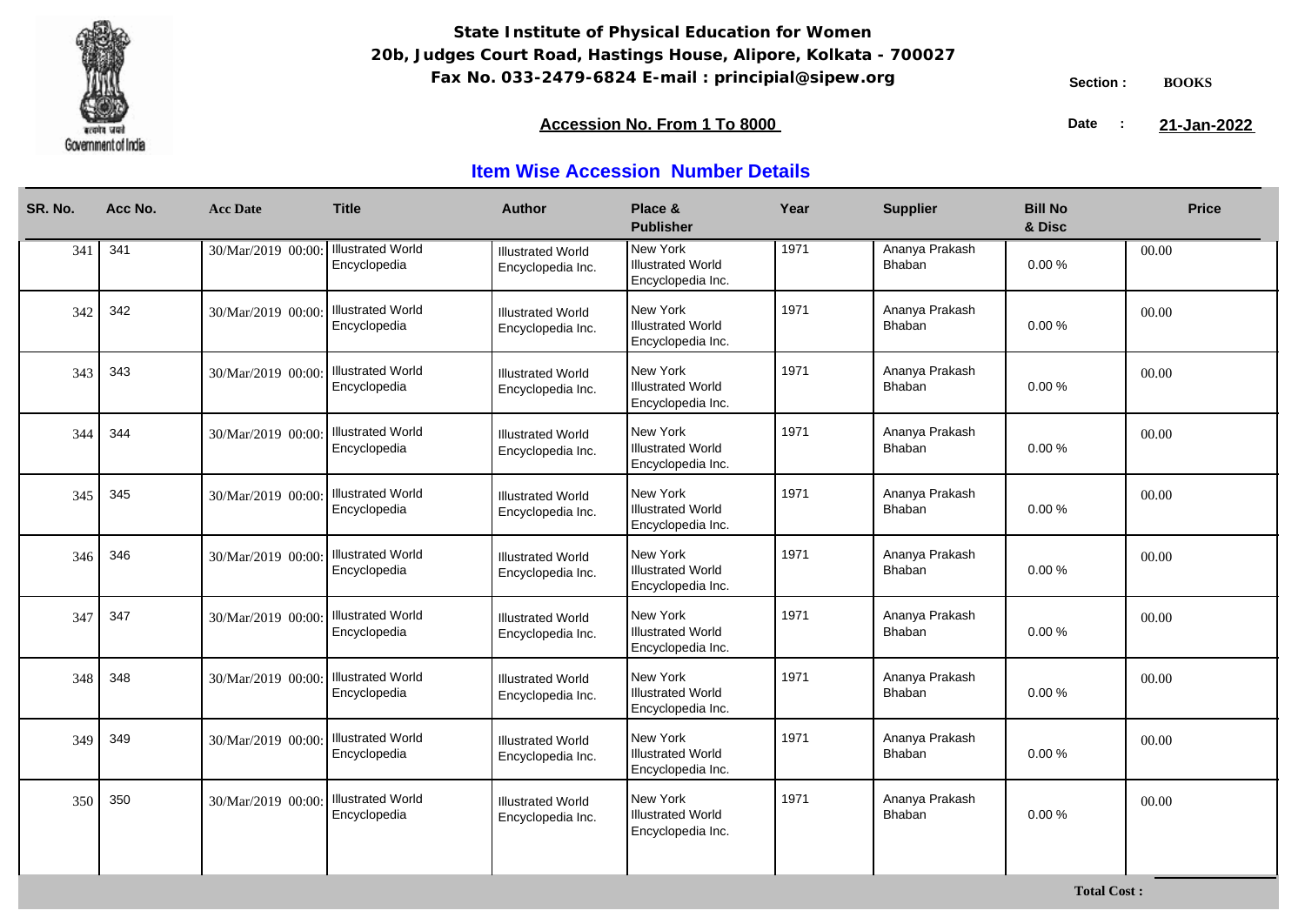**State Institute of Physical Education for Women**
**20b, Judges Court Road, Hastings House, Alipore, Kolkata - 700027**
**Fax No. 033-2479-6824 E-mail : principial@sipew.org**

Section : **BOOKS**

**Accession No. From 1 To 8000**

Date : **21-Jan-2022**

## Item Wise Accession Number Details

| SR. No. | Acc No. | Acc Date | Title | Author | Place & Publisher | Year | Supplier | Bill No & Disc | Price |
|---|---|---|---|---|---|---|---|---|---|
| 341 | 341 | 30/Mar/2019 00:00: | Illustrated World Encyclopedia | Illustrated World Encyclopedia Inc. | New York Illustrated World Encyclopedia Inc. | 1971 | Ananya Prakash Bhaban | 0.00 % | 00.00 |
| 342 | 342 | 30/Mar/2019 00:00: | Illustrated World Encyclopedia | Illustrated World Encyclopedia Inc. | New York Illustrated World Encyclopedia Inc. | 1971 | Ananya Prakash Bhaban | 0.00 % | 00.00 |
| 343 | 343 | 30/Mar/2019 00:00: | Illustrated World Encyclopedia | Illustrated World Encyclopedia Inc. | New York Illustrated World Encyclopedia Inc. | 1971 | Ananya Prakash Bhaban | 0.00 % | 00.00 |
| 344 | 344 | 30/Mar/2019 00:00: | Illustrated World Encyclopedia | Illustrated World Encyclopedia Inc. | New York Illustrated World Encyclopedia Inc. | 1971 | Ananya Prakash Bhaban | 0.00 % | 00.00 |
| 345 | 345 | 30/Mar/2019 00:00: | Illustrated World Encyclopedia | Illustrated World Encyclopedia Inc. | New York Illustrated World Encyclopedia Inc. | 1971 | Ananya Prakash Bhaban | 0.00 % | 00.00 |
| 346 | 346 | 30/Mar/2019 00:00: | Illustrated World Encyclopedia | Illustrated World Encyclopedia Inc. | New York Illustrated World Encyclopedia Inc. | 1971 | Ananya Prakash Bhaban | 0.00 % | 00.00 |
| 347 | 347 | 30/Mar/2019 00:00: | Illustrated World Encyclopedia | Illustrated World Encyclopedia Inc. | New York Illustrated World Encyclopedia Inc. | 1971 | Ananya Prakash Bhaban | 0.00 % | 00.00 |
| 348 | 348 | 30/Mar/2019 00:00: | Illustrated World Encyclopedia | Illustrated World Encyclopedia Inc. | New York Illustrated World Encyclopedia Inc. | 1971 | Ananya Prakash Bhaban | 0.00 % | 00.00 |
| 349 | 349 | 30/Mar/2019 00:00: | Illustrated World Encyclopedia | Illustrated World Encyclopedia Inc. | New York Illustrated World Encyclopedia Inc. | 1971 | Ananya Prakash Bhaban | 0.00 % | 00.00 |
| 350 | 350 | 30/Mar/2019 00:00: | Illustrated World Encyclopedia | Illustrated World Encyclopedia Inc. | New York Illustrated World Encyclopedia Inc. | 1971 | Ananya Prakash Bhaban | 0.00 % | 00.00 |

**Total Cost :**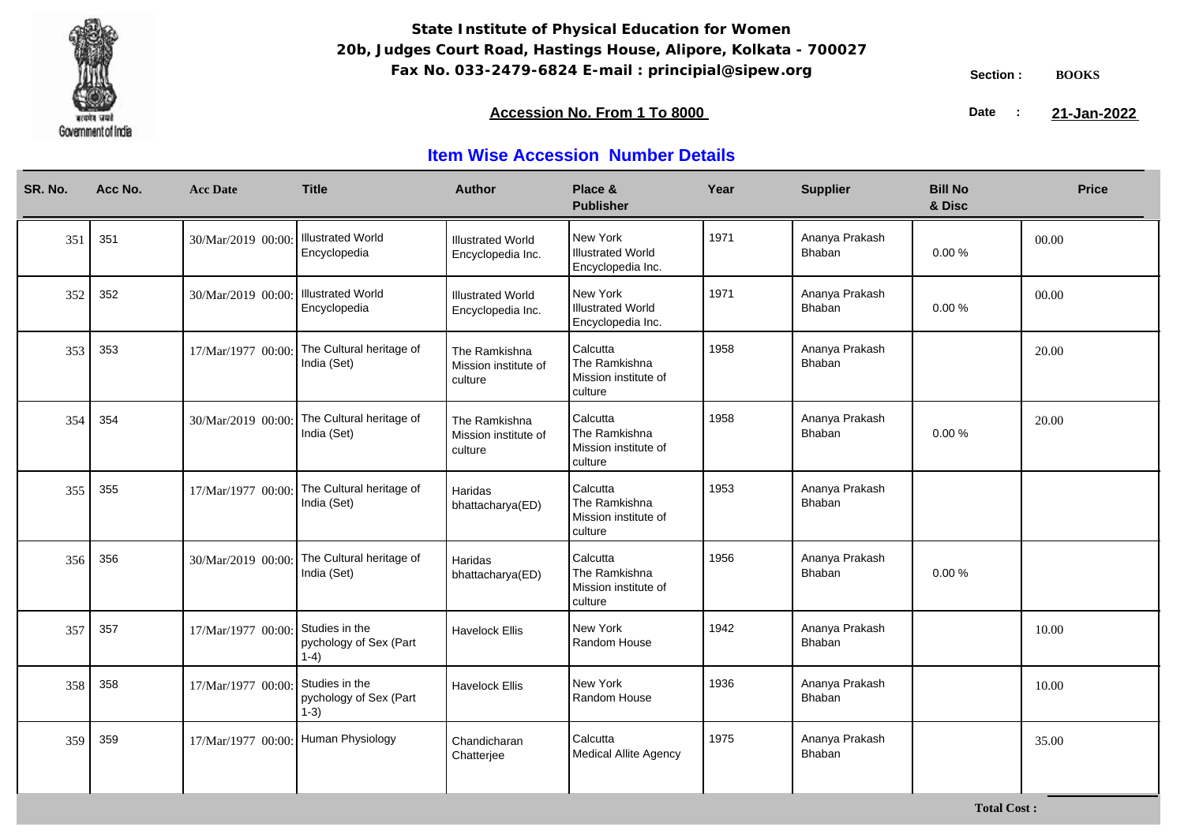**State Institute of Physical Education for Women**
**20b, Judges Court Road, Hastings House, Alipore, Kolkata - 700027**
**Fax No. 033-2479-6824 E-mail : principial@sipew.org**

Section : **BOOKS**

**Accession No. From 1 To 8000**

Date : **21-Jan-2022**

## Item Wise Accession Number Details

| SR. No. | Acc No. | Acc Date | Title | Author | Place & Publisher | Year | Supplier | Bill No & Disc | Price |
|---|---|---|---|---|---|---|---|---|---|
| 351 | 351 | 30/Mar/2019 00:00: | Illustrated World Encyclopedia | Illustrated World Encyclopedia Inc. | New York Illustrated World Encyclopedia Inc. | 1971 | Ananya Prakash Bhaban | 0.00 % | 00.00 |
| 352 | 352 | 30/Mar/2019 00:00: | Illustrated World Encyclopedia | Illustrated World Encyclopedia Inc. | New York Illustrated World Encyclopedia Inc. | 1971 | Ananya Prakash Bhaban | 0.00 % | 00.00 |
| 353 | 353 | 17/Mar/1977 00:00: | The Cultural heritage of India (Set) | The Ramkishna Mission institute of culture | Calcutta The Ramkishna Mission institute of culture | 1958 | Ananya Prakash Bhaban | | 20.00 |
| 354 | 354 | 30/Mar/2019 00:00: | The Cultural heritage of India (Set) | The Ramkishna Mission institute of culture | Calcutta The Ramkishna Mission institute of culture | 1958 | Ananya Prakash Bhaban | 0.00 % | 20.00 |
| 355 | 355 | 17/Mar/1977 00:00: | The Cultural heritage of India (Set) | Haridas bhattacharya(ED) | Calcutta The Ramkishna Mission institute of culture | 1953 | Ananya Prakash Bhaban | | |
| 356 | 356 | 30/Mar/2019 00:00: | The Cultural heritage of India (Set) | Haridas bhattacharya(ED) | Calcutta The Ramkishna Mission institute of culture | 1956 | Ananya Prakash Bhaban | 0.00 % | |
| 357 | 357 | 17/Mar/1977 00:00: | Studies in the pychology of Sex (Part 1-4) | Havelock Ellis | New York Random House | 1942 | Ananya Prakash Bhaban | | 10.00 |
| 358 | 358 | 17/Mar/1977 00:00: | Studies in the pychology of Sex (Part 1-3) | Havelock Ellis | New York Random House | 1936 | Ananya Prakash Bhaban | | 10.00 |
| 359 | 359 | 17/Mar/1977 00:00: | Human Physiology | Chandicharan Chatterjee | Calcutta Medical Allite Agency | 1975 | Ananya Prakash Bhaban | | 35.00 |

**Total Cost :**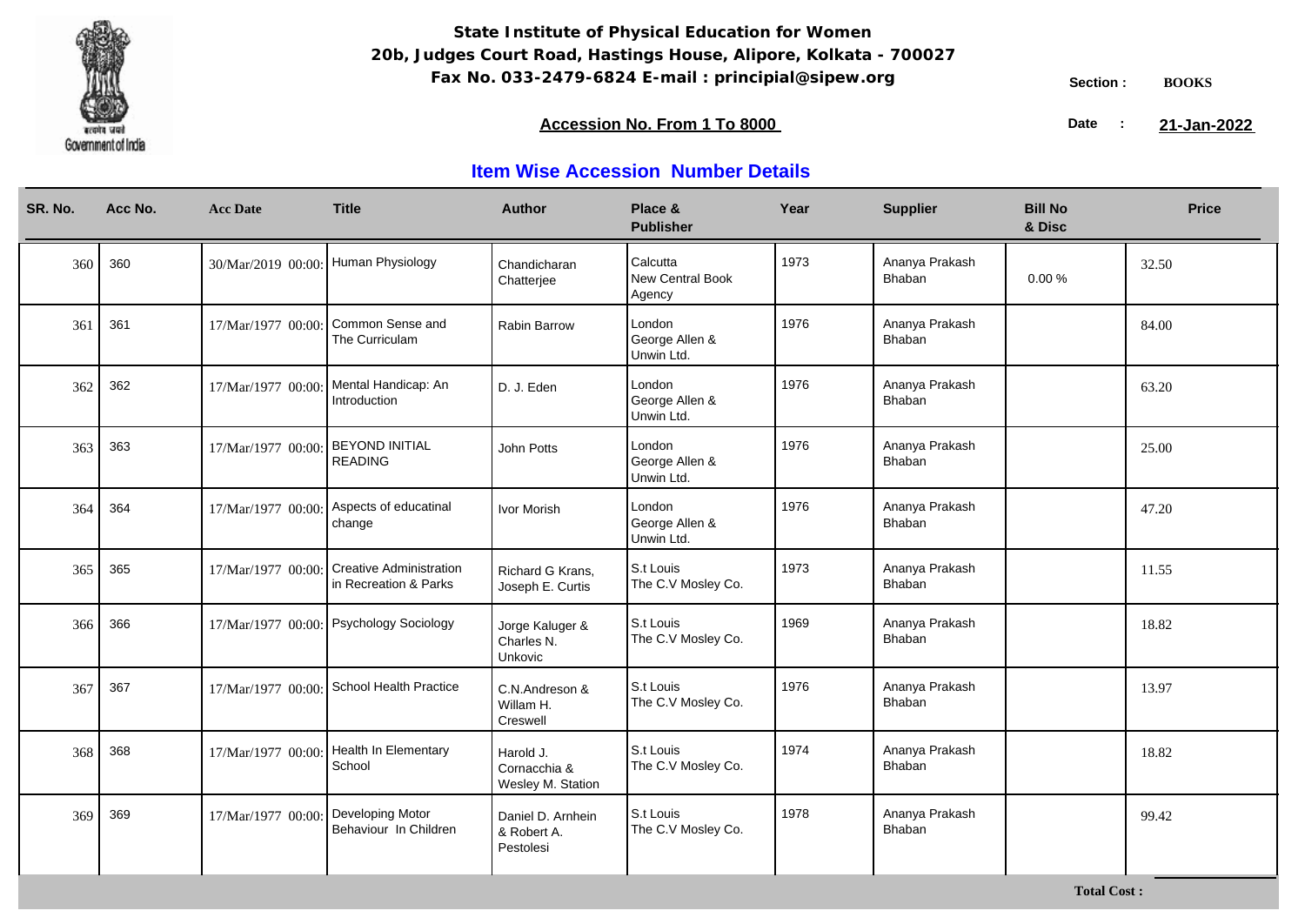# State Institute of Physical Education for Women

**20b, Judges Court Road, Hastings House, Alipore, Kolkata - 700027**

**Fax No. 033-2479-6824 E-mail : principial@sipew.org**

**Section :** BOOKS

**Accession No. From 1 To 8000**

**Date :** 21-Jan-2022

## Item Wise Accession Number Details

| SR. No. | Acc No. | Acc Date | Title | Author | Place & Publisher | Year | Supplier | Bill No & Disc | Price |
|---|---|---|---|---|---|---|---|---|---|
| 360 | 360 | 30/Mar/2019 00:00: | Human Physiology | Chandicharan Chatterjee | Calcutta New Central Book Agency | 1973 | Ananya Prakash Bhaban | 0.00 % | 32.50 |
| 361 | 361 | 17/Mar/1977 00:00: | Common Sense and The Curriculam | Rabin Barrow | London George Allen & Unwin Ltd. | 1976 | Ananya Prakash Bhaban | | 84.00 |
| 362 | 362 | 17/Mar/1977 00:00: | Mental Handicap: An Introduction | D. J. Eden | London George Allen & Unwin Ltd. | 1976 | Ananya Prakash Bhaban | | 63.20 |
| 363 | 363 | 17/Mar/1977 00:00: | BEYOND INITIAL READING | John Potts | London George Allen & Unwin Ltd. | 1976 | Ananya Prakash Bhaban | | 25.00 |
| 364 | 364 | 17/Mar/1977 00:00: | Aspects of educatinal change | Ivor Morish | London George Allen & Unwin Ltd. | 1976 | Ananya Prakash Bhaban | | 47.20 |
| 365 | 365 | 17/Mar/1977 00:00: | Creative Administration in Recreation & Parks | Richard G Krans, Joseph E. Curtis | S.t Louis The C.V Mosley Co. | 1973 | Ananya Prakash Bhaban | | 11.55 |
| 366 | 366 | 17/Mar/1977 00:00: | Psychology Sociology | Jorge Kaluger & Charles N. Unkovic | S.t Louis The C.V Mosley Co. | 1969 | Ananya Prakash Bhaban | | 18.82 |
| 367 | 367 | 17/Mar/1977 00:00: | School Health Practice | C.N.Andreson & Willam H. Creswell | S.t Louis The C.V Mosley Co. | 1976 | Ananya Prakash Bhaban | | 13.97 |
| 368 | 368 | 17/Mar/1977 00:00: | Health In Elementary School | Harold J. Cornacchia & Wesley M. Station | S.t Louis The C.V Mosley Co. | 1974 | Ananya Prakash Bhaban | | 18.82 |
| 369 | 369 | 17/Mar/1977 00:00: | Developing Motor Behaviour In Children | Daniel D. Arnhein & Robert A. Pestolesi | S.t Louis The C.V Mosley Co. | 1978 | Ananya Prakash Bhaban | | 99.42 |

**Total Cost :**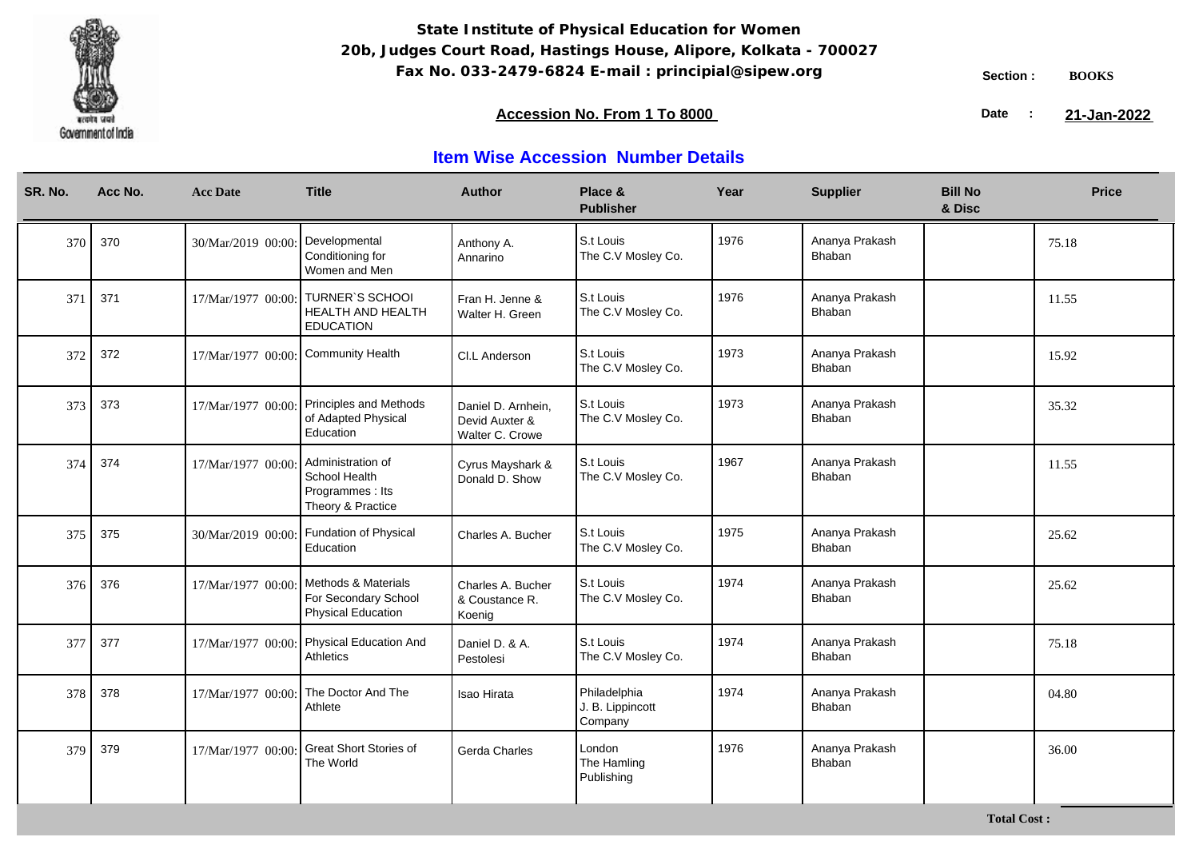**State Institute of Physical Education for Women**
**20b, Judges Court Road, Hastings House, Alipore, Kolkata - 700027**
**Fax No. 033-2479-6824 E-mail : principial@sipew.org**

Section : **BOOKS**

**Accession No. From 1 To 8000**

Date : **21-Jan-2022**

## Item Wise Accession Number Details

| SR. No. | Acc No. | Acc Date | Title | Author | Place & Publisher | Year | Supplier | Bill No & Disc | Price |
|---|---|---|---|---|---|---|---|---|---|
| 370 | 370 | 30/Mar/2019 00:00: | Developmental Conditioning for Women and Men | Anthony A. Annarino | S.t Louis The C.V Mosley Co. | 1976 | Ananya Prakash Bhaban | | 75.18 |
| 371 | 371 | 17/Mar/1977 00:00: | TURNER`S SCHOOl HEALTH AND HEALTH EDUCATION | Fran H. Jenne & Walter H. Green | S.t Louis The C.V Mosley Co. | 1976 | Ananya Prakash Bhaban | | 11.55 |
| 372 | 372 | 17/Mar/1977 00:00: | Community Health | Cl.L Anderson | S.t Louis The C.V Mosley Co. | 1973 | Ananya Prakash Bhaban | | 15.92 |
| 373 | 373 | 17/Mar/1977 00:00: | Principles and Methods of Adapted Physical Education | Daniel D. Arnhein, Devid Auxter & Walter C. Crowe | S.t Louis The C.V Mosley Co. | 1973 | Ananya Prakash Bhaban | | 35.32 |
| 374 | 374 | 17/Mar/1977 00:00: | Administration of School Health Programmes : Its Theory & Practice | Cyrus Mayshark & Donald D. Show | S.t Louis The C.V Mosley Co. | 1967 | Ananya Prakash Bhaban | | 11.55 |
| 375 | 375 | 30/Mar/2019 00:00: | Fundation of Physical Education | Charles A. Bucher | S.t Louis The C.V Mosley Co. | 1975 | Ananya Prakash Bhaban | | 25.62 |
| 376 | 376 | 17/Mar/1977 00:00: | Methods & Materials For Secondary School Physical Education | Charles A. Bucher & Coustance R. Koenig | S.t Louis The C.V Mosley Co. | 1974 | Ananya Prakash Bhaban | | 25.62 |
| 377 | 377 | 17/Mar/1977 00:00: | Physical Education And Athletics | Daniel D. & A. Pestolesi | S.t Louis The C.V Mosley Co. | 1974 | Ananya Prakash Bhaban | | 75.18 |
| 378 | 378 | 17/Mar/1977 00:00: | The Doctor And The Athlete | Isao Hirata | Philadelphia J. B. Lippincott Company | 1974 | Ananya Prakash Bhaban | | 04.80 |
| 379 | 379 | 17/Mar/1977 00:00: | Great Short Stories of The World | Gerda Charles | London The Hamling Publishing | 1976 | Ananya Prakash Bhaban | | 36.00 |

**Total Cost :**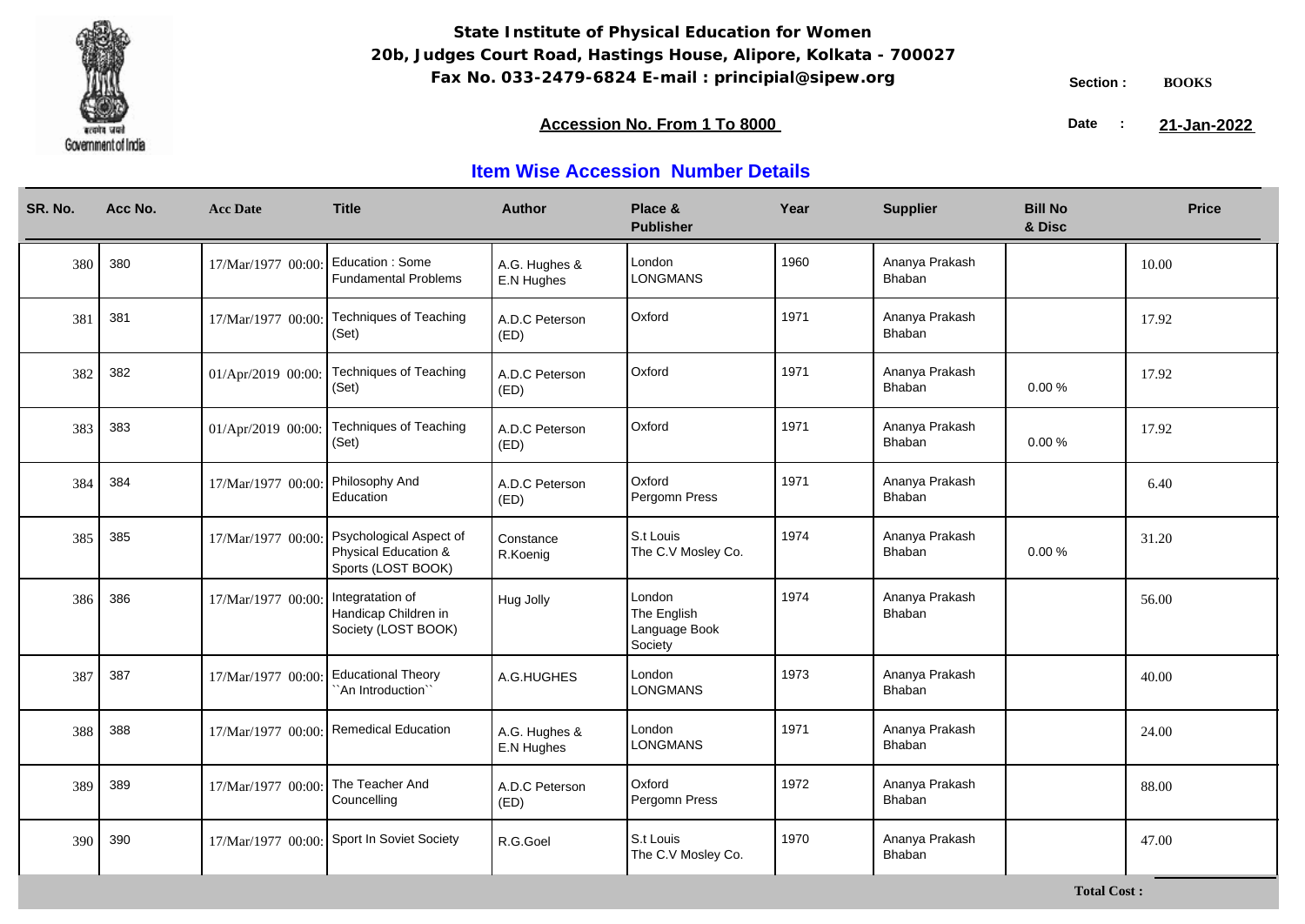**State Institute of Physical Education for Women**
**20b, Judges Court Road, Hastings House, Alipore, Kolkata - 700027**
**Fax No. 033-2479-6824 E-mail : principial@sipew.org**

Section : **BOOKS**

**Accession No. From 1 To 8000**

Date : **21-Jan-2022**

## Item Wise Accession Number Details

| SR. No. | Acc No. | Acc Date | Title | Author | Place & Publisher | Year | Supplier | Bill No & Disc | Price |
|---|---|---|---|---|---|---|---|---|---|
| 380 | 380 | 17/Mar/1977 00:00: | Education : Some Fundamental Problems | A.G. Hughes & E.N Hughes | London LONGMANS | 1960 | Ananya Prakash Bhaban | | 10.00 |
| 381 | 381 | 17/Mar/1977 00:00: | Techniques of Teaching (Set) | A.D.C Peterson (ED) | Oxford | 1971 | Ananya Prakash Bhaban | | 17.92 |
| 382 | 382 | 01/Apr/2019 00:00: | Techniques of Teaching (Set) | A.D.C Peterson (ED) | Oxford | 1971 | Ananya Prakash Bhaban | 0.00 % | 17.92 |
| 383 | 383 | 01/Apr/2019 00:00: | Techniques of Teaching (Set) | A.D.C Peterson (ED) | Oxford | 1971 | Ananya Prakash Bhaban | 0.00 % | 17.92 |
| 384 | 384 | 17/Mar/1977 00:00: | Philosophy And Education | A.D.C Peterson (ED) | Oxford Pergomn Press | 1971 | Ananya Prakash Bhaban | | 6.40 |
| 385 | 385 | 17/Mar/1977 00:00: | Psychological Aspect of Physical Education & Sports (LOST BOOK) | Constance R.Koenig | S.t Louis The C.V Mosley Co. | 1974 | Ananya Prakash Bhaban | 0.00 % | 31.20 |
| 386 | 386 | 17/Mar/1977 00:00: | Integratation of Handicap Children in Society (LOST BOOK) | Hug Jolly | London The English Language Book Society | 1974 | Ananya Prakash Bhaban | | 56.00 |
| 387 | 387 | 17/Mar/1977 00:00: | Educational Theory ``An Introduction`` | A.G.HUGHES | London LONGMANS | 1973 | Ananya Prakash Bhaban | | 40.00 |
| 388 | 388 | 17/Mar/1977 00:00: | Remedical Education | A.G. Hughes & E.N Hughes | London LONGMANS | 1971 | Ananya Prakash Bhaban | | 24.00 |
| 389 | 389 | 17/Mar/1977 00:00: | The Teacher And Councelling | A.D.C Peterson (ED) | Oxford Pergomn Press | 1972 | Ananya Prakash Bhaban | | 88.00 |
| 390 | 390 | 17/Mar/1977 00:00: | Sport In Soviet Society | R.G.Goel | S.t Louis The C.V Mosley Co. | 1970 | Ananya Prakash Bhaban | | 47.00 |

**Total Cost :**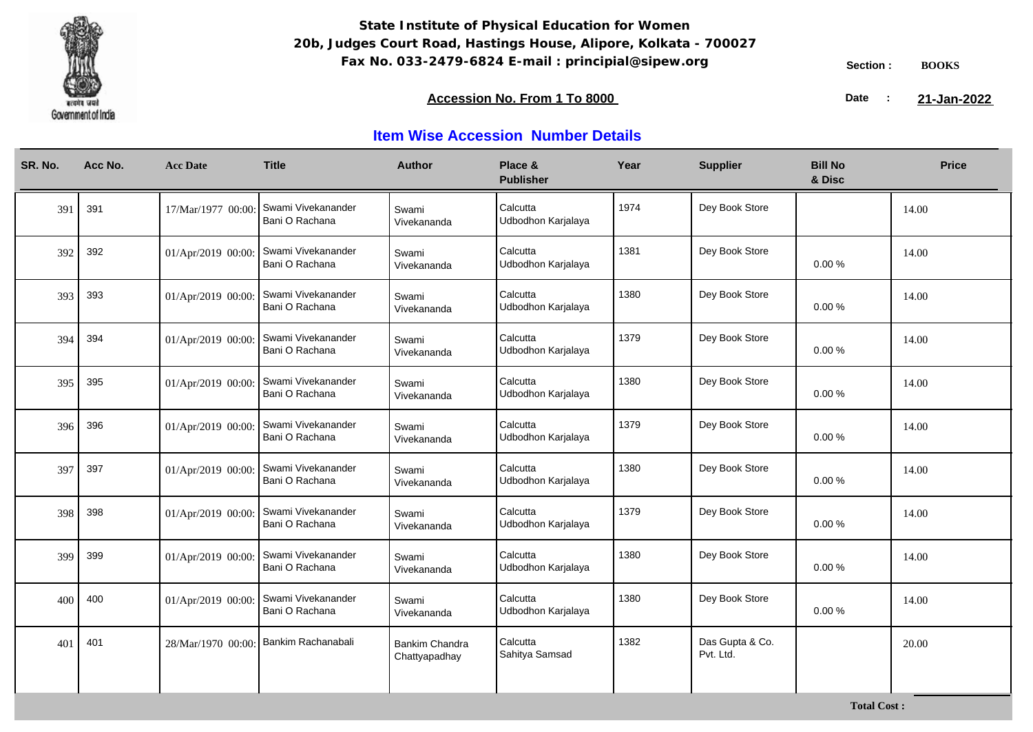**State Institute of Physical Education for Women**
**20b, Judges Court Road, Hastings House, Alipore, Kolkata - 700027**
**Fax No. 033-2479-6824 E-mail : principial@sipew.org**

Section : **BOOKS**

**Accession No. From 1 To 8000**

Date : **21-Jan-2022**

## Item Wise Accession Number Details

| SR. No. | Acc No. | Acc Date | Title | Author | Place & Publisher | Year | Supplier | Bill No & Disc | Price |
|---|---|---|---|---|---|---|---|---|---|
| 391 | 391 | 17/Mar/1977 00:00: | Swami Vivekanander Bani O Rachana | Swami Vivekananda | Calcutta Udbodhon Karjalaya | 1974 | Dey Book Store | | 14.00 |
| 392 | 392 | 01/Apr/2019 00:00: | Swami Vivekanander Bani O Rachana | Swami Vivekananda | Calcutta Udbodhon Karjalaya | 1381 | Dey Book Store | 0.00 % | 14.00 |
| 393 | 393 | 01/Apr/2019 00:00: | Swami Vivekanander Bani O Rachana | Swami Vivekananda | Calcutta Udbodhon Karjalaya | 1380 | Dey Book Store | 0.00 % | 14.00 |
| 394 | 394 | 01/Apr/2019 00:00: | Swami Vivekanander Bani O Rachana | Swami Vivekananda | Calcutta Udbodhon Karjalaya | 1379 | Dey Book Store | 0.00 % | 14.00 |
| 395 | 395 | 01/Apr/2019 00:00: | Swami Vivekanander Bani O Rachana | Swami Vivekananda | Calcutta Udbodhon Karjalaya | 1380 | Dey Book Store | 0.00 % | 14.00 |
| 396 | 396 | 01/Apr/2019 00:00: | Swami Vivekanander Bani O Rachana | Swami Vivekananda | Calcutta Udbodhon Karjalaya | 1379 | Dey Book Store | 0.00 % | 14.00 |
| 397 | 397 | 01/Apr/2019 00:00: | Swami Vivekanander Bani O Rachana | Swami Vivekananda | Calcutta Udbodhon Karjalaya | 1380 | Dey Book Store | 0.00 % | 14.00 |
| 398 | 398 | 01/Apr/2019 00:00: | Swami Vivekanander Bani O Rachana | Swami Vivekananda | Calcutta Udbodhon Karjalaya | 1379 | Dey Book Store | 0.00 % | 14.00 |
| 399 | 399 | 01/Apr/2019 00:00: | Swami Vivekanander Bani O Rachana | Swami Vivekananda | Calcutta Udbodhon Karjalaya | 1380 | Dey Book Store | 0.00 % | 14.00 |
| 400 | 400 | 01/Apr/2019 00:00: | Swami Vivekanander Bani O Rachana | Swami Vivekananda | Calcutta Udbodhon Karjalaya | 1380 | Dey Book Store | 0.00 % | 14.00 |
| 401 | 401 | 28/Mar/1970 00:00: | Bankim Rachanabali | Bankim Chandra Chattyapadhay | Calcutta Sahitya Samsad | 1382 | Das Gupta & Co. Pvt. Ltd. | | 20.00 |

**Total Cost :**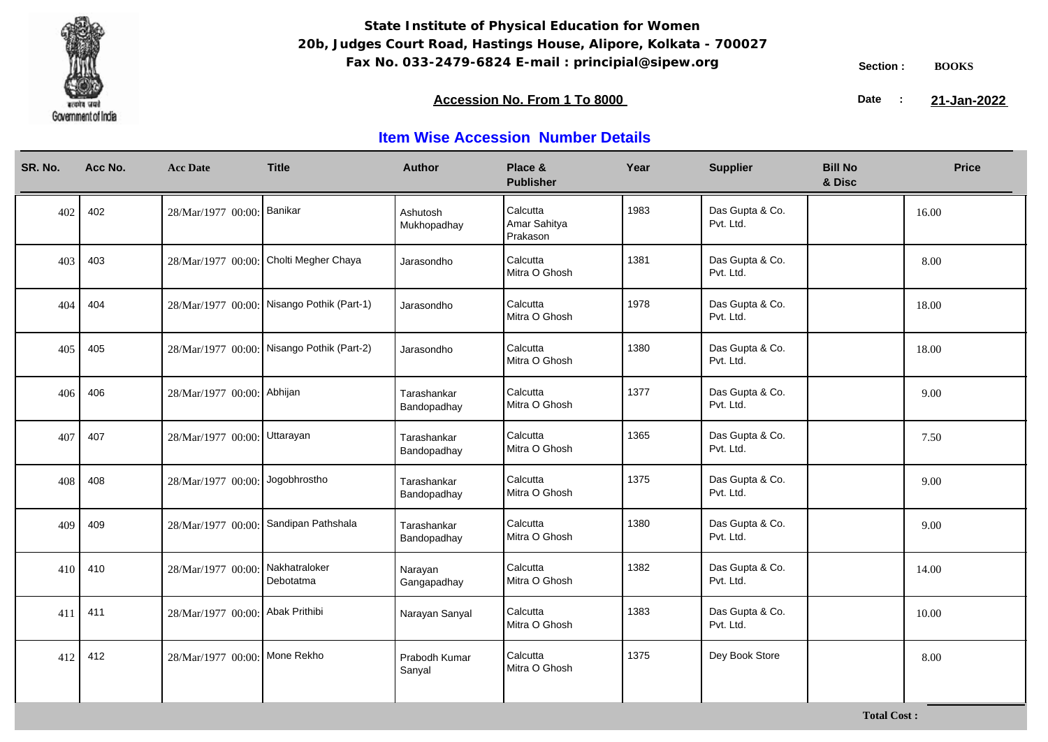**State Institute of Physical Education for Women**
**20b, Judges Court Road, Hastings House, Alipore, Kolkata - 700027**
**Fax No. 033-2479-6824 E-mail : principial@sipew.org**

**Section :** BOOKS

**Accession No. From 1 To 8000**

**Date :** 21-Jan-2022

## Item Wise Accession Number Details

| SR. No. | Acc No. | Acc Date | Title | Author | Place & Publisher | Year | Supplier | Bill No & Disc | Price |
|---|---|---|---|---|---|---|---|---|---|
| 402 | 402 | 28/Mar/1977 00:00: | Banikar | Ashutosh Mukhopadhay | Calcutta Amar Sahitya Prakason | 1983 | Das Gupta & Co. Pvt. Ltd. | | 16.00 |
| 403 | 403 | 28/Mar/1977 00:00: | Cholti Megher Chaya | Jarasondho | Calcutta Mitra O Ghosh | 1381 | Das Gupta & Co. Pvt. Ltd. | | 8.00 |
| 404 | 404 | 28/Mar/1977 00:00: | Nisango Pothik (Part-1) | Jarasondho | Calcutta Mitra O Ghosh | 1978 | Das Gupta & Co. Pvt. Ltd. | | 18.00 |
| 405 | 405 | 28/Mar/1977 00:00: | Nisango Pothik (Part-2) | Jarasondho | Calcutta Mitra O Ghosh | 1380 | Das Gupta & Co. Pvt. Ltd. | | 18.00 |
| 406 | 406 | 28/Mar/1977 00:00: | Abhijan | Tarashankar Bandopadhay | Calcutta Mitra O Ghosh | 1377 | Das Gupta & Co. Pvt. Ltd. | | 9.00 |
| 407 | 407 | 28/Mar/1977 00:00: | Uttarayan | Tarashankar Bandopadhay | Calcutta Mitra O Ghosh | 1365 | Das Gupta & Co. Pvt. Ltd. | | 7.50 |
| 408 | 408 | 28/Mar/1977 00:00: | Jogobhrostho | Tarashankar Bandopadhay | Calcutta Mitra O Ghosh | 1375 | Das Gupta & Co. Pvt. Ltd. | | 9.00 |
| 409 | 409 | 28/Mar/1977 00:00: | Sandipan Pathshala | Tarashankar Bandopadhay | Calcutta Mitra O Ghosh | 1380 | Das Gupta & Co. Pvt. Ltd. | | 9.00 |
| 410 | 410 | 28/Mar/1977 00:00: | Nakhatraloker Debotatma | Narayan Gangapadhay | Calcutta Mitra O Ghosh | 1382 | Das Gupta & Co. Pvt. Ltd. | | 14.00 |
| 411 | 411 | 28/Mar/1977 00:00: | Abak Prithibi | Narayan Sanyal | Calcutta Mitra O Ghosh | 1383 | Das Gupta & Co. Pvt. Ltd. | | 10.00 |
| 412 | 412 | 28/Mar/1977 00:00: | Mone Rekho | Prabodh Kumar Sanyal | Calcutta Mitra O Ghosh | 1375 | Dey Book Store | | 8.00 |

**Total Cost :**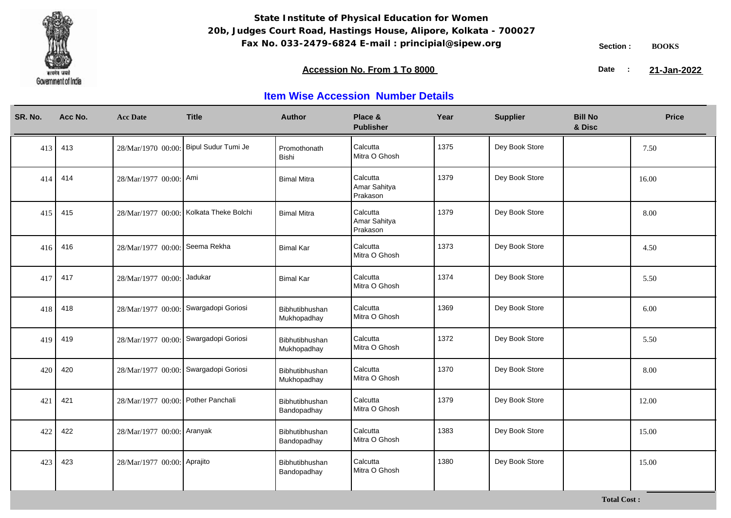**State Institute of Physical Education for Women**
**20b, Judges Court Road, Hastings House, Alipore, Kolkata - 700027**
**Fax No. 033-2479-6824 E-mail : principial@sipew.org**

Section : **BOOKS**

**Accession No. From 1 To 8000**

Date : **21-Jan-2022**

## Item Wise Accession Number Details

| SR. No. | Acc No. | Acc Date | Title | Author | Place & Publisher | Year | Supplier | Bill No & Disc | Price |
|---|---|---|---|---|---|---|---|---|---|
| 413 | 413 | 28/Mar/1970 00:00: | Bipul Sudur Tumi Je | Promothonath Bishi | Calcutta Mitra O Ghosh | 1375 | Dey Book Store | | 7.50 |
| 414 | 414 | 28/Mar/1977 00:00: | Ami | Bimal Mitra | Calcutta Amar Sahitya Prakason | 1379 | Dey Book Store | | 16.00 |
| 415 | 415 | 28/Mar/1977 00:00: | Kolkata Theke Bolchi | Bimal Mitra | Calcutta Amar Sahitya Prakason | 1379 | Dey Book Store | | 8.00 |
| 416 | 416 | 28/Mar/1977 00:00: | Seema Rekha | Bimal Kar | Calcutta Mitra O Ghosh | 1373 | Dey Book Store | | 4.50 |
| 417 | 417 | 28/Mar/1977 00:00: | Jadukar | Bimal Kar | Calcutta Mitra O Ghosh | 1374 | Dey Book Store | | 5.50 |
| 418 | 418 | 28/Mar/1977 00:00: | Swargadopi Goriosi | Bibhutibhushan Mukhopadhay | Calcutta Mitra O Ghosh | 1369 | Dey Book Store | | 6.00 |
| 419 | 419 | 28/Mar/1977 00:00: | Swargadopi Goriosi | Bibhutibhushan Mukhopadhay | Calcutta Mitra O Ghosh | 1372 | Dey Book Store | | 5.50 |
| 420 | 420 | 28/Mar/1977 00:00: | Swargadopi Goriosi | Bibhutibhushan Mukhopadhay | Calcutta Mitra O Ghosh | 1370 | Dey Book Store | | 8.00 |
| 421 | 421 | 28/Mar/1977 00:00: | Pother Panchali | Bibhutibhushan Bandopadhay | Calcutta Mitra O Ghosh | 1379 | Dey Book Store | | 12.00 |
| 422 | 422 | 28/Mar/1977 00:00: | Aranyak | Bibhutibhushan Bandopadhay | Calcutta Mitra O Ghosh | 1383 | Dey Book Store | | 15.00 |
| 423 | 423 | 28/Mar/1977 00:00: | Aprajito | Bibhutibhushan Bandopadhay | Calcutta Mitra O Ghosh | 1380 | Dey Book Store | | 15.00 |

**Total Cost :**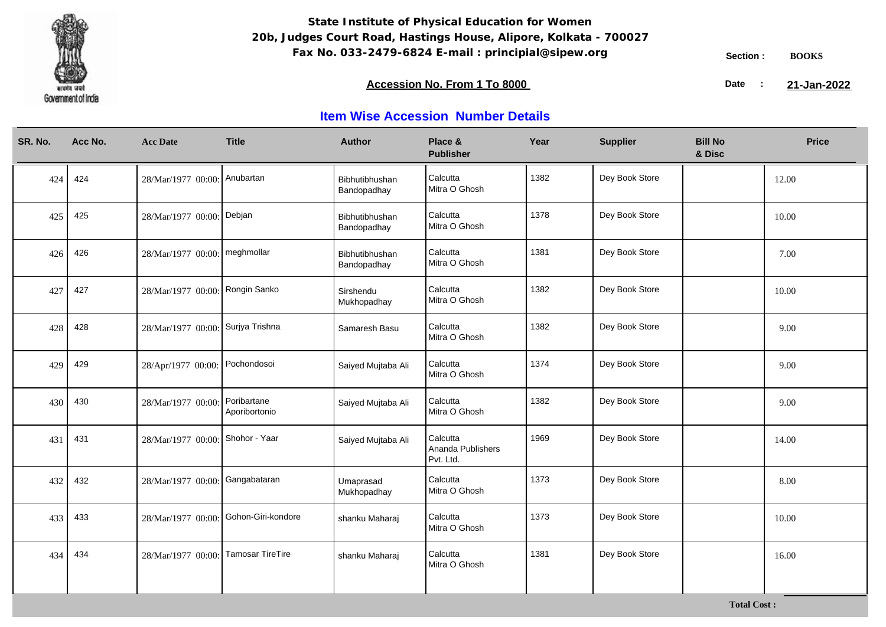**State Institute of Physical Education for Women**
**20b, Judges Court Road, Hastings House, Alipore, Kolkata - 700027**
**Fax No. 033-2479-6824 E-mail : principial@sipew.org**

Section : **BOOKS**

**Accession No. From 1 To 8000**

Date : **21-Jan-2022**

## Item Wise Accession Number Details

| SR. No. | Acc No. | Acc Date | Title | Author | Place & Publisher | Year | Supplier | Bill No & Disc | Price |
|---|---|---|---|---|---|---|---|---|---|
| 424 | 424 | 28/Mar/1977 00:00: | Anubartan | Bibhutibhushan Bandopadhay | Calcutta Mitra O Ghosh | 1382 | Dey Book Store | | 12.00 |
| 425 | 425 | 28/Mar/1977 00:00: | Debjan | Bibhutibhushan Bandopadhay | Calcutta Mitra O Ghosh | 1378 | Dey Book Store | | 10.00 |
| 426 | 426 | 28/Mar/1977 00:00: | meghmollar | Bibhutibhushan Bandopadhay | Calcutta Mitra O Ghosh | 1381 | Dey Book Store | | 7.00 |
| 427 | 427 | 28/Mar/1977 00:00: | Rongin Sanko | Sirshendu Mukhopadhay | Calcutta Mitra O Ghosh | 1382 | Dey Book Store | | 10.00 |
| 428 | 428 | 28/Mar/1977 00:00: | Surjya Trishna | Samaresh Basu | Calcutta Mitra O Ghosh | 1382 | Dey Book Store | | 9.00 |
| 429 | 429 | 28/Apr/1977 00:00: | Pochondosoi | Saiyed Mujtaba Ali | Calcutta Mitra O Ghosh | 1374 | Dey Book Store | | 9.00 |
| 430 | 430 | 28/Mar/1977 00:00: | Poribartane Aporibortonio | Saiyed Mujtaba Ali | Calcutta Mitra O Ghosh | 1382 | Dey Book Store | | 9.00 |
| 431 | 431 | 28/Mar/1977 00:00: | Shohor - Yaar | Saiyed Mujtaba Ali | Calcutta Ananda Publishers Pvt. Ltd. | 1969 | Dey Book Store | | 14.00 |
| 432 | 432 | 28/Mar/1977 00:00: | Gangabataran | Umaprasad Mukhopadhay | Calcutta Mitra O Ghosh | 1373 | Dey Book Store | | 8.00 |
| 433 | 433 | 28/Mar/1977 00:00: | Gohon-Giri-kondore | shanku Maharaj | Calcutta Mitra O Ghosh | 1373 | Dey Book Store | | 10.00 |
| 434 | 434 | 28/Mar/1977 00:00: | Tamosar TireTire | shanku Maharaj | Calcutta Mitra O Ghosh | 1381 | Dey Book Store | | 16.00 |

**Total Cost :**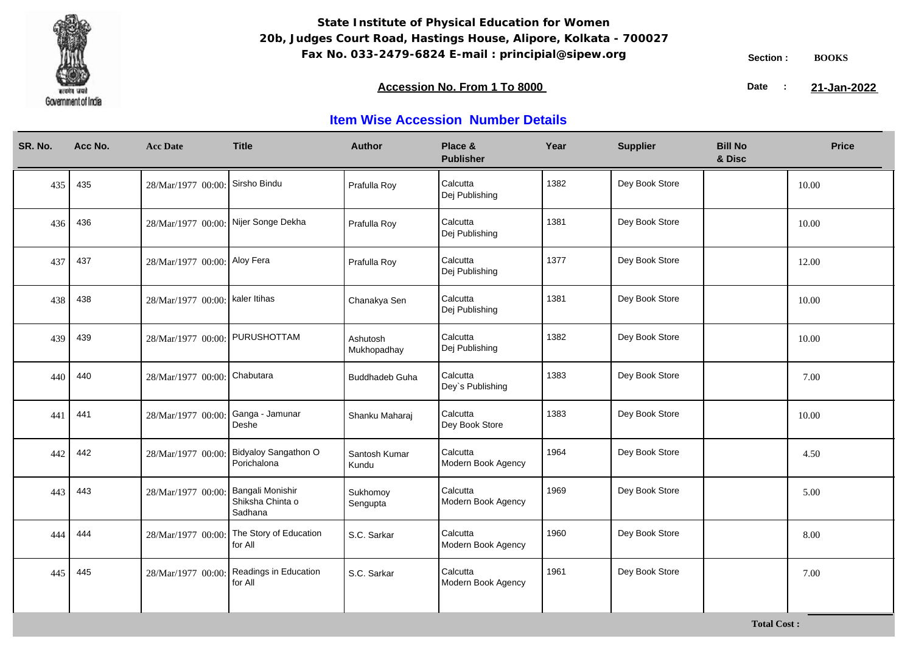**State Institute of Physical Education for Women**
**20b, Judges Court Road, Hastings House, Alipore, Kolkata - 700027**
**Fax No. 033-2479-6824 E-mail : principial@sipew.org**

Section : **BOOKS**

**Accession No. From 1 To 8000**

Date : **21-Jan-2022**

## Item Wise Accession Number Details

| SR. No. | Acc No. | Acc Date | Title | Author | Place & Publisher | Year | Supplier | Bill No & Disc | Price |
|---|---|---|---|---|---|---|---|---|---|
| 435 | 435 | 28/Mar/1977 00:00: | Sirsho Bindu | Prafulla Roy | Calcutta Dej Publishing | 1382 | Dey Book Store | | 10.00 |
| 436 | 436 | 28/Mar/1977 00:00: | Nijer Songe Dekha | Prafulla Roy | Calcutta Dej Publishing | 1381 | Dey Book Store | | 10.00 |
| 437 | 437 | 28/Mar/1977 00:00: | Aloy Fera | Prafulla Roy | Calcutta Dej Publishing | 1377 | Dey Book Store | | 12.00 |
| 438 | 438 | 28/Mar/1977 00:00: | kaler Itihas | Chanakya Sen | Calcutta Dej Publishing | 1381 | Dey Book Store | | 10.00 |
| 439 | 439 | 28/Mar/1977 00:00: | PURUSHOTTAM | Ashutosh Mukhopadhay | Calcutta Dej Publishing | 1382 | Dey Book Store | | 10.00 |
| 440 | 440 | 28/Mar/1977 00:00: | Chabutara | Buddhadeb Guha | Calcutta Dey`s Publishing | 1383 | Dey Book Store | | 7.00 |
| 441 | 441 | 28/Mar/1977 00:00: | Ganga - Jamunar Deshe | Shanku Maharaj | Calcutta Dey Book Store | 1383 | Dey Book Store | | 10.00 |
| 442 | 442 | 28/Mar/1977 00:00: | Bidyaloy Sangathon O Porichalona | Santosh Kumar Kundu | Calcutta Modern Book Agency | 1964 | Dey Book Store | | 4.50 |
| 443 | 443 | 28/Mar/1977 00:00: | Bangali Monishir Shiksha Chinta o Sadhana | Sukhomoy Sengupta | Calcutta Modern Book Agency | 1969 | Dey Book Store | | 5.00 |
| 444 | 444 | 28/Mar/1977 00:00: | The Story of Education for All | S.C. Sarkar | Calcutta Modern Book Agency | 1960 | Dey Book Store | | 8.00 |
| 445 | 445 | 28/Mar/1977 00:00: | Readings in Education for All | S.C. Sarkar | Calcutta Modern Book Agency | 1961 | Dey Book Store | | 7.00 |

**Total Cost :**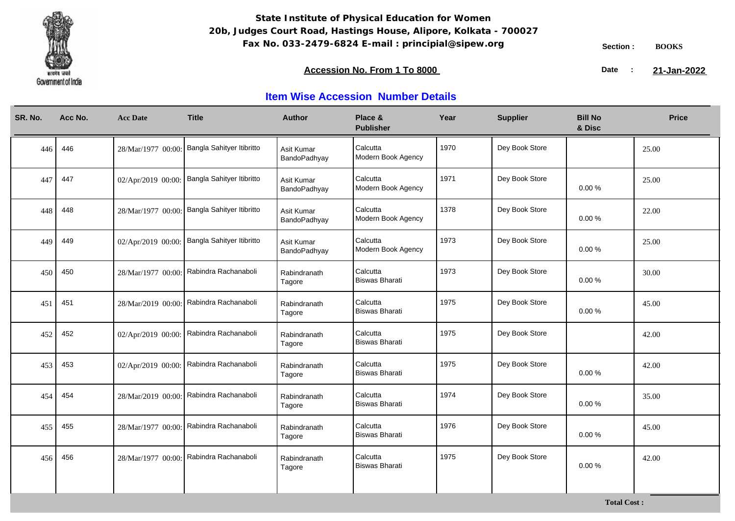**State Institute of Physical Education for Women**
**20b, Judges Court Road, Hastings House, Alipore, Kolkata - 700027**
**Fax No. 033-2479-6824 E-mail : principial@sipew.org**

Section : **BOOKS**

**Accession No. From 1 To 8000**

Date : **21-Jan-2022**

## Item Wise Accession Number Details

| SR. No. | Acc No. | Acc Date | Title | Author | Place & Publisher | Year | Supplier | Bill No & Disc | Price |
|---|---|---|---|---|---|---|---|---|---|
| 446 | 446 | 28/Mar/1977 00:00: | Bangla Sahityer Itibritto | Asit Kumar BandoPadhyay | Calcutta Modern Book Agency | 1970 | Dey Book Store | | 25.00 |
| 447 | 447 | 02/Apr/2019 00:00: | Bangla Sahityer Itibritto | Asit Kumar BandoPadhyay | Calcutta Modern Book Agency | 1971 | Dey Book Store | 0.00 % | 25.00 |
| 448 | 448 | 28/Mar/1977 00:00: | Bangla Sahityer Itibritto | Asit Kumar BandoPadhyay | Calcutta Modern Book Agency | 1378 | Dey Book Store | 0.00 % | 22.00 |
| 449 | 449 | 02/Apr/2019 00:00: | Bangla Sahityer Itibritto | Asit Kumar BandoPadhyay | Calcutta Modern Book Agency | 1973 | Dey Book Store | 0.00 % | 25.00 |
| 450 | 450 | 28/Mar/1977 00:00: | Rabindra Rachanaboli | Rabindranath Tagore | Calcutta Biswas Bharati | 1973 | Dey Book Store | 0.00 % | 30.00 |
| 451 | 451 | 28/Mar/2019 00:00: | Rabindra Rachanaboli | Rabindranath Tagore | Calcutta Biswas Bharati | 1975 | Dey Book Store | 0.00 % | 45.00 |
| 452 | 452 | 02/Apr/2019 00:00: | Rabindra Rachanaboli | Rabindranath Tagore | Calcutta Biswas Bharati | 1975 | Dey Book Store | | 42.00 |
| 453 | 453 | 02/Apr/2019 00:00: | Rabindra Rachanaboli | Rabindranath Tagore | Calcutta Biswas Bharati | 1975 | Dey Book Store | 0.00 % | 42.00 |
| 454 | 454 | 28/Mar/2019 00:00: | Rabindra Rachanaboli | Rabindranath Tagore | Calcutta Biswas Bharati | 1974 | Dey Book Store | 0.00 % | 35.00 |
| 455 | 455 | 28/Mar/1977 00:00: | Rabindra Rachanaboli | Rabindranath Tagore | Calcutta Biswas Bharati | 1976 | Dey Book Store | 0.00 % | 45.00 |
| 456 | 456 | 28/Mar/1977 00:00: | Rabindra Rachanaboli | Rabindranath Tagore | Calcutta Biswas Bharati | 1975 | Dey Book Store | 0.00 % | 42.00 |

**Total Cost :**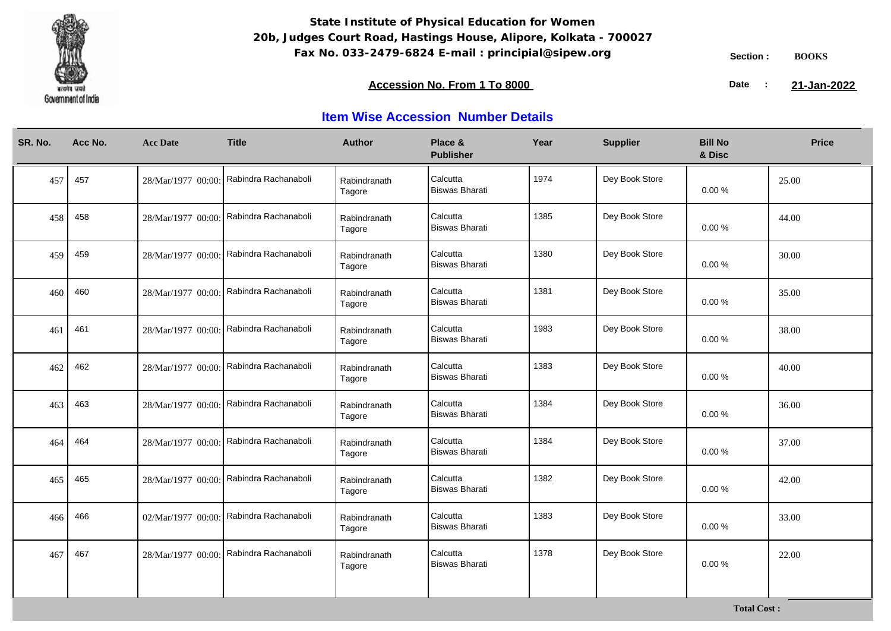**State Institute of Physical Education for Women**
**20b, Judges Court Road, Hastings House, Alipore, Kolkata - 700027**
**Fax No. 033-2479-6824 E-mail : principial@sipew.org**

Section : **BOOKS**

**Accession No. From 1 To 8000**

Date : **21-Jan-2022**

## Item Wise Accession Number Details

| SR. No. | Acc No. | Acc Date | Title | Author | Place & Publisher | Year | Supplier | Bill No & Disc | Price |
|---|---|---|---|---|---|---|---|---|---|
| 457 | 457 | 28/Mar/1977 00:00: | Rabindra Rachanaboli | Rabindranath Tagore | Calcutta Biswas Bharati | 1974 | Dey Book Store | 0.00 % | 25.00 |
| 458 | 458 | 28/Mar/1977 00:00: | Rabindra Rachanaboli | Rabindranath Tagore | Calcutta Biswas Bharati | 1385 | Dey Book Store | 0.00 % | 44.00 |
| 459 | 459 | 28/Mar/1977 00:00: | Rabindra Rachanaboli | Rabindranath Tagore | Calcutta Biswas Bharati | 1380 | Dey Book Store | 0.00 % | 30.00 |
| 460 | 460 | 28/Mar/1977 00:00: | Rabindra Rachanaboli | Rabindranath Tagore | Calcutta Biswas Bharati | 1381 | Dey Book Store | 0.00 % | 35.00 |
| 461 | 461 | 28/Mar/1977 00:00: | Rabindra Rachanaboli | Rabindranath Tagore | Calcutta Biswas Bharati | 1983 | Dey Book Store | 0.00 % | 38.00 |
| 462 | 462 | 28/Mar/1977 00:00: | Rabindra Rachanaboli | Rabindranath Tagore | Calcutta Biswas Bharati | 1383 | Dey Book Store | 0.00 % | 40.00 |
| 463 | 463 | 28/Mar/1977 00:00: | Rabindra Rachanaboli | Rabindranath Tagore | Calcutta Biswas Bharati | 1384 | Dey Book Store | 0.00 % | 36.00 |
| 464 | 464 | 28/Mar/1977 00:00: | Rabindra Rachanaboli | Rabindranath Tagore | Calcutta Biswas Bharati | 1384 | Dey Book Store | 0.00 % | 37.00 |
| 465 | 465 | 28/Mar/1977 00:00: | Rabindra Rachanaboli | Rabindranath Tagore | Calcutta Biswas Bharati | 1382 | Dey Book Store | 0.00 % | 42.00 |
| 466 | 466 | 02/Mar/1977 00:00: | Rabindra Rachanaboli | Rabindranath Tagore | Calcutta Biswas Bharati | 1383 | Dey Book Store | 0.00 % | 33.00 |
| 467 | 467 | 28/Mar/1977 00:00: | Rabindra Rachanaboli | Rabindranath Tagore | Calcutta Biswas Bharati | 1378 | Dey Book Store | 0.00 % | 22.00 |

**Total Cost :**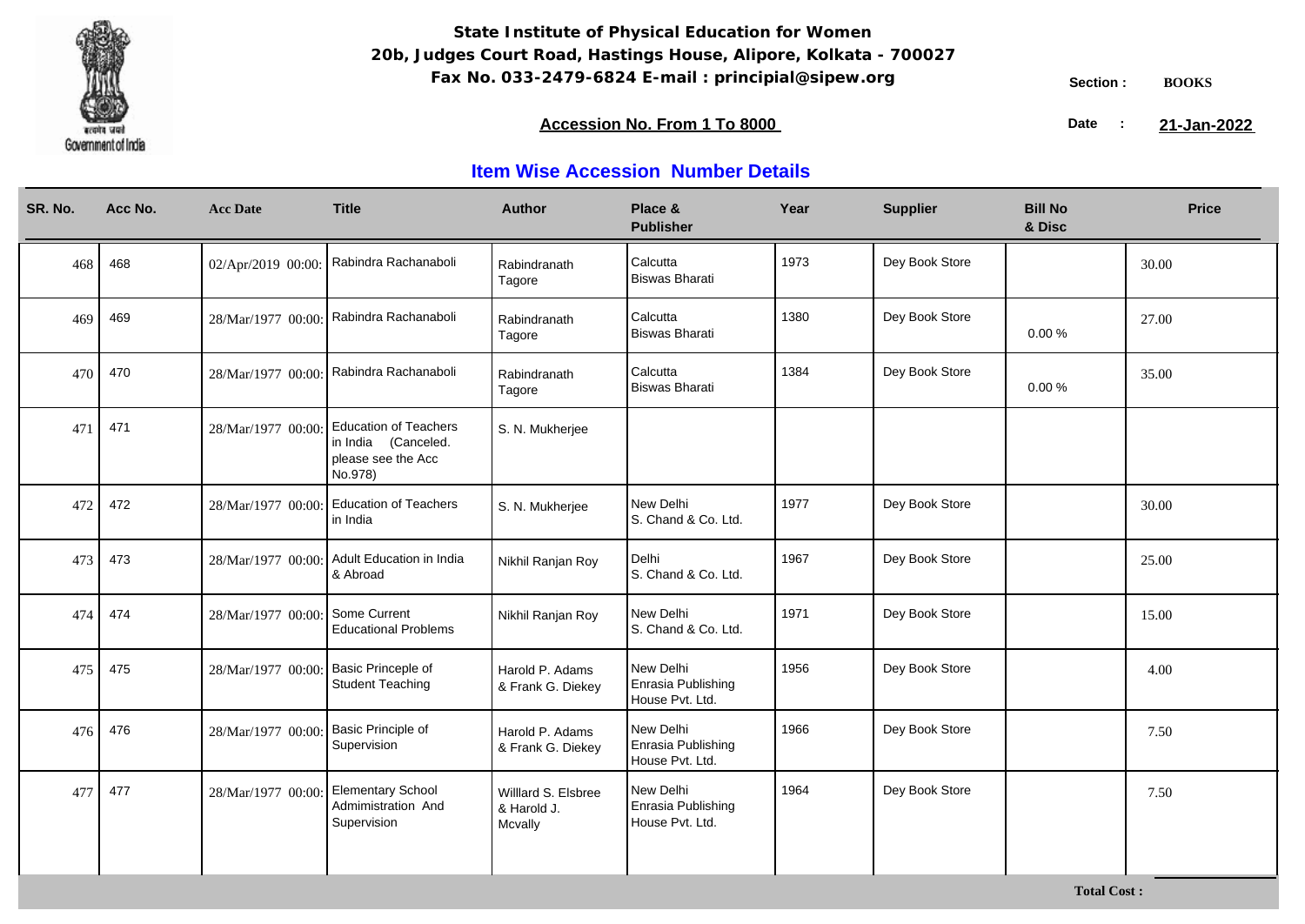**State Institute of Physical Education for Women**
**20b, Judges Court Road, Hastings House, Alipore, Kolkata - 700027**
**Fax No. 033-2479-6824 E-mail : principial@sipew.org**

Section : **BOOKS**

**Accession No. From 1 To 8000**

Date : **21-Jan-2022**

## Item Wise Accession Number Details

| SR. No. | Acc No. | Acc Date | Title | Author | Place & Publisher | Year | Supplier | Bill No & Disc | Price |
|---|---|---|---|---|---|---|---|---|---|
| 468 | 468 | 02/Apr/2019 00:00: | Rabindra Rachanaboli | Rabindranath Tagore | Calcutta Biswas Bharati | 1973 | Dey Book Store | | 30.00 |
| 469 | 469 | 28/Mar/1977 00:00: | Rabindra Rachanaboli | Rabindranath Tagore | Calcutta Biswas Bharati | 1380 | Dey Book Store | 0.00 % | 27.00 |
| 470 | 470 | 28/Mar/1977 00:00: | Rabindra Rachanaboli | Rabindranath Tagore | Calcutta Biswas Bharati | 1384 | Dey Book Store | 0.00 % | 35.00 |
| 471 | 471 | 28/Mar/1977 00:00: | Education of Teachers in India (Canceled. please see the Acc No.978) | S. N. Mukherjee | | | | | |
| 472 | 472 | 28/Mar/1977 00:00: | Education of Teachers in India | S. N. Mukherjee | New Delhi S. Chand & Co. Ltd. | 1977 | Dey Book Store | | 30.00 |
| 473 | 473 | 28/Mar/1977 00:00: | Adult Education in India & Abroad | Nikhil Ranjan Roy | Delhi S. Chand & Co. Ltd. | 1967 | Dey Book Store | | 25.00 |
| 474 | 474 | 28/Mar/1977 00:00: | Some Current Educational Problems | Nikhil Ranjan Roy | New Delhi S. Chand & Co. Ltd. | 1971 | Dey Book Store | | 15.00 |
| 475 | 475 | 28/Mar/1977 00:00: | Basic Princeple of Student Teaching | Harold P. Adams & Frank G. Diekey | New Delhi Enrasia Publishing House Pvt. Ltd. | 1956 | Dey Book Store | | 4.00 |
| 476 | 476 | 28/Mar/1977 00:00: | Basic Principle of Supervision | Harold P. Adams & Frank G. Diekey | New Delhi Enrasia Publishing House Pvt. Ltd. | 1966 | Dey Book Store | | 7.50 |
| 477 | 477 | 28/Mar/1977 00:00: | Elementary School Admimistration And Supervision | Willlard S. Elsbree & Harold J. Mcvally | New Delhi Enrasia Publishing House Pvt. Ltd. | 1964 | Dey Book Store | | 7.50 |

**Total Cost :**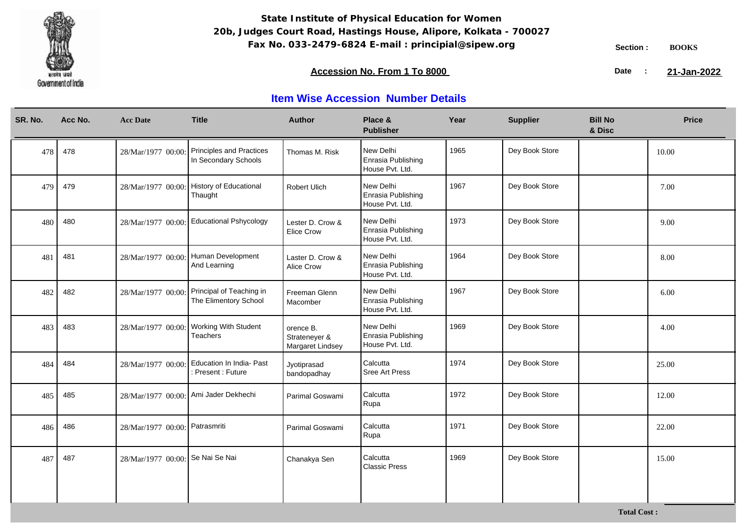**State Institute of Physical Education for Women**
**20b, Judges Court Road, Hastings House, Alipore, Kolkata - 700027**
**Fax No. 033-2479-6824 E-mail : principial@sipew.org**

Section : **BOOKS**

**Accession No. From 1 To 8000**

Date : **21-Jan-2022**

## Item Wise Accession Number Details

| SR. No. | Acc No. | Acc Date | Title | Author | Place & Publisher | Year | Supplier | Bill No & Disc | Price |
|---|---|---|---|---|---|---|---|---|---|
| 478 | 478 | 28/Mar/1977 00:00: | Principles and Practices In Secondary Schools | Thomas M. Risk | New Delhi Enrasia Publishing House Pvt. Ltd. | 1965 | Dey Book Store | | 10.00 |
| 479 | 479 | 28/Mar/1977 00:00: | History of Educational Thaught | Robert Ulich | New Delhi Enrasia Publishing House Pvt. Ltd. | 1967 | Dey Book Store | | 7.00 |
| 480 | 480 | 28/Mar/1977 00:00: | Educational Pshycology | Lester D. Crow & Elice Crow | New Delhi Enrasia Publishing House Pvt. Ltd. | 1973 | Dey Book Store | | 9.00 |
| 481 | 481 | 28/Mar/1977 00:00: | Human Development And Learning | Laster D. Crow & Alice Crow | New Delhi Enrasia Publishing House Pvt. Ltd. | 1964 | Dey Book Store | | 8.00 |
| 482 | 482 | 28/Mar/1977 00:00: | Principal of Teaching in The Elimentory School | Freeman Glenn Macomber | New Delhi Enrasia Publishing House Pvt. Ltd. | 1967 | Dey Book Store | | 6.00 |
| 483 | 483 | 28/Mar/1977 00:00: | Working With Student Teachers | orence B. Strateneyer & Margaret Lindsey | New Delhi Enrasia Publishing House Pvt. Ltd. | 1969 | Dey Book Store | | 4.00 |
| 484 | 484 | 28/Mar/1977 00:00: | Education In India- Past : Present : Future | Jyotiprasad bandopadhay | Calcutta Sree Art Press | 1974 | Dey Book Store | | 25.00 |
| 485 | 485 | 28/Mar/1977 00:00: | Ami Jader Dekhechi | Parimal Goswami | Calcutta Rupa | 1972 | Dey Book Store | | 12.00 |
| 486 | 486 | 28/Mar/1977 00:00: | Patrasmriti | Parimal Goswami | Calcutta Rupa | 1971 | Dey Book Store | | 22.00 |
| 487 | 487 | 28/Mar/1977 00:00: | Se Nai Se Nai | Chanakya Sen | Calcutta Classic Press | 1969 | Dey Book Store | | 15.00 |

**Total Cost :**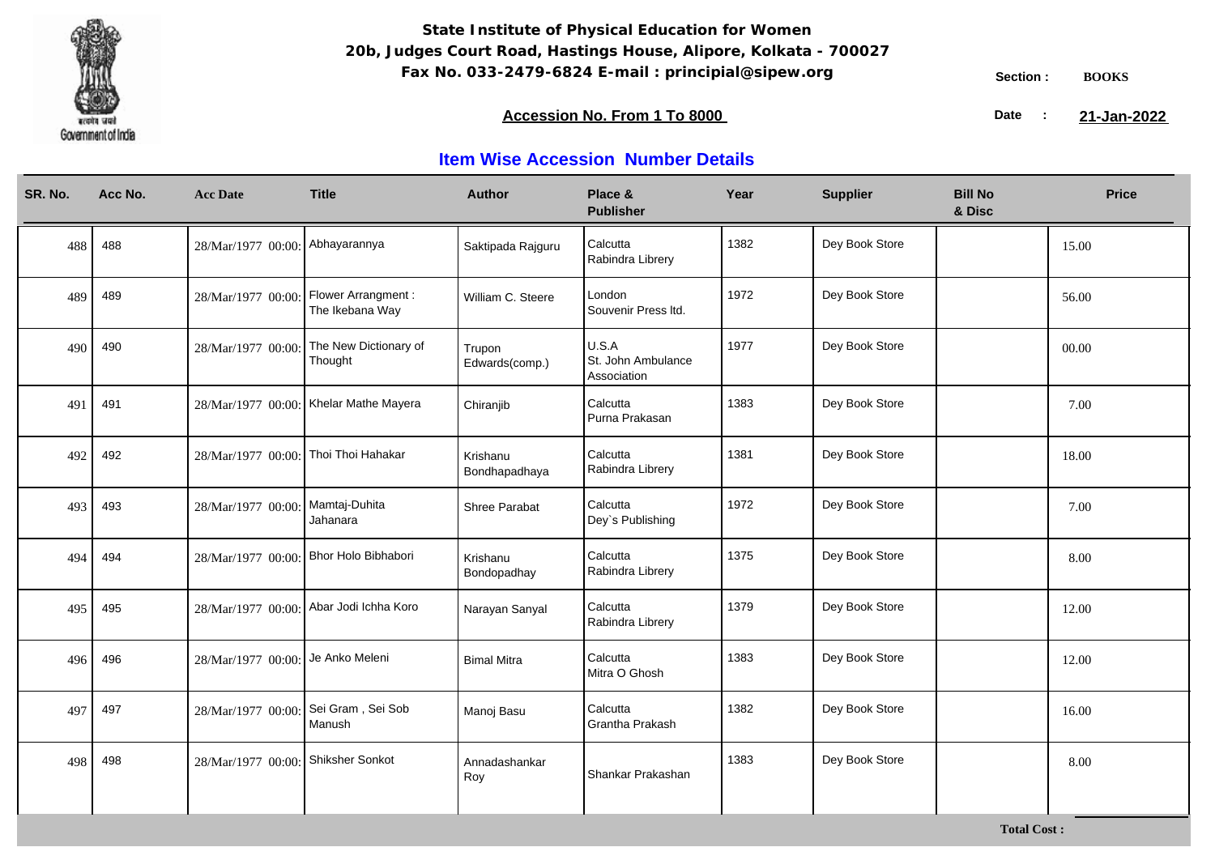**State Institute of Physical Education for Women**
**20b, Judges Court Road, Hastings House, Alipore, Kolkata - 700027**
**Fax No. 033-2479-6824 E-mail : principial@sipew.org**

Section : **BOOKS**

**Accession No. From 1 To 8000**

Date : **21-Jan-2022**

## Item Wise Accession Number Details

| SR. No. | Acc No. | Acc Date | Title | Author | Place & Publisher | Year | Supplier | Bill No & Disc | Price |
|---|---|---|---|---|---|---|---|---|---|
| 488 | 488 | 28/Mar/1977 00:00: | Abhayarannya | Saktipada Rajguru | Calcutta Rabindra Librery | 1382 | Dey Book Store | | 15.00 |
| 489 | 489 | 28/Mar/1977 00:00: | Flower Arrangment : The Ikebana Way | William C. Steere | London Souvenir Press ltd. | 1972 | Dey Book Store | | 56.00 |
| 490 | 490 | 28/Mar/1977 00:00: | The New Dictionary of Thought | Trupon Edwards(comp.) | U.S.A St. John Ambulance Association | 1977 | Dey Book Store | | 00.00 |
| 491 | 491 | 28/Mar/1977 00:00: | Khelar Mathe Mayera | Chiranjib | Calcutta Purna Prakasan | 1383 | Dey Book Store | | 7.00 |
| 492 | 492 | 28/Mar/1977 00:00: | Thoi Thoi Hahakar | Krishanu Bondhapadhaya | Calcutta Rabindra Librery | 1381 | Dey Book Store | | 18.00 |
| 493 | 493 | 28/Mar/1977 00:00: | Mamtaj-Duhita Jahanara | Shree Parabat | Calcutta Dey`s Publishing | 1972 | Dey Book Store | | 7.00 |
| 494 | 494 | 28/Mar/1977 00:00: | Bhor Holo Bibhabori | Krishanu Bondopadhay | Calcutta Rabindra Librery | 1375 | Dey Book Store | | 8.00 |
| 495 | 495 | 28/Mar/1977 00:00: | Abar Jodi Ichha Koro | Narayan Sanyal | Calcutta Rabindra Librery | 1379 | Dey Book Store | | 12.00 |
| 496 | 496 | 28/Mar/1977 00:00: | Je Anko Meleni | Bimal Mitra | Calcutta Mitra O Ghosh | 1383 | Dey Book Store | | 12.00 |
| 497 | 497 | 28/Mar/1977 00:00: | Sei Gram , Sei Sob Manush | Manoj Basu | Calcutta Grantha Prakash | 1382 | Dey Book Store | | 16.00 |
| 498 | 498 | 28/Mar/1977 00:00: | Shiksher Sonkot | Annadashankar Roy | Shankar Prakashan | 1383 | Dey Book Store | | 8.00 |

**Total Cost :**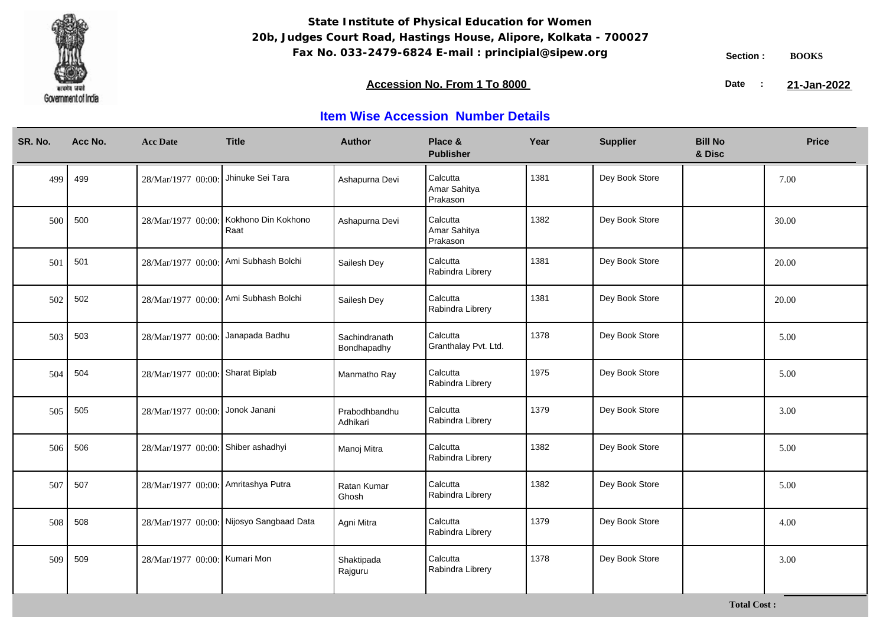**State Institute of Physical Education for Women**
**20b, Judges Court Road, Hastings House, Alipore, Kolkata - 700027**
**Fax No. 033-2479-6824 E-mail : principial@sipew.org**

**Section :** BOOKS

**Accession No. From 1 To 8000**

**Date :** **21-Jan-2022**

## Item Wise Accession Number Details

| SR. No. | Acc No. | Acc Date | Title | Author | Place & Publisher | Year | Supplier | Bill No & Disc | Price |
|---|---|---|---|---|---|---|---|---|---|
| 499 | 499 | 28/Mar/1977 00:00: | Jhinuke Sei Tara | Ashapurna Devi | Calcutta Amar Sahitya Prakason | 1381 | Dey Book Store | | 7.00 |
| 500 | 500 | 28/Mar/1977 00:00: | Kokhono Din Kokhono Raat | Ashapurna Devi | Calcutta Amar Sahitya Prakason | 1382 | Dey Book Store | | 30.00 |
| 501 | 501 | 28/Mar/1977 00:00: | Ami Subhash Bolchi | Sailesh Dey | Calcutta Rabindra Librery | 1381 | Dey Book Store | | 20.00 |
| 502 | 502 | 28/Mar/1977 00:00: | Ami Subhash Bolchi | Sailesh Dey | Calcutta Rabindra Librery | 1381 | Dey Book Store | | 20.00 |
| 503 | 503 | 28/Mar/1977 00:00: | Janapada Badhu | Sachindranath Bondhapadhy | Calcutta Granthalay Pvt. Ltd. | 1378 | Dey Book Store | | 5.00 |
| 504 | 504 | 28/Mar/1977 00:00: | Sharat Biplab | Manmatho Ray | Calcutta Rabindra Librery | 1975 | Dey Book Store | | 5.00 |
| 505 | 505 | 28/Mar/1977 00:00: | Jonok Janani | Prabodhbandhu Adhikari | Calcutta Rabindra Librery | 1379 | Dey Book Store | | 3.00 |
| 506 | 506 | 28/Mar/1977 00:00: | Shiber ashadhyi | Manoj Mitra | Calcutta Rabindra Librery | 1382 | Dey Book Store | | 5.00 |
| 507 | 507 | 28/Mar/1977 00:00: | Amritashya Putra | Ratan Kumar Ghosh | Calcutta Rabindra Librery | 1382 | Dey Book Store | | 5.00 |
| 508 | 508 | 28/Mar/1977 00:00: | Nijosyo Sangbaad Data | Agni Mitra | Calcutta Rabindra Librery | 1379 | Dey Book Store | | 4.00 |
| 509 | 509 | 28/Mar/1977 00:00: | Kumari Mon | Shaktipada Rajguru | Calcutta Rabindra Librery | 1378 | Dey Book Store | | 3.00 |

**Total Cost :**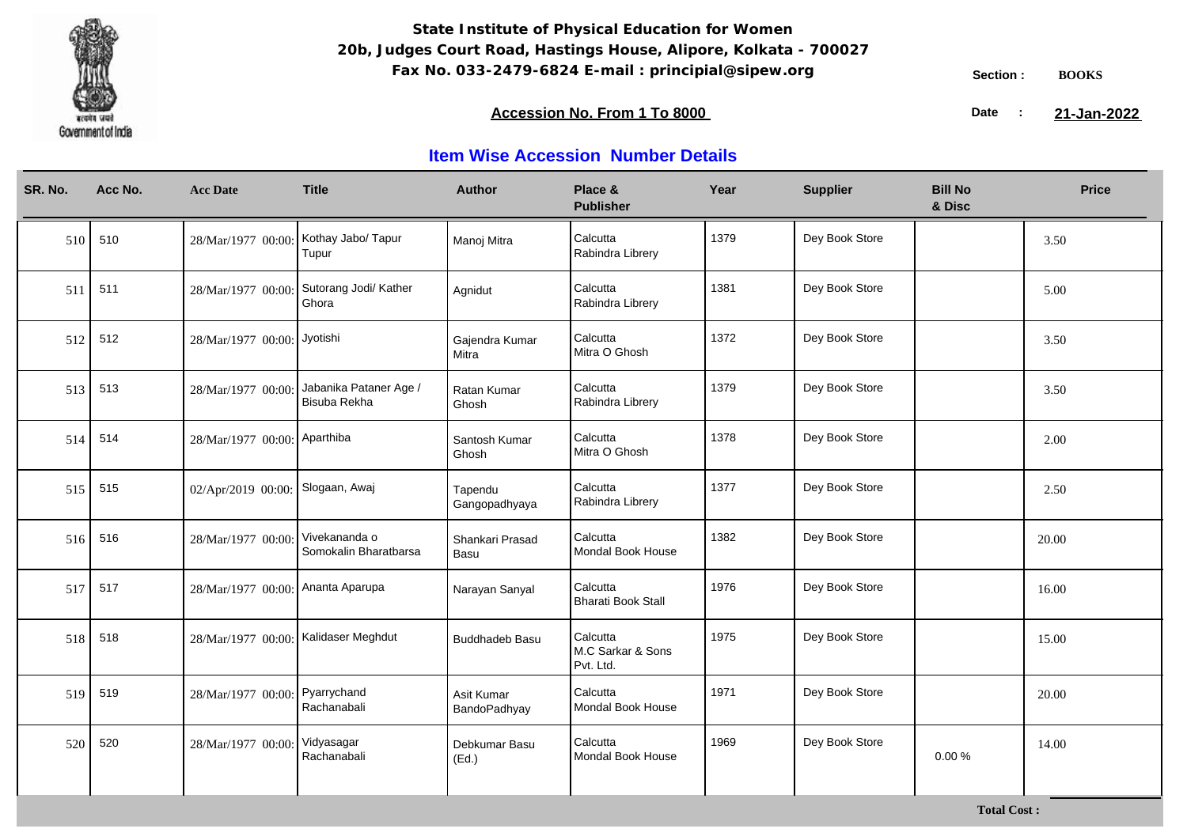**State Institute of Physical Education for Women**
**20b, Judges Court Road, Hastings House, Alipore, Kolkata - 700027**
**Fax No. 033-2479-6824 E-mail : principial@sipew.org**

Section : **BOOKS**

**Accession No. From 1 To 8000**

Date : **21-Jan-2022**

## Item Wise Accession Number Details

| SR. No. | Acc No. | Acc Date | Title | Author | Place & Publisher | Year | Supplier | Bill No & Disc | Price |
|---|---|---|---|---|---|---|---|---|---|
| 510 | 510 | 28/Mar/1977 00:00: | Kothay Jabo/ Tapur Tupur | Manoj Mitra | Calcutta Rabindra Librery | 1379 | Dey Book Store | | 3.50 |
| 511 | 511 | 28/Mar/1977 00:00: | Sutorang Jodi/ Kather Ghora | Agnidut | Calcutta Rabindra Librery | 1381 | Dey Book Store | | 5.00 |
| 512 | 512 | 28/Mar/1977 00:00: | Jyotishi | Gajendra Kumar Mitra | Calcutta Mitra O Ghosh | 1372 | Dey Book Store | | 3.50 |
| 513 | 513 | 28/Mar/1977 00:00: | Jabanika Pataner Age / Bisuba Rekha | Ratan Kumar Ghosh | Calcutta Rabindra Librery | 1379 | Dey Book Store | | 3.50 |
| 514 | 514 | 28/Mar/1977 00:00: | Aparthiba | Santosh Kumar Ghosh | Calcutta Mitra O Ghosh | 1378 | Dey Book Store | | 2.00 |
| 515 | 515 | 02/Apr/2019 00:00: | Slogaan, Awaj | Tapendu Gangopadhyaya | Calcutta Rabindra Librery | 1377 | Dey Book Store | | 2.50 |
| 516 | 516 | 28/Mar/1977 00:00: | Vivekananda o Somokalin Bharatbarsa | Shankari Prasad Basu | Calcutta Mondal Book House | 1382 | Dey Book Store | | 20.00 |
| 517 | 517 | 28/Mar/1977 00:00: | Ananta Aparupa | Narayan Sanyal | Calcutta Bharati Book Stall | 1976 | Dey Book Store | | 16.00 |
| 518 | 518 | 28/Mar/1977 00:00: | Kalidaser Meghdut | Buddhadeb Basu | Calcutta M.C Sarkar & Sons Pvt. Ltd. | 1975 | Dey Book Store | | 15.00 |
| 519 | 519 | 28/Mar/1977 00:00: | Pyarrychand Rachanabali | Asit Kumar BandoPadhyay | Calcutta Mondal Book House | 1971 | Dey Book Store | | 20.00 |
| 520 | 520 | 28/Mar/1977 00:00: | Vidyasagar Rachanabali | Debkumar Basu (Ed.) | Calcutta Mondal Book House | 1969 | Dey Book Store | 0.00 % | 14.00 |

**Total Cost :**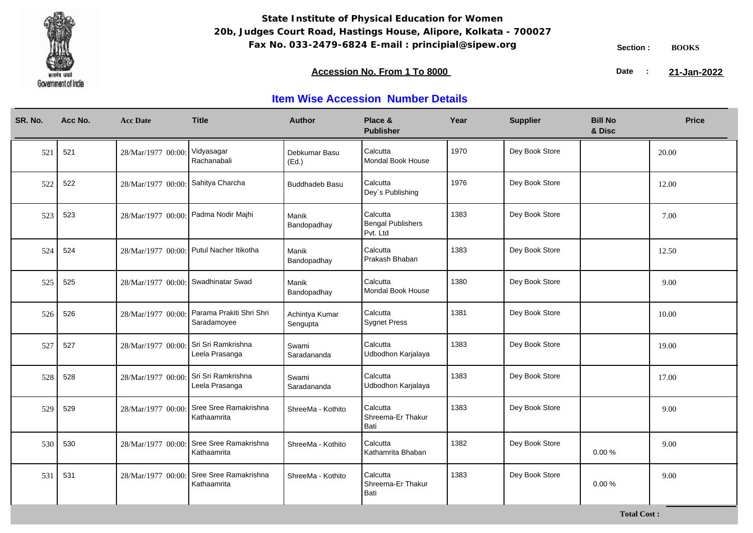**State Institute of Physical Education for Women**
**20b, Judges Court Road, Hastings House, Alipore, Kolkata - 700027**
**Fax No. 033-2479-6824 E-mail : principial@sipew.org**

Section : **BOOKS**

**Accession No. From 1 To 8000**

Date : **21-Jan-2022**

## Item Wise Accession Number Details

| SR. No. | Acc No. | Acc Date | Title | Author | Place & Publisher | Year | Supplier | Bill No & Disc | Price |
|---|---|---|---|---|---|---|---|---|---|
| 521 | 521 | 28/Mar/1977 00:00: | Vidyasagar Rachanabali | Debkumar Basu (Ed.) | Calcutta Mondal Book House | 1970 | Dey Book Store | | 20.00 |
| 522 | 522 | 28/Mar/1977 00:00: | Sahitya Charcha | Buddhadeb Basu | Calcutta Dey`s Publishing | 1976 | Dey Book Store | | 12.00 |
| 523 | 523 | 28/Mar/1977 00:00: | Padma Nodir Majhi | Manik Bandopadhay | Calcutta Bengal Publishers Pvt. Ltd | 1383 | Dey Book Store | | 7.00 |
| 524 | 524 | 28/Mar/1977 00:00: | Putul Nacher Itikotha | Manik Bandopadhay | Calcutta Prakash Bhaban | 1383 | Dey Book Store | | 12.50 |
| 525 | 525 | 28/Mar/1977 00:00: | Swadhinatar Swad | Manik Bandopadhay | Calcutta Mondal Book House | 1380 | Dey Book Store | | 9.00 |
| 526 | 526 | 28/Mar/1977 00:00: | Parama Prakiti Shri Shri Saradamoyee | Achintya Kumar Sengupta | Calcutta Sygnet Press | 1381 | Dey Book Store | | 10.00 |
| 527 | 527 | 28/Mar/1977 00:00: | Sri Sri Ramkrishna Leela Prasanga | Swami Saradananda | Calcutta Udbodhon Karjalaya | 1383 | Dey Book Store | | 19.00 |
| 528 | 528 | 28/Mar/1977 00:00: | Sri Sri Ramkrishna Leela Prasanga | Swami Saradananda | Calcutta Udbodhon Karjalaya | 1383 | Dey Book Store | | 17.00 |
| 529 | 529 | 28/Mar/1977 00:00: | Sree Sree Ramakrishna Kathaamrita | ShreeMa - Kothito | Calcutta Shreema-Er Thakur Bati | 1383 | Dey Book Store | | 9.00 |
| 530 | 530 | 28/Mar/1977 00:00: | Sree Sree Ramakrishna Kathaamrita | ShreeMa - Kothito | Calcutta Kathamrita Bhaban | 1382 | Dey Book Store | 0.00 % | 9.00 |
| 531 | 531 | 28/Mar/1977 00:00: | Sree Sree Ramakrishna Kathaamrita | ShreeMa - Kothito | Calcutta Shreema-Er Thakur Bati | 1383 | Dey Book Store | 0.00 % | 9.00 |

**Total Cost :**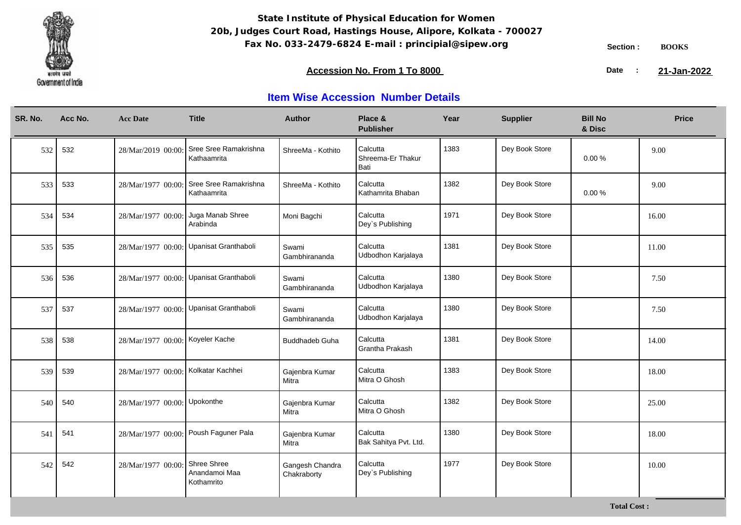**State Institute of Physical Education for Women**
**20b, Judges Court Road, Hastings House, Alipore, Kolkata - 700027**
**Fax No. 033-2479-6824 E-mail : principial@sipew.org**

Section : **BOOKS**

**Accession No. From 1 To 8000**

Date : **21-Jan-2022**

## Item Wise Accession Number Details

| SR. No. | Acc No. | Acc Date | Title | Author | Place & Publisher | Year | Supplier | Bill No & Disc | Price |
|---|---|---|---|---|---|---|---|---|---|
| 532 | 532 | 28/Mar/2019 00:00: | Sree Sree Ramakrishna Kathaamrita | ShreeMa - Kothito | Calcutta Shreema-Er Thakur Bati | 1383 | Dey Book Store | 0.00 % | 9.00 |
| 533 | 533 | 28/Mar/1977 00:00: | Sree Sree Ramakrishna Kathaamrita | ShreeMa - Kothito | Calcutta Kathamrita Bhaban | 1382 | Dey Book Store | 0.00 % | 9.00 |
| 534 | 534 | 28/Mar/1977 00:00: | Juga Manab Shree Arabinda | Moni Bagchi | Calcutta Dey`s Publishing | 1971 | Dey Book Store | | 16.00 |
| 535 | 535 | 28/Mar/1977 00:00: | Upanisat Granthaboli | Swami Gambhirananda | Calcutta Udbodhon Karjalaya | 1381 | Dey Book Store | | 11.00 |
| 536 | 536 | 28/Mar/1977 00:00: | Upanisat Granthaboli | Swami Gambhirananda | Calcutta Udbodhon Karjalaya | 1380 | Dey Book Store | | 7.50 |
| 537 | 537 | 28/Mar/1977 00:00: | Upanisat Granthaboli | Swami Gambhirananda | Calcutta Udbodhon Karjalaya | 1380 | Dey Book Store | | 7.50 |
| 538 | 538 | 28/Mar/1977 00:00: | Koyeler Kache | Buddhadeb Guha | Calcutta Grantha Prakash | 1381 | Dey Book Store | | 14.00 |
| 539 | 539 | 28/Mar/1977 00:00: | Kolkatar Kachhei | Gajenbra Kumar Mitra | Calcutta Mitra O Ghosh | 1383 | Dey Book Store | | 18.00 |
| 540 | 540 | 28/Mar/1977 00:00: | Upokonthe | Gajenbra Kumar Mitra | Calcutta Mitra O Ghosh | 1382 | Dey Book Store | | 25.00 |
| 541 | 541 | 28/Mar/1977 00:00: | Poush Faguner Pala | Gajenbra Kumar Mitra | Calcutta Bak Sahitya Pvt. Ltd. | 1380 | Dey Book Store | | 18.00 |
| 542 | 542 | 28/Mar/1977 00:00: | Shree Shree Anandamoi Maa Kothamrito | Gangesh Chandra Chakraborty | Calcutta Dey`s Publishing | 1977 | Dey Book Store | | 10.00 |

**Total Cost :**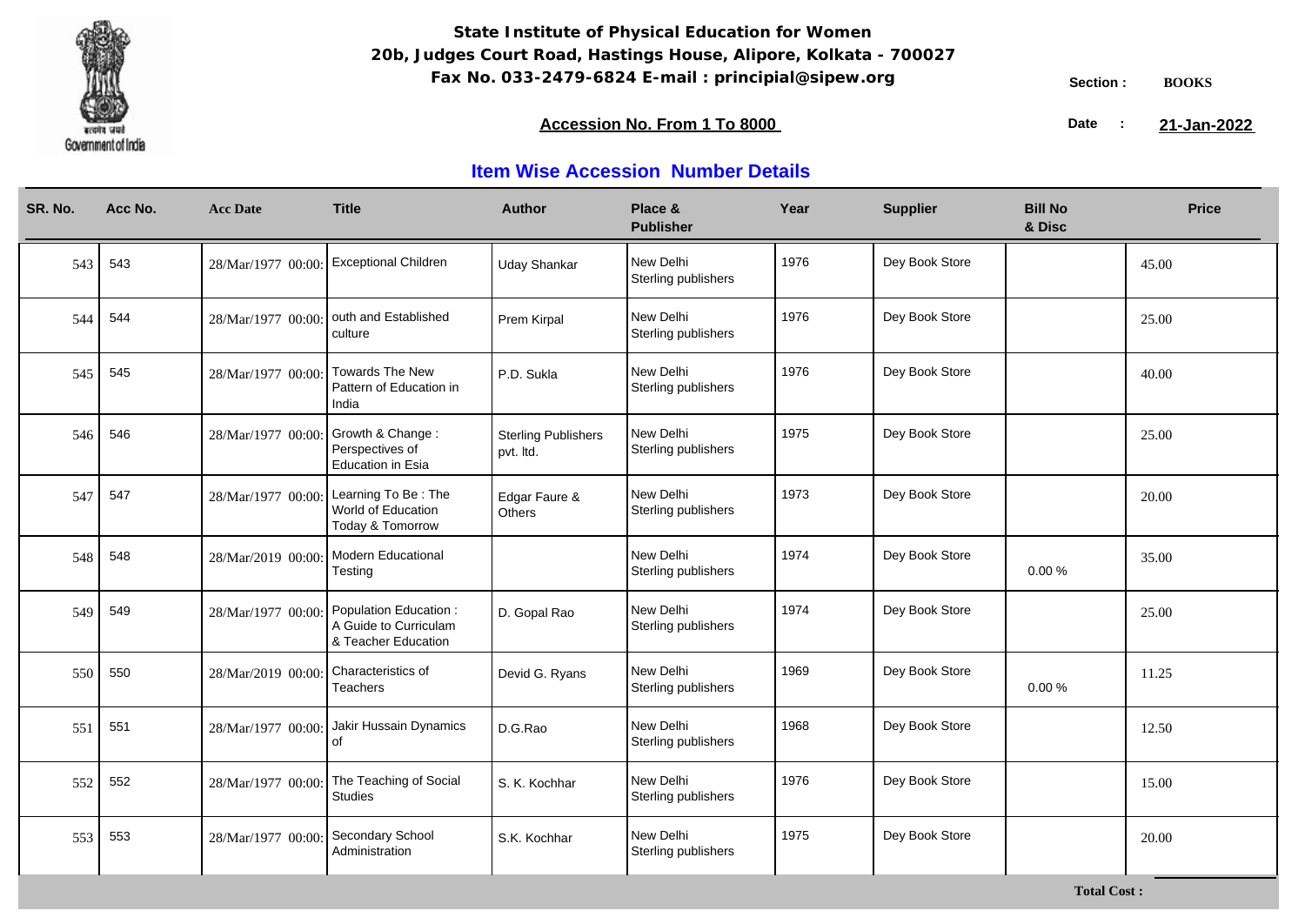**State Institute of Physical Education for Women**
**20b, Judges Court Road, Hastings House, Alipore, Kolkata - 700027**
**Fax No. 033-2479-6824 E-mail : principial@sipew.org**

Section : **BOOKS**

**Accession No. From 1 To 8000**

Date : **21-Jan-2022**

## Item Wise Accession Number Details

| SR. No. | Acc No. | Acc Date | Title | Author | Place & Publisher | Year | Supplier | Bill No & Disc | Price |
|---|---|---|---|---|---|---|---|---|---|
| 543 | 543 | 28/Mar/1977 00:00: | Exceptional Children | Uday Shankar | New Delhi Sterling publishers | 1976 | Dey Book Store | | 45.00 |
| 544 | 544 | 28/Mar/1977 00:00: | outh and Established culture | Prem Kirpal | New Delhi Sterling publishers | 1976 | Dey Book Store | | 25.00 |
| 545 | 545 | 28/Mar/1977 00:00: | Towards The New Pattern of Education in India | P.D. Sukla | New Delhi Sterling publishers | 1976 | Dey Book Store | | 40.00 |
| 546 | 546 | 28/Mar/1977 00:00: | Growth & Change : Perspectives of Education in Esia | Sterling Publishers pvt. ltd. | New Delhi Sterling publishers | 1975 | Dey Book Store | | 25.00 |
| 547 | 547 | 28/Mar/1977 00:00: | Learning To Be : The World of Education Today & Tomorrow | Edgar Faure & Others | New Delhi Sterling publishers | 1973 | Dey Book Store | | 20.00 |
| 548 | 548 | 28/Mar/2019 00:00: | Modern Educational Testing | | New Delhi Sterling publishers | 1974 | Dey Book Store | 0.00 % | 35.00 |
| 549 | 549 | 28/Mar/1977 00:00: | Population Education : A Guide to Curriculam & Teacher Education | D. Gopal Rao | New Delhi Sterling publishers | 1974 | Dey Book Store | | 25.00 |
| 550 | 550 | 28/Mar/2019 00:00: | Characteristics of Teachers | Devid G. Ryans | New Delhi Sterling publishers | 1969 | Dey Book Store | 0.00 % | 11.25 |
| 551 | 551 | 28/Mar/1977 00:00: | Jakir Hussain Dynamics of | D.G.Rao | New Delhi Sterling publishers | 1968 | Dey Book Store | | 12.50 |
| 552 | 552 | 28/Mar/1977 00:00: | The Teaching of Social Studies | S. K. Kochhar | New Delhi Sterling publishers | 1976 | Dey Book Store | | 15.00 |
| 553 | 553 | 28/Mar/1977 00:00: | Secondary School Administration | S.K. Kochhar | New Delhi Sterling publishers | 1975 | Dey Book Store | | 20.00 |

**Total Cost :**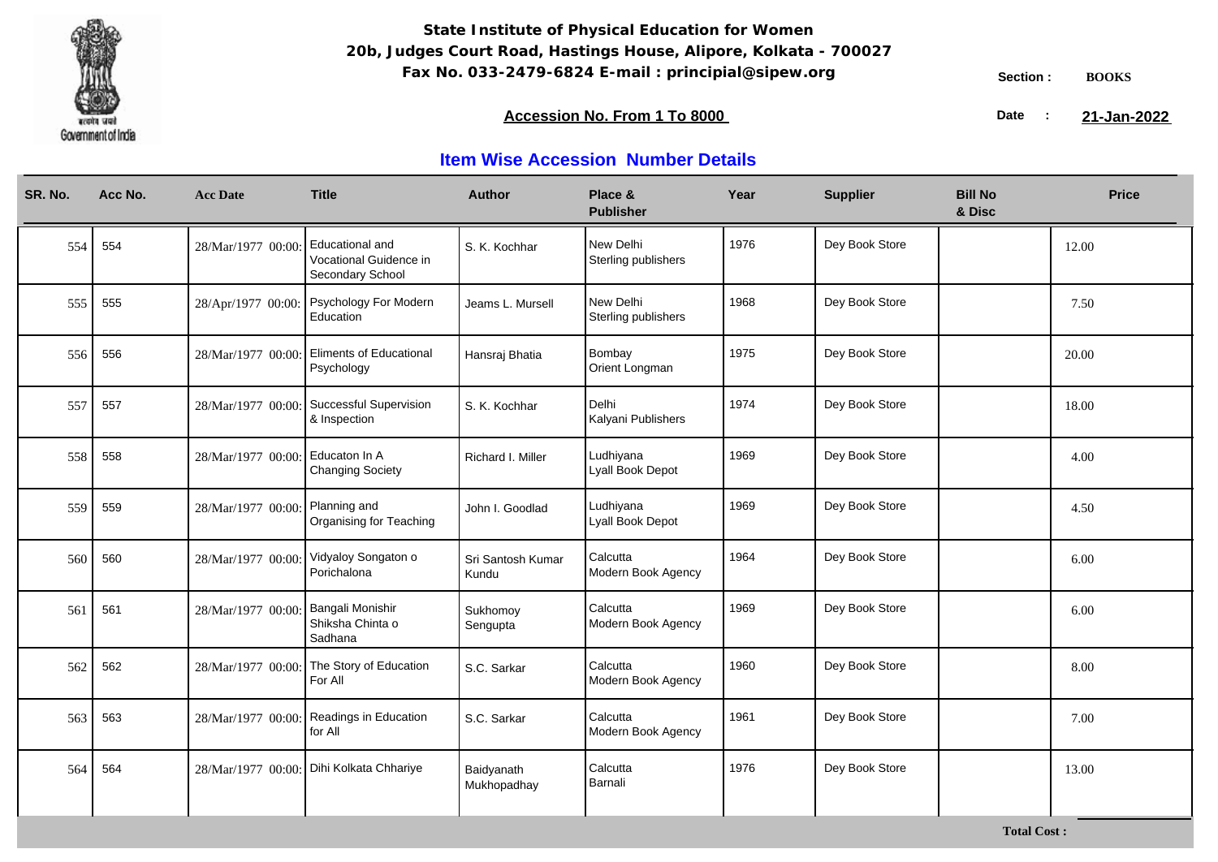**State Institute of Physical Education for Women**
**20b, Judges Court Road, Hastings House, Alipore, Kolkata - 700027**
**Fax No. 033-2479-6824 E-mail : principial@sipew.org**

Section : **BOOKS**

**Accession No. From 1 To 8000**

Date : **21-Jan-2022**

## Item Wise Accession Number Details

| SR. No. | Acc No. | Acc Date | Title | Author | Place & Publisher | Year | Supplier | Bill No & Disc | Price |
|---|---|---|---|---|---|---|---|---|---|
| 554 | 554 | 28/Mar/1977 00:00: | Educational and Vocational Guidence in Secondary School | S. K. Kochhar | New Delhi Sterling publishers | 1976 | Dey Book Store | | 12.00 |
| 555 | 555 | 28/Apr/1977 00:00: | Psychology For Modern Education | Jeams L. Mursell | New Delhi Sterling publishers | 1968 | Dey Book Store | | 7.50 |
| 556 | 556 | 28/Mar/1977 00:00: | Eliments of Educational Psychology | Hansraj Bhatia | Bombay Orient Longman | 1975 | Dey Book Store | | 20.00 |
| 557 | 557 | 28/Mar/1977 00:00: | Successful Supervision & Inspection | S. K. Kochhar | Delhi Kalyani Publishers | 1974 | Dey Book Store | | 18.00 |
| 558 | 558 | 28/Mar/1977 00:00: | Educaton In A Changing Society | Richard I. Miller | Ludhiyana Lyall Book Depot | 1969 | Dey Book Store | | 4.00 |
| 559 | 559 | 28/Mar/1977 00:00: | Planning and Organising for Teaching | John I. Goodlad | Ludhiyana Lyall Book Depot | 1969 | Dey Book Store | | 4.50 |
| 560 | 560 | 28/Mar/1977 00:00: | Vidyaloy Songaton o Porichalona | Sri Santosh Kumar Kundu | Calcutta Modern Book Agency | 1964 | Dey Book Store | | 6.00 |
| 561 | 561 | 28/Mar/1977 00:00: | Bangali Monishir Shiksha Chinta o Sadhana | Sukhomoy Sengupta | Calcutta Modern Book Agency | 1969 | Dey Book Store | | 6.00 |
| 562 | 562 | 28/Mar/1977 00:00: | The Story of Education For All | S.C. Sarkar | Calcutta Modern Book Agency | 1960 | Dey Book Store | | 8.00 |
| 563 | 563 | 28/Mar/1977 00:00: | Readings in Education for All | S.C. Sarkar | Calcutta Modern Book Agency | 1961 | Dey Book Store | | 7.00 |
| 564 | 564 | 28/Mar/1977 00:00: | Dihi Kolkata Chhariye | Baidyanath Mukhopadhay | Calcutta Barnali | 1976 | Dey Book Store | | 13.00 |

**Total Cost :**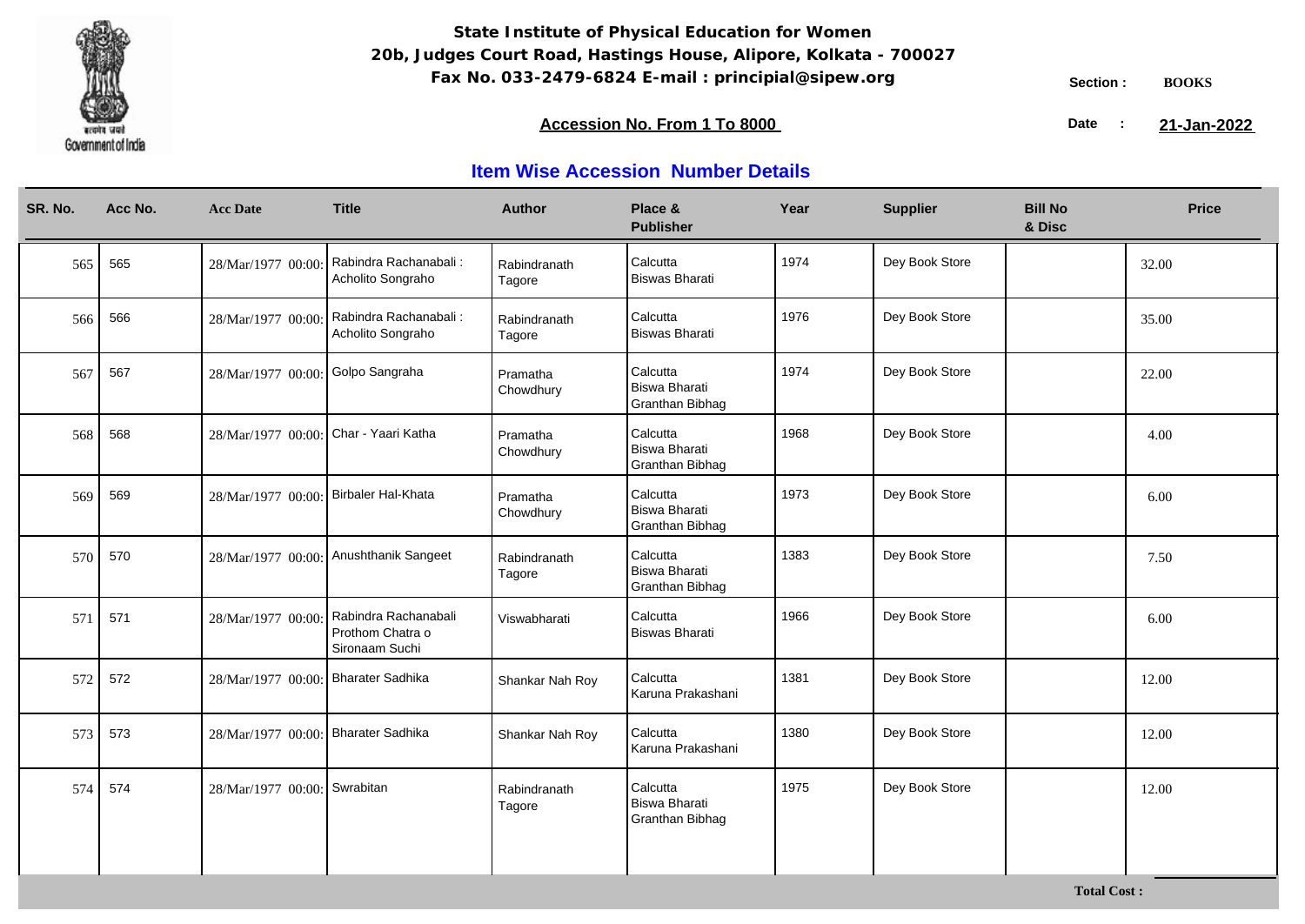**State Institute of Physical Education for Women**
**20b, Judges Court Road, Hastings House, Alipore, Kolkata - 700027**
**Fax No. 033-2479-6824 E-mail : principial@sipew.org**

Section : **BOOKS**

**Accession No. From 1 To 8000**

Date : **21-Jan-2022**

## Item Wise Accession Number Details

| SR. No. | Acc No. | Acc Date | Title | Author | Place & Publisher | Year | Supplier | Bill No & Disc | Price |
|---|---|---|---|---|---|---|---|---|---|
| 565 | 565 | 28/Mar/1977 00:00: | Rabindra Rachanabali : Acholito Songraho | Rabindranath Tagore | Calcutta Biswas Bharati | 1974 | Dey Book Store | | 32.00 |
| 566 | 566 | 28/Mar/1977 00:00: | Rabindra Rachanabali : Acholito Songraho | Rabindranath Tagore | Calcutta Biswas Bharati | 1976 | Dey Book Store | | 35.00 |
| 567 | 567 | 28/Mar/1977 00:00: | Golpo Sangraha | Pramatha Chowdhury | Calcutta Biswa Bharati Granthan Bibhag | 1974 | Dey Book Store | | 22.00 |
| 568 | 568 | 28/Mar/1977 00:00: | Char - Yaari Katha | Pramatha Chowdhury | Calcutta Biswa Bharati Granthan Bibhag | 1968 | Dey Book Store | | 4.00 |
| 569 | 569 | 28/Mar/1977 00:00: | Birbaler Hal-Khata | Pramatha Chowdhury | Calcutta Biswa Bharati Granthan Bibhag | 1973 | Dey Book Store | | 6.00 |
| 570 | 570 | 28/Mar/1977 00:00: | Anushthanik Sangeet | Rabindranath Tagore | Calcutta Biswa Bharati Granthan Bibhag | 1383 | Dey Book Store | | 7.50 |
| 571 | 571 | 28/Mar/1977 00:00: | Rabindra Rachanabali Prothom Chatra o Sironaam Suchi | Viswabharati | Calcutta Biswas Bharati | 1966 | Dey Book Store | | 6.00 |
| 572 | 572 | 28/Mar/1977 00:00: | Bharater Sadhika | Shankar Nah Roy | Calcutta Karuna Prakashani | 1381 | Dey Book Store | | 12.00 |
| 573 | 573 | 28/Mar/1977 00:00: | Bharater Sadhika | Shankar Nah Roy | Calcutta Karuna Prakashani | 1380 | Dey Book Store | | 12.00 |
| 574 | 574 | 28/Mar/1977 00:00: | Swrabitan | Rabindranath Tagore | Calcutta Biswa Bharati Granthan Bibhag | 1975 | Dey Book Store | | 12.00 |

**Total Cost :**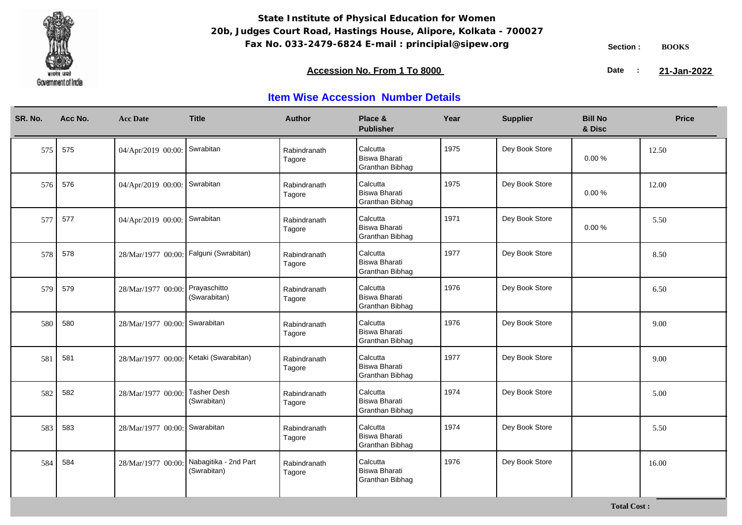**State Institute of Physical Education for Women**
**20b, Judges Court Road, Hastings House, Alipore, Kolkata - 700027**
**Fax No. 033-2479-6824 E-mail : principial@sipew.org**

Section : **BOOKS**

**Accession No. From 1 To 8000**

Date : **21-Jan-2022**

## Item Wise Accession Number Details

| SR. No. | Acc No. | Acc Date | Title | Author | Place & Publisher | Year | Supplier | Bill No & Disc | Price |
|---|---|---|---|---|---|---|---|---|---|
| 575 | 575 | 04/Apr/2019 00:00: | Swrabitan | Rabindranath Tagore | Calcutta Biswa Bharati Granthan Bibhag | 1975 | Dey Book Store | 0.00 % | 12.50 |
| 576 | 576 | 04/Apr/2019 00:00: | Swrabitan | Rabindranath Tagore | Calcutta Biswa Bharati Granthan Bibhag | 1975 | Dey Book Store | 0.00 % | 12.00 |
| 577 | 577 | 04/Apr/2019 00:00: | Swrabitan | Rabindranath Tagore | Calcutta Biswa Bharati Granthan Bibhag | 1971 | Dey Book Store | 0.00 % | 5.50 |
| 578 | 578 | 28/Mar/1977 00:00: | Falguni (Swrabitan) | Rabindranath Tagore | Calcutta Biswa Bharati Granthan Bibhag | 1977 | Dey Book Store | | 8.50 |
| 579 | 579 | 28/Mar/1977 00:00: | Prayaschitto (Swarabitan) | Rabindranath Tagore | Calcutta Biswa Bharati Granthan Bibhag | 1976 | Dey Book Store | | 6.50 |
| 580 | 580 | 28/Mar/1977 00:00: | Swarabitan | Rabindranath Tagore | Calcutta Biswa Bharati Granthan Bibhag | 1976 | Dey Book Store | | 9.00 |
| 581 | 581 | 28/Mar/1977 00:00: | Ketaki (Swarabitan) | Rabindranath Tagore | Calcutta Biswa Bharati Granthan Bibhag | 1977 | Dey Book Store | | 9.00 |
| 582 | 582 | 28/Mar/1977 00:00: | Tasher Desh (Swrabitan) | Rabindranath Tagore | Calcutta Biswa Bharati Granthan Bibhag | 1974 | Dey Book Store | | 5.00 |
| 583 | 583 | 28/Mar/1977 00:00: | Swarabitan | Rabindranath Tagore | Calcutta Biswa Bharati Granthan Bibhag | 1974 | Dey Book Store | | 5.50 |
| 584 | 584 | 28/Mar/1977 00:00: | Nabagitika - 2nd Part (Swrabitan) | Rabindranath Tagore | Calcutta Biswa Bharati Granthan Bibhag | 1976 | Dey Book Store | | 16.00 |

**Total Cost :**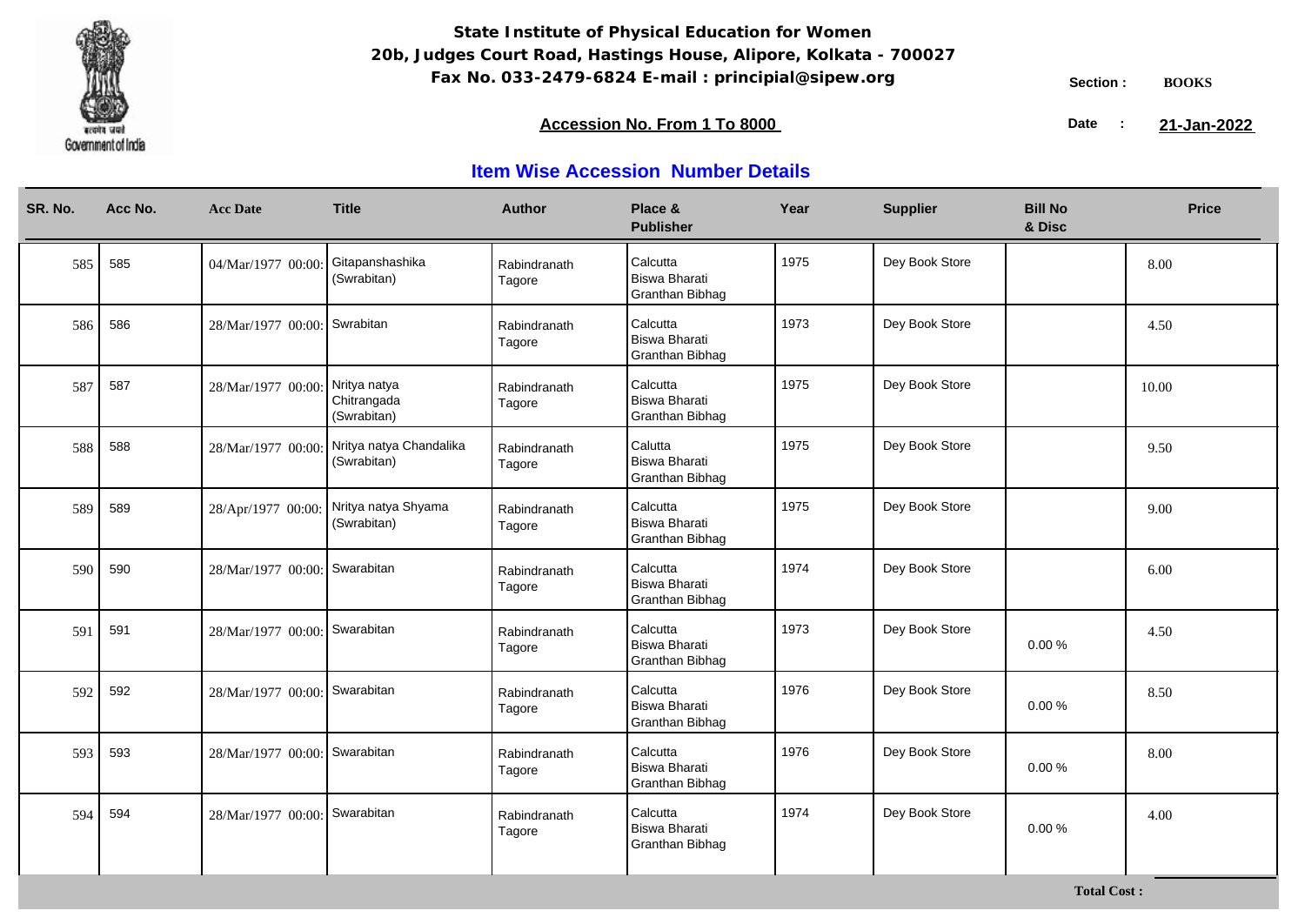# State Institute of Physical Education for Women

**20b, Judges Court Road, Hastings House, Alipore, Kolkata - 700027**

**Fax No. 033-2479-6824 E-mail : principial@sipew.org**

**Section :** BOOKS

**Accession No. From 1 To 8000**

**Date :** 21-Jan-2022

## Item Wise Accession Number Details

| SR. No. | Acc No. | Acc Date | Title | Author | Place & Publisher | Year | Supplier | Bill No & Disc | Price |
|---|---|---|---|---|---|---|---|---|---|
| 585 | 585 | 04/Mar/1977 00:00: | Gitapanshashika (Swrabitan) | Rabindranath Tagore | Calcutta Biswa Bharati Granthan Bibhag | 1975 | Dey Book Store | | 8.00 |
| 586 | 586 | 28/Mar/1977 00:00: | Swrabitan | Rabindranath Tagore | Calcutta Biswa Bharati Granthan Bibhag | 1973 | Dey Book Store | | 4.50 |
| 587 | 587 | 28/Mar/1977 00:00: | Nritya natya Chitrangada (Swrabitan) | Rabindranath Tagore | Calcutta Biswa Bharati Granthan Bibhag | 1975 | Dey Book Store | | 10.00 |
| 588 | 588 | 28/Mar/1977 00:00: | Nritya natya Chandalika (Swrabitan) | Rabindranath Tagore | Calutta Biswa Bharati Granthan Bibhag | 1975 | Dey Book Store | | 9.50 |
| 589 | 589 | 28/Apr/1977 00:00: | Nritya natya Shyama (Swrabitan) | Rabindranath Tagore | Calcutta Biswa Bharati Granthan Bibhag | 1975 | Dey Book Store | | 9.00 |
| 590 | 590 | 28/Mar/1977 00:00: | Swarabitan | Rabindranath Tagore | Calcutta Biswa Bharati Granthan Bibhag | 1974 | Dey Book Store | | 6.00 |
| 591 | 591 | 28/Mar/1977 00:00: | Swarabitan | Rabindranath Tagore | Calcutta Biswa Bharati Granthan Bibhag | 1973 | Dey Book Store | 0.00 % | 4.50 |
| 592 | 592 | 28/Mar/1977 00:00: | Swarabitan | Rabindranath Tagore | Calcutta Biswa Bharati Granthan Bibhag | 1976 | Dey Book Store | 0.00 % | 8.50 |
| 593 | 593 | 28/Mar/1977 00:00: | Swarabitan | Rabindranath Tagore | Calcutta Biswa Bharati Granthan Bibhag | 1976 | Dey Book Store | 0.00 % | 8.00 |
| 594 | 594 | 28/Mar/1977 00:00: | Swarabitan | Rabindranath Tagore | Calcutta Biswa Bharati Granthan Bibhag | 1974 | Dey Book Store | 0.00 % | 4.00 |

**Total Cost :**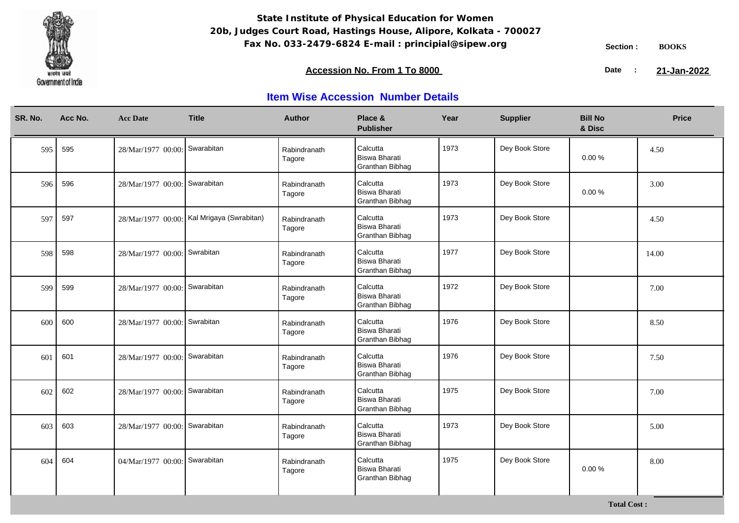**State Institute of Physical Education for Women**
**20b, Judges Court Road, Hastings House, Alipore, Kolkata - 700027**
**Fax No. 033-2479-6824 E-mail : principial@sipew.org**

Section : **BOOKS**

**Accession No. From 1 To 8000**

Date : **21-Jan-2022**

## Item Wise Accession Number Details

| SR. No. | Acc No. | Acc Date | Title | Author | Place & Publisher | Year | Supplier | Bill No & Disc | Price |
|---|---|---|---|---|---|---|---|---|---|
| 595 | 595 | 28/Mar/1977 00:00: | Swarabitan | Rabindranath Tagore | Calcutta Biswa Bharati Granthan Bibhag | 1973 | Dey Book Store | 0.00 % | 4.50 |
| 596 | 596 | 28/Mar/1977 00:00: | Swarabitan | Rabindranath Tagore | Calcutta Biswa Bharati Granthan Bibhag | 1973 | Dey Book Store | 0.00 % | 3.00 |
| 597 | 597 | 28/Mar/1977 00:00: | Kal Mrigaya (Swrabitan) | Rabindranath Tagore | Calcutta Biswa Bharati Granthan Bibhag | 1973 | Dey Book Store | | 4.50 |
| 598 | 598 | 28/Mar/1977 00:00: | Swrabitan | Rabindranath Tagore | Calcutta Biswa Bharati Granthan Bibhag | 1977 | Dey Book Store | | 14.00 |
| 599 | 599 | 28/Mar/1977 00:00: | Swarabitan | Rabindranath Tagore | Calcutta Biswa Bharati Granthan Bibhag | 1972 | Dey Book Store | | 7.00 |
| 600 | 600 | 28/Mar/1977 00:00: | Swrabitan | Rabindranath Tagore | Calcutta Biswa Bharati Granthan Bibhag | 1976 | Dey Book Store | | 8.50 |
| 601 | 601 | 28/Mar/1977 00:00: | Swarabitan | Rabindranath Tagore | Calcutta Biswa Bharati Granthan Bibhag | 1976 | Dey Book Store | | 7.50 |
| 602 | 602 | 28/Mar/1977 00:00: | Swarabitan | Rabindranath Tagore | Calcutta Biswa Bharati Granthan Bibhag | 1975 | Dey Book Store | | 7.00 |
| 603 | 603 | 28/Mar/1977 00:00: | Swarabitan | Rabindranath Tagore | Calcutta Biswa Bharati Granthan Bibhag | 1973 | Dey Book Store | | 5.00 |
| 604 | 604 | 04/Mar/1977 00:00: | Swarabitan | Rabindranath Tagore | Calcutta Biswa Bharati Granthan Bibhag | 1975 | Dey Book Store | 0.00 % | 8.00 |

**Total Cost :**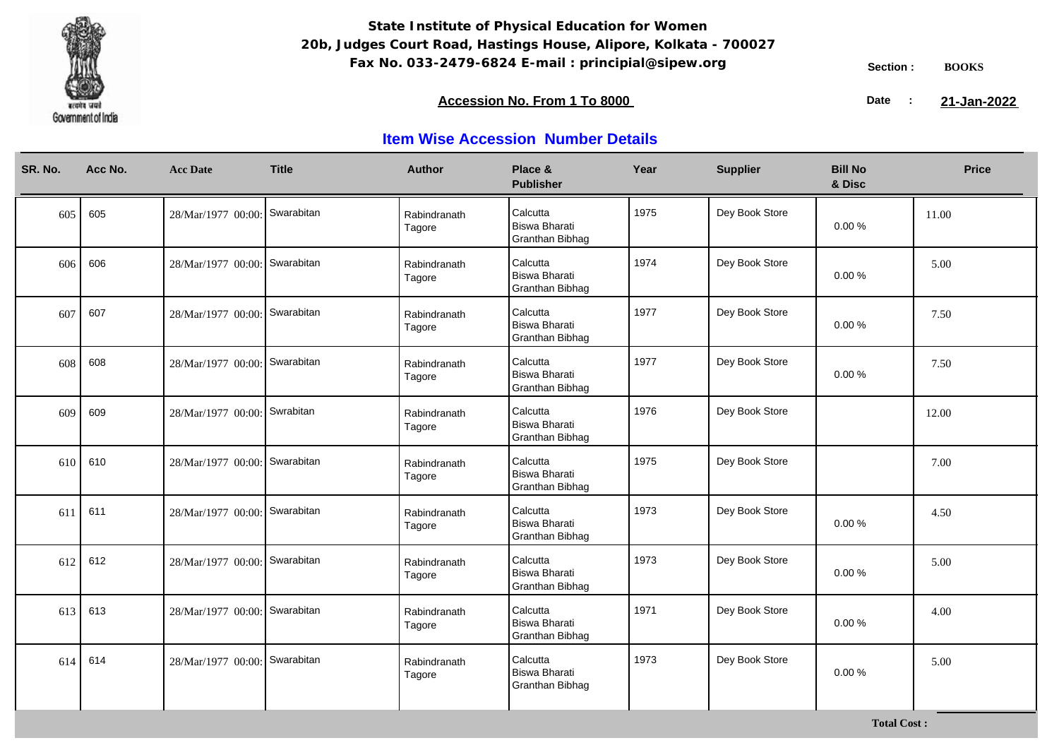**State Institute of Physical Education for Women**
**20b, Judges Court Road, Hastings House, Alipore, Kolkata - 700027**
**Fax No. 033-2479-6824 E-mail : principial@sipew.org**

Section : **BOOKS**

**Accession No. From 1 To 8000**

Date : **21-Jan-2022**

## Item Wise Accession Number Details

| SR. No. | Acc No. | Acc Date | Title | Author | Place & Publisher | Year | Supplier | Bill No & Disc | Price |
|---|---|---|---|---|---|---|---|---|---|
| 605 | 605 | 28/Mar/1977 00:00: | Swarabitan | Rabindranath Tagore | Calcutta Biswa Bharati Granthan Bibhag | 1975 | Dey Book Store | 0.00 % | 11.00 |
| 606 | 606 | 28/Mar/1977 00:00: | Swarabitan | Rabindranath Tagore | Calcutta Biswa Bharati Granthan Bibhag | 1974 | Dey Book Store | 0.00 % | 5.00 |
| 607 | 607 | 28/Mar/1977 00:00: | Swarabitan | Rabindranath Tagore | Calcutta Biswa Bharati Granthan Bibhag | 1977 | Dey Book Store | 0.00 % | 7.50 |
| 608 | 608 | 28/Mar/1977 00:00: | Swarabitan | Rabindranath Tagore | Calcutta Biswa Bharati Granthan Bibhag | 1977 | Dey Book Store | 0.00 % | 7.50 |
| 609 | 609 | 28/Mar/1977 00:00: | Swrabitan | Rabindranath Tagore | Calcutta Biswa Bharati Granthan Bibhag | 1976 | Dey Book Store | | 12.00 |
| 610 | 610 | 28/Mar/1977 00:00: | Swarabitan | Rabindranath Tagore | Calcutta Biswa Bharati Granthan Bibhag | 1975 | Dey Book Store | | 7.00 |
| 611 | 611 | 28/Mar/1977 00:00: | Swarabitan | Rabindranath Tagore | Calcutta Biswa Bharati Granthan Bibhag | 1973 | Dey Book Store | 0.00 % | 4.50 |
| 612 | 612 | 28/Mar/1977 00:00: | Swarabitan | Rabindranath Tagore | Calcutta Biswa Bharati Granthan Bibhag | 1973 | Dey Book Store | 0.00 % | 5.00 |
| 613 | 613 | 28/Mar/1977 00:00: | Swarabitan | Rabindranath Tagore | Calcutta Biswa Bharati Granthan Bibhag | 1971 | Dey Book Store | 0.00 % | 4.00 |
| 614 | 614 | 28/Mar/1977 00:00: | Swarabitan | Rabindranath Tagore | Calcutta Biswa Bharati Granthan Bibhag | 1973 | Dey Book Store | 0.00 % | 5.00 |

**Total Cost :**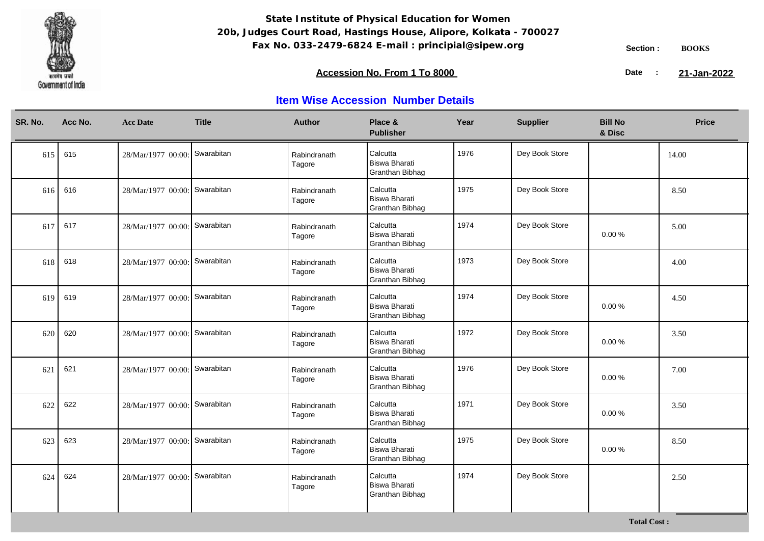Government of India

**State Institute of Physical Education for Women**
**20b, Judges Court Road, Hastings House, Alipore, Kolkata - 700027**
**Fax No. 033-2479-6824 E-mail : principial@sipew.org**

Section : **BOOKS**

**Accession No. From 1 To 8000**

Date : **21-Jan-2022**

## Item Wise Accession Number Details

| SR. No. | Acc No. | Acc Date | Title | Author | Place & Publisher | Year | Supplier | Bill No & Disc | Price |
|---|---|---|---|---|---|---|---|---|---|
| 615 | 615 | 28/Mar/1977 00:00: | Swarabitan | Rabindranath Tagore | Calcutta Biswa Bharati Granthan Bibhag | 1976 | Dey Book Store | | 14.00 |
| 616 | 616 | 28/Mar/1977 00:00: | Swarabitan | Rabindranath Tagore | Calcutta Biswa Bharati Granthan Bibhag | 1975 | Dey Book Store | | 8.50 |
| 617 | 617 | 28/Mar/1977 00:00: | Swarabitan | Rabindranath Tagore | Calcutta Biswa Bharati Granthan Bibhag | 1974 | Dey Book Store | 0.00 % | 5.00 |
| 618 | 618 | 28/Mar/1977 00:00: | Swarabitan | Rabindranath Tagore | Calcutta Biswa Bharati Granthan Bibhag | 1973 | Dey Book Store | | 4.00 |
| 619 | 619 | 28/Mar/1977 00:00: | Swarabitan | Rabindranath Tagore | Calcutta Biswa Bharati Granthan Bibhag | 1974 | Dey Book Store | 0.00 % | 4.50 |
| 620 | 620 | 28/Mar/1977 00:00: | Swarabitan | Rabindranath Tagore | Calcutta Biswa Bharati Granthan Bibhag | 1972 | Dey Book Store | 0.00 % | 3.50 |
| 621 | 621 | 28/Mar/1977 00:00: | Swarabitan | Rabindranath Tagore | Calcutta Biswa Bharati Granthan Bibhag | 1976 | Dey Book Store | 0.00 % | 7.00 |
| 622 | 622 | 28/Mar/1977 00:00: | Swarabitan | Rabindranath Tagore | Calcutta Biswa Bharati Granthan Bibhag | 1971 | Dey Book Store | 0.00 % | 3.50 |
| 623 | 623 | 28/Mar/1977 00:00: | Swarabitan | Rabindranath Tagore | Calcutta Biswa Bharati Granthan Bibhag | 1975 | Dey Book Store | 0.00 % | 8.50 |
| 624 | 624 | 28/Mar/1977 00:00: | Swarabitan | Rabindranath Tagore | Calcutta Biswa Bharati Granthan Bibhag | 1974 | Dey Book Store | | 2.50 |

**Total Cost :**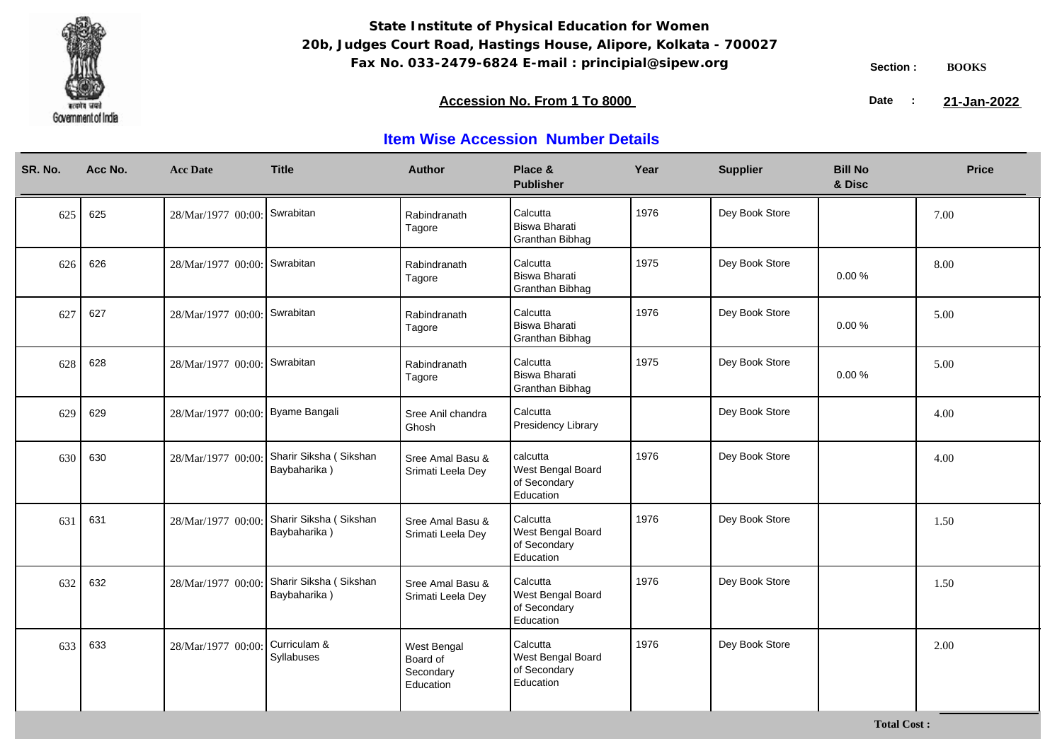**State Institute of Physical Education for Women**
**20b, Judges Court Road, Hastings House, Alipore, Kolkata - 700027**
**Fax No. 033-2479-6824 E-mail : principial@sipew.org**

Section : **BOOKS**

**Accession No. From 1 To 8000**

Date : **21-Jan-2022**

## Item Wise Accession Number Details

| SR. No. | Acc No. | Acc Date | Title | Author | Place & Publisher | Year | Supplier | Bill No & Disc | Price |
|---|---|---|---|---|---|---|---|---|---|
| 625 | 625 | 28/Mar/1977 00:00: | Swrabitan | Rabindranath Tagore | Calcutta Biswa Bharati Granthan Bibhag | 1976 | Dey Book Store | | 7.00 |
| 626 | 626 | 28/Mar/1977 00:00: | Swrabitan | Rabindranath Tagore | Calcutta Biswa Bharati Granthan Bibhag | 1975 | Dey Book Store | 0.00 % | 8.00 |
| 627 | 627 | 28/Mar/1977 00:00: | Swrabitan | Rabindranath Tagore | Calcutta Biswa Bharati Granthan Bibhag | 1976 | Dey Book Store | 0.00 % | 5.00 |
| 628 | 628 | 28/Mar/1977 00:00: | Swrabitan | Rabindranath Tagore | Calcutta Biswa Bharati Granthan Bibhag | 1975 | Dey Book Store | 0.00 % | 5.00 |
| 629 | 629 | 28/Mar/1977 00:00: | Byame Bangali | Sree Anil chandra Ghosh | Calcutta Presidency Library | | Dey Book Store | | 4.00 |
| 630 | 630 | 28/Mar/1977 00:00: | Sharir Siksha ( Sikshan Baybaharika ) | Sree Amal Basu & Srimati Leela Dey | calcutta West Bengal Board of Secondary Education | 1976 | Dey Book Store | | 4.00 |
| 631 | 631 | 28/Mar/1977 00:00: | Sharir Siksha ( Sikshan Baybaharika ) | Sree Amal Basu & Srimati Leela Dey | Calcutta West Bengal Board of Secondary Education | 1976 | Dey Book Store | | 1.50 |
| 632 | 632 | 28/Mar/1977 00:00: | Sharir Siksha ( Sikshan Baybaharika ) | Sree Amal Basu & Srimati Leela Dey | Calcutta West Bengal Board of Secondary Education | 1976 | Dey Book Store | | 1.50 |
| 633 | 633 | 28/Mar/1977 00:00: | Curriculam & Syllabuses | West Bengal Board of Secondary Education | Calcutta West Bengal Board of Secondary Education | 1976 | Dey Book Store | | 2.00 |

**Total Cost :**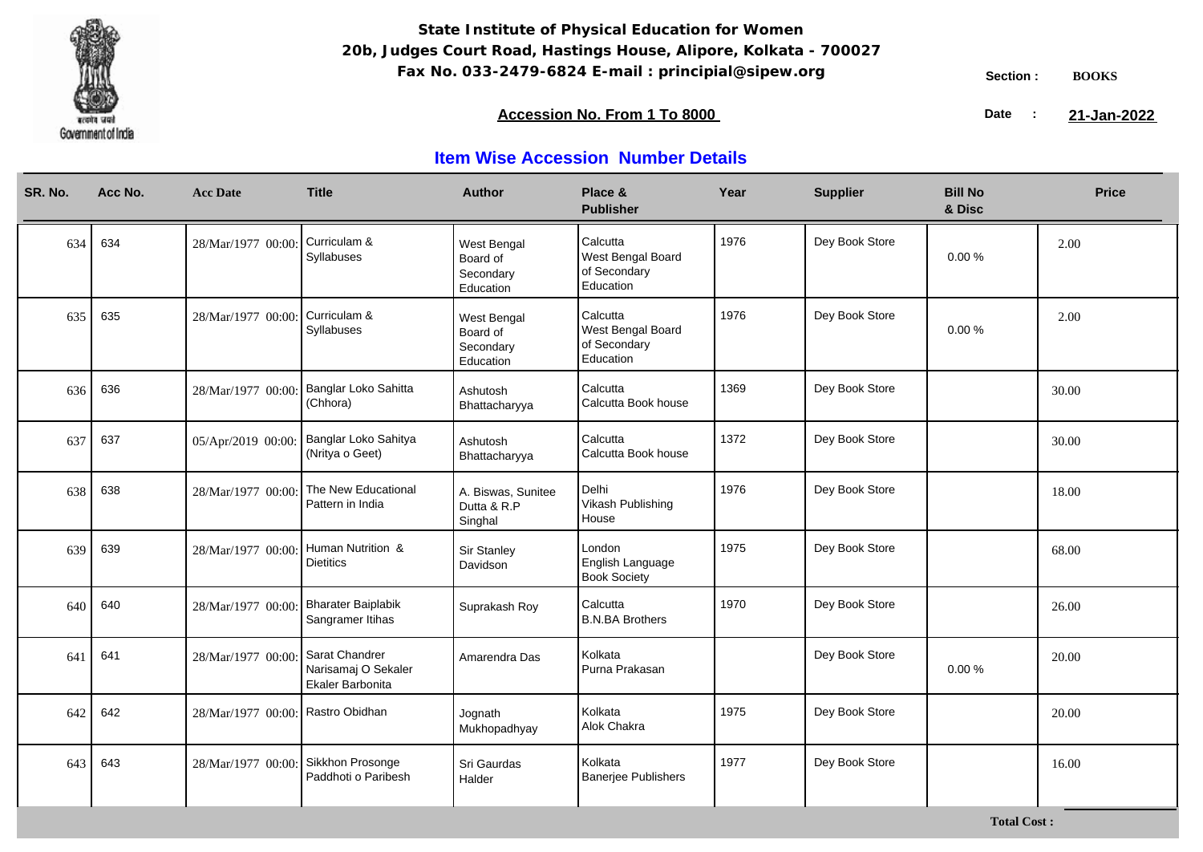**State Institute of Physical Education for Women**
**20b, Judges Court Road, Hastings House, Alipore, Kolkata - 700027**
**Fax No. 033-2479-6824 E-mail : principial@sipew.org**

Section : **BOOKS**

**Accession No. From 1 To 8000**

Date : **21-Jan-2022**

## Item Wise Accession Number Details

| SR. No. | Acc No. | Acc Date | Title | Author | Place & Publisher | Year | Supplier | Bill No & Disc | Price |
|---|---|---|---|---|---|---|---|---|---|
| 634 | 634 | 28/Mar/1977 00:00: | Curriculam & Syllabuses | West Bengal Board of Secondary Education | Calcutta West Bengal Board of Secondary Education | 1976 | Dey Book Store | 0.00 % | 2.00 |
| 635 | 635 | 28/Mar/1977 00:00: | Curriculam & Syllabuses | West Bengal Board of Secondary Education | Calcutta West Bengal Board of Secondary Education | 1976 | Dey Book Store | 0.00 % | 2.00 |
| 636 | 636 | 28/Mar/1977 00:00: | Banglar Loko Sahitta (Chhora) | Ashutosh Bhattacharyya | Calcutta Calcutta Book house | 1369 | Dey Book Store | | 30.00 |
| 637 | 637 | 05/Apr/2019 00:00: | Banglar Loko Sahitya (Nritya o Geet) | Ashutosh Bhattacharyya | Calcutta Calcutta Book house | 1372 | Dey Book Store | | 30.00 |
| 638 | 638 | 28/Mar/1977 00:00: | The New Educational Pattern in India | A. Biswas, Sunitee Dutta & R.P Singhal | Delhi Vikash Publishing House | 1976 | Dey Book Store | | 18.00 |
| 639 | 639 | 28/Mar/1977 00:00: | Human Nutrition & Dietitics | Sir Stanley Davidson | London English Language Book Society | 1975 | Dey Book Store | | 68.00 |
| 640 | 640 | 28/Mar/1977 00:00: | Bharater Baiplabik Sangramer Itihas | Suprakash Roy | Calcutta B.N.BA Brothers | 1970 | Dey Book Store | | 26.00 |
| 641 | 641 | 28/Mar/1977 00:00: | Sarat Chandrer Narisamaj O Sekaler Ekaler Barbonita | Amarendra Das | Kolkata Purna Prakasan | | Dey Book Store | 0.00 % | 20.00 |
| 642 | 642 | 28/Mar/1977 00:00: | Rastro Obidhan | Jognath Mukhopadhyay | Kolkata Alok Chakra | 1975 | Dey Book Store | | 20.00 |
| 643 | 643 | 28/Mar/1977 00:00: | Sikkhon Prosonge Paddhoti o Paribesh | Sri Gaurdas Halder | Kolkata Banerjee Publishers | 1977 | Dey Book Store | | 16.00 |

**Total Cost :**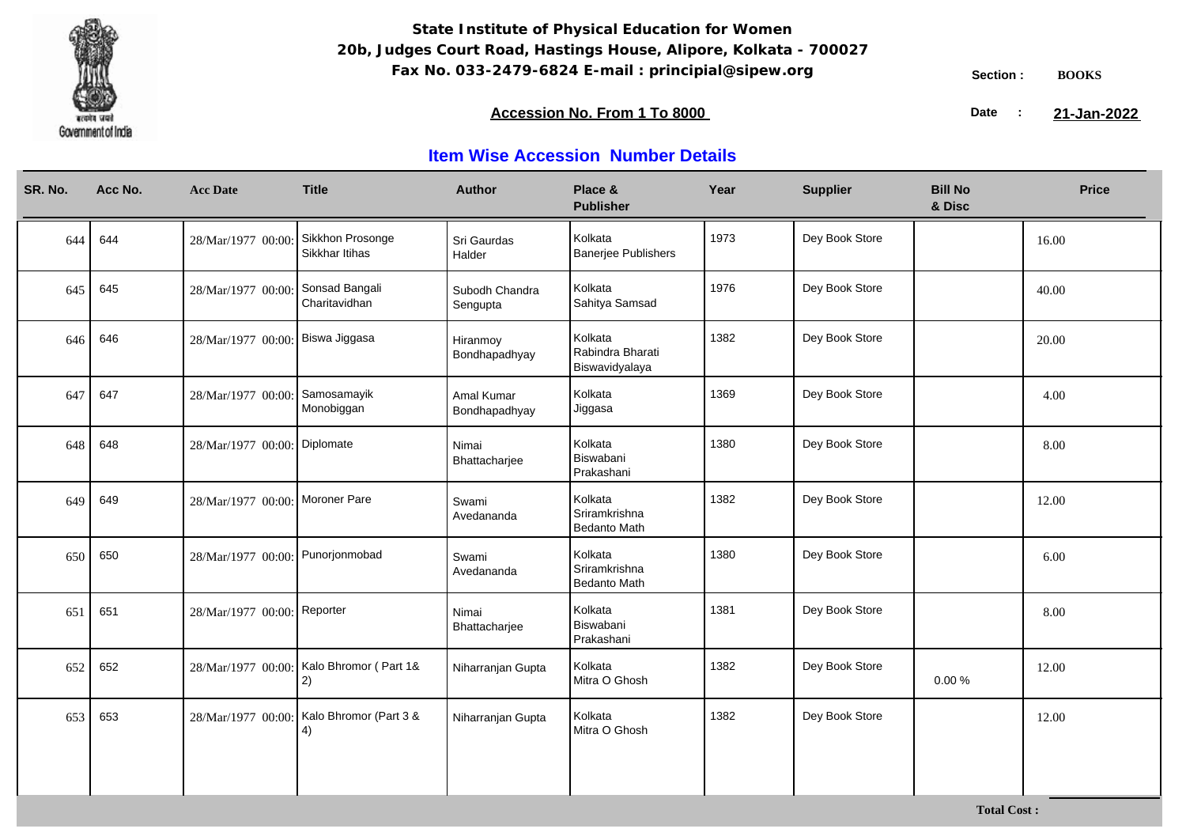**State Institute of Physical Education for Women**
**20b, Judges Court Road, Hastings House, Alipore, Kolkata - 700027**
**Fax No. 033-2479-6824 E-mail : principial@sipew.org**

Section : **BOOKS**

**Accession No. From 1 To 8000**

Date : **21-Jan-2022**

## Item Wise Accession Number Details

| SR. No. | Acc No. | Acc Date | Title | Author | Place & Publisher | Year | Supplier | Bill No & Disc | Price |
|---|---|---|---|---|---|---|---|---|---|
| 644 | 644 | 28/Mar/1977 00:00: | Sikkhon Prosonge Sikkhar Itihas | Sri Gaurdas Halder | Kolkata Banerjee Publishers | 1973 | Dey Book Store | | 16.00 |
| 645 | 645 | 28/Mar/1977 00:00: | Sonsad Bangali Charitavidhan | Subodh Chandra Sengupta | Kolkata Sahitya Samsad | 1976 | Dey Book Store | | 40.00 |
| 646 | 646 | 28/Mar/1977 00:00: | Biswa Jiggasa | Hiranmoy Bondhapadhyay | Kolkata Rabindra Bharati Biswavidyalaya | 1382 | Dey Book Store | | 20.00 |
| 647 | 647 | 28/Mar/1977 00:00: | Samosamayik Monobiggan | Amal Kumar Bondhapadhyay | Kolkata Jiggasa | 1369 | Dey Book Store | | 4.00 |
| 648 | 648 | 28/Mar/1977 00:00: | Diplomate | Nimai Bhattacharjee | Kolkata Biswabani Prakashani | 1380 | Dey Book Store | | 8.00 |
| 649 | 649 | 28/Mar/1977 00:00: | Moroner Pare | Swami Avedananda | Kolkata Sriramkrishna Bedanto Math | 1382 | Dey Book Store | | 12.00 |
| 650 | 650 | 28/Mar/1977 00:00: | Punorjonmobad | Swami Avedananda | Kolkata Sriramkrishna Bedanto Math | 1380 | Dey Book Store | | 6.00 |
| 651 | 651 | 28/Mar/1977 00:00: | Reporter | Nimai Bhattacharjee | Kolkata Biswabani Prakashani | 1381 | Dey Book Store | | 8.00 |
| 652 | 652 | 28/Mar/1977 00:00: | Kalo Bhromor ( Part 1& 2) | Niharranjan Gupta | Kolkata Mitra O Ghosh | 1382 | Dey Book Store | 0.00 % | 12.00 |
| 653 | 653 | 28/Mar/1977 00:00: | Kalo Bhromor (Part 3 & 4) | Niharranjan Gupta | Kolkata Mitra O Ghosh | 1382 | Dey Book Store | | 12.00 |

**Total Cost :**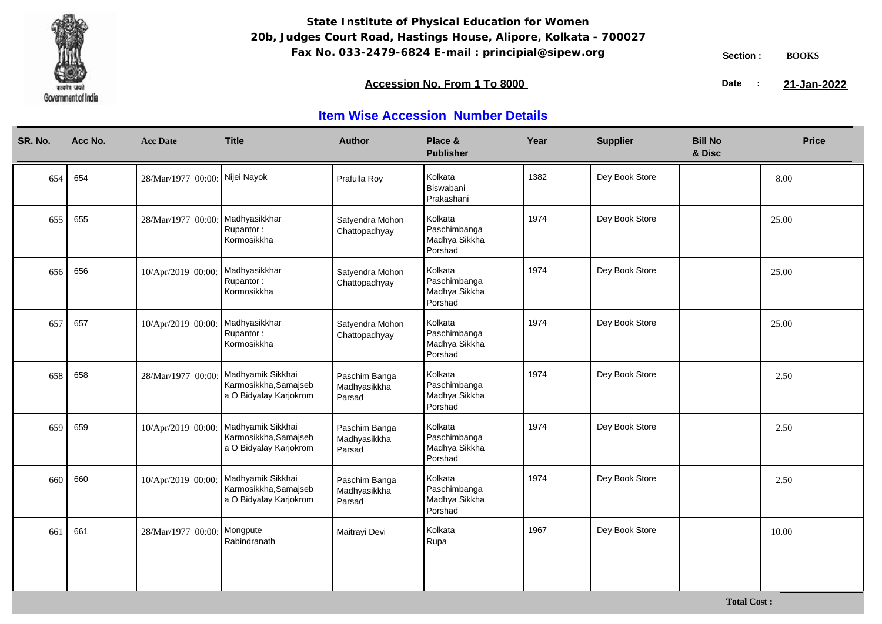**State Institute of Physical Education for Women**
**20b, Judges Court Road, Hastings House, Alipore, Kolkata - 700027**
**Fax No. 033-2479-6824 E-mail : principial@sipew.org**

Section : **BOOKS**

**Accession No. From 1 To 8000**

Date : **21-Jan-2022**

## Item Wise Accession Number Details

| SR. No. | Acc No. | Acc Date | Title | Author | Place & Publisher | Year | Supplier | Bill No & Disc | Price |
|---|---|---|---|---|---|---|---|---|---|
| 654 | 654 | 28/Mar/1977 00:00: | Nijei Nayok | Prafulla Roy | Kolkata Biswabani Prakashani | 1382 | Dey Book Store | | 8.00 |
| 655 | 655 | 28/Mar/1977 00:00: | Madhyasikkhar Rupantor : Kormosikkha | Satyendra Mohon Chattopadhyay | Kolkata Paschimbanga Madhya Sikkha Porshad | 1974 | Dey Book Store | | 25.00 |
| 656 | 656 | 10/Apr/2019 00:00: | Madhyasikkhar Rupantor : Kormosikkha | Satyendra Mohon Chattopadhyay | Kolkata Paschimbanga Madhya Sikkha Porshad | 1974 | Dey Book Store | | 25.00 |
| 657 | 657 | 10/Apr/2019 00:00: | Madhyasikkhar Rupantor : Kormosikkha | Satyendra Mohon Chattopadhyay | Kolkata Paschimbanga Madhya Sikkha Porshad | 1974 | Dey Book Store | | 25.00 |
| 658 | 658 | 28/Mar/1977 00:00: | Madhyamik Sikkhai Karmosikkha,Samajseb a O Bidyalay Karjokrom | Paschim Banga Madhyasikkha Parsad | Kolkata Paschimbanga Madhya Sikkha Porshad | 1974 | Dey Book Store | | 2.50 |
| 659 | 659 | 10/Apr/2019 00:00: | Madhyamik Sikkhai Karmosikkha,Samajseb a O Bidyalay Karjokrom | Paschim Banga Madhyasikkha Parsad | Kolkata Paschimbanga Madhya Sikkha Porshad | 1974 | Dey Book Store | | 2.50 |
| 660 | 660 | 10/Apr/2019 00:00: | Madhyamik Sikkhai Karmosikkha,Samajseb a O Bidyalay Karjokrom | Paschim Banga Madhyasikkha Parsad | Kolkata Paschimbanga Madhya Sikkha Porshad | 1974 | Dey Book Store | | 2.50 |
| 661 | 661 | 28/Mar/1977 00:00: | Mongpute Rabindranath | Maitrayi Devi | Kolkata Rupa | 1967 | Dey Book Store | | 10.00 |

**Total Cost :**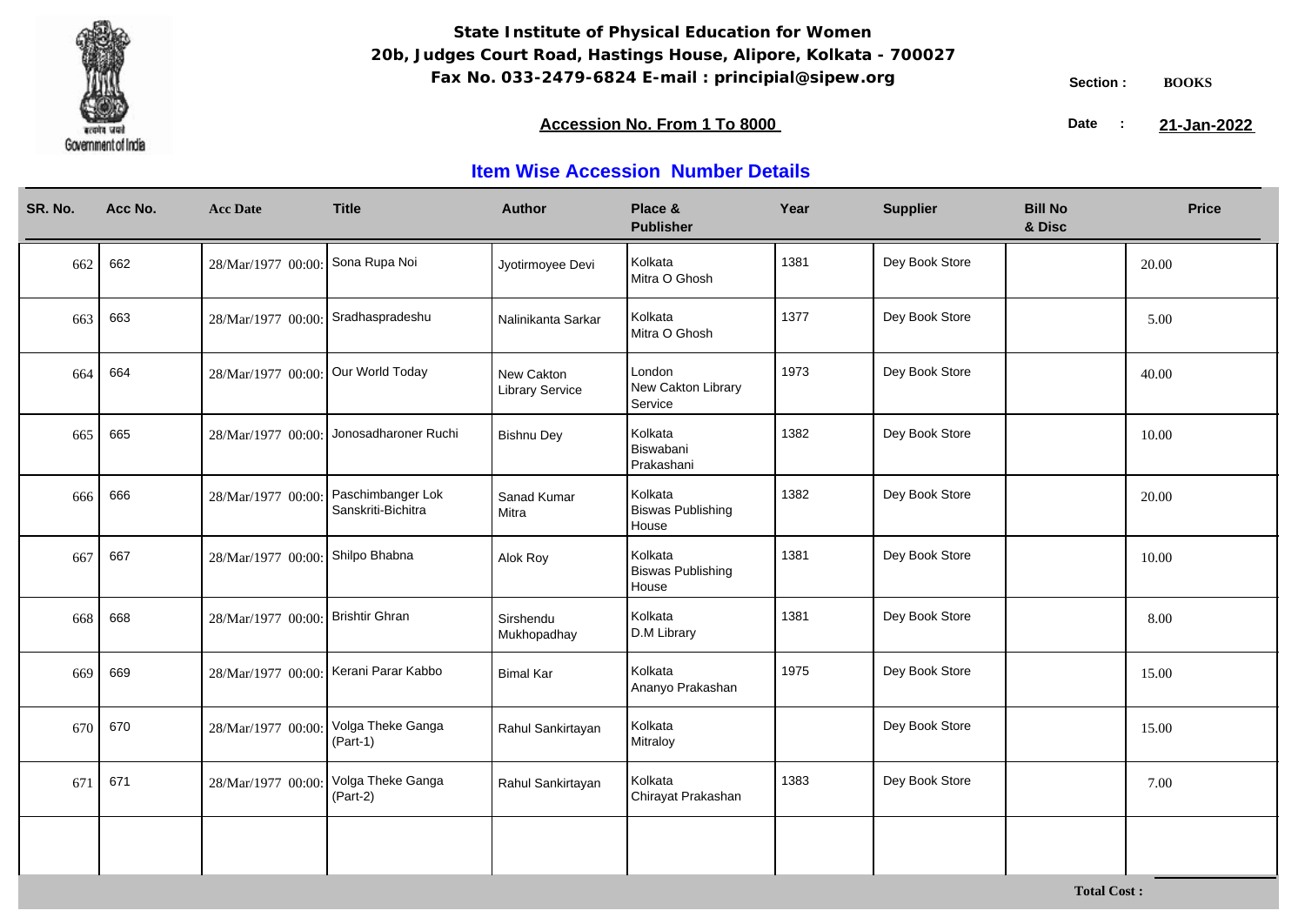**State Institute of Physical Education for Women**
**20b, Judges Court Road, Hastings House, Alipore, Kolkata - 700027**
**Fax No. 033-2479-6824 E-mail : principial@sipew.org**

Section : **BOOKS**

**Accession No. From 1 To 8000**

Date : **21-Jan-2022**

## Item Wise Accession Number Details

| SR. No. | Acc No. | Acc Date | Title | Author | Place & Publisher | Year | Supplier | Bill No & Disc | Price |
|---|---|---|---|---|---|---|---|---|---|
| 662 | 662 | 28/Mar/1977 00:00: | Sona Rupa Noi | Jyotirmoyee Devi | Kolkata Mitra O Ghosh | 1381 | Dey Book Store | | 20.00 |
| 663 | 663 | 28/Mar/1977 00:00: | Sradhaspradeshu | Nalinikanta Sarkar | Kolkata Mitra O Ghosh | 1377 | Dey Book Store | | 5.00 |
| 664 | 664 | 28/Mar/1977 00:00: | Our World Today | New Cakton Library Service | London New Cakton Library Service | 1973 | Dey Book Store | | 40.00 |
| 665 | 665 | 28/Mar/1977 00:00: | Jonosadharoner Ruchi | Bishnu Dey | Kolkata Biswabani Prakashani | 1382 | Dey Book Store | | 10.00 |
| 666 | 666 | 28/Mar/1977 00:00: | Paschimbanger Lok Sanskriti-Bichitra | Sanad Kumar Mitra | Kolkata Biswas Publishing House | 1382 | Dey Book Store | | 20.00 |
| 667 | 667 | 28/Mar/1977 00:00: | Shilpo Bhabna | Alok Roy | Kolkata Biswas Publishing House | 1381 | Dey Book Store | | 10.00 |
| 668 | 668 | 28/Mar/1977 00:00: | Brishtir Ghran | Sirshendu Mukhopadhay | Kolkata D.M Library | 1381 | Dey Book Store | | 8.00 |
| 669 | 669 | 28/Mar/1977 00:00: | Kerani Parar Kabbo | Bimal Kar | Kolkata Ananyo Prakashan | 1975 | Dey Book Store | | 15.00 |
| 670 | 670 | 28/Mar/1977 00:00: | Volga Theke Ganga (Part-1) | Rahul Sankirtayan | Kolkata Mitraloy | | Dey Book Store | | 15.00 |
| 671 | 671 | 28/Mar/1977 00:00: | Volga Theke Ganga (Part-2) | Rahul Sankirtayan | Kolkata Chirayat Prakashan | 1383 | Dey Book Store | | 7.00 |

**Total Cost :**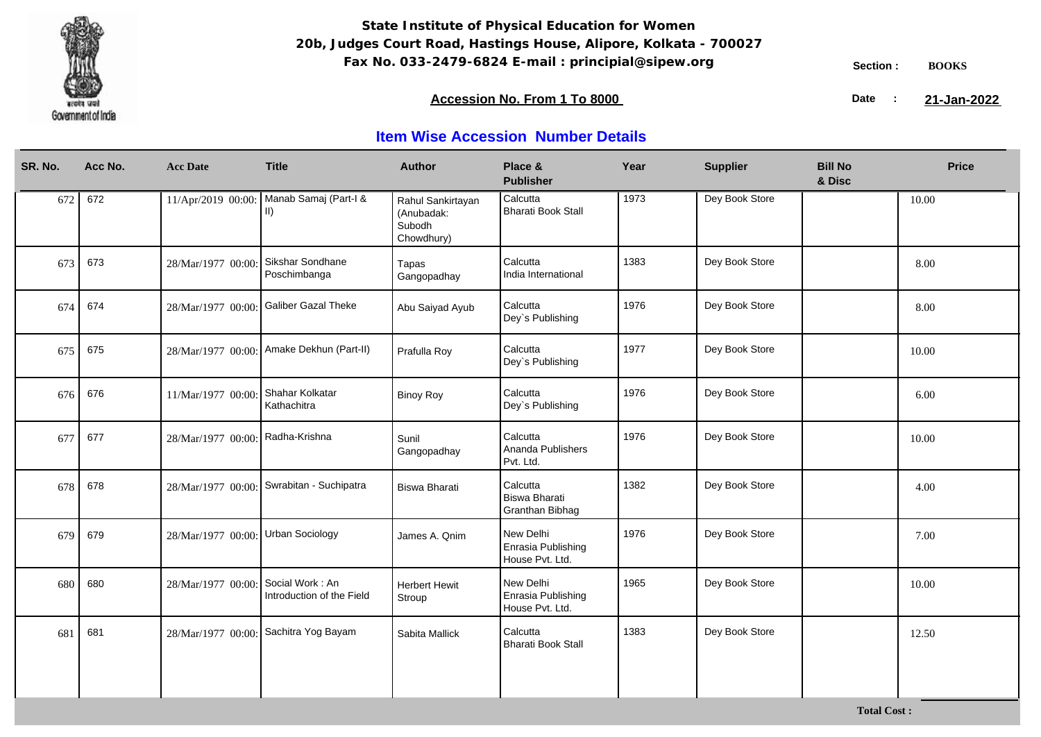**State Institute of Physical Education for Women**
**20b, Judges Court Road, Hastings House, Alipore, Kolkata - 700027**
**Fax No. 033-2479-6824 E-mail : principial@sipew.org**

Government of India

**Section :** BOOKS

**Accession No. From 1 To 8000**

**Date :** **21-Jan-2022**

## Item Wise Accession Number Details

| SR. No. | Acc No. | Acc Date | Title | Author | Place & Publisher | Year | Supplier | Bill No & Disc | Price |
|---|---|---|---|---|---|---|---|---|---|
| 672 | 672 | 11/Apr/2019 00:00: | Manab Samaj (Part-I & II) | Rahul Sankirtayan (Anubadak: Subodh Chowdhury) | Calcutta Bharati Book Stall | 1973 | Dey Book Store | | 10.00 |
| 673 | 673 | 28/Mar/1977 00:00: | Sikshar Sondhane Poschimbanga | Tapas Gangopadhay | Calcutta India International | 1383 | Dey Book Store | | 8.00 |
| 674 | 674 | 28/Mar/1977 00:00: | Galiber Gazal Theke | Abu Saiyad Ayub | Calcutta Dey`s Publishing | 1976 | Dey Book Store | | 8.00 |
| 675 | 675 | 28/Mar/1977 00:00: | Amake Dekhun (Part-II) | Prafulla Roy | Calcutta Dey`s Publishing | 1977 | Dey Book Store | | 10.00 |
| 676 | 676 | 11/Mar/1977 00:00: | Shahar Kolkatar Kathachitra | Binoy Roy | Calcutta Dey`s Publishing | 1976 | Dey Book Store | | 6.00 |
| 677 | 677 | 28/Mar/1977 00:00: | Radha-Krishna | Sunil Gangopadhay | Calcutta Ananda Publishers Pvt. Ltd. | 1976 | Dey Book Store | | 10.00 |
| 678 | 678 | 28/Mar/1977 00:00: | Swrabitan - Suchipatra | Biswa Bharati | Calcutta Biswa Bharati Granthan Bibhag | 1382 | Dey Book Store | | 4.00 |
| 679 | 679 | 28/Mar/1977 00:00: | Urban Sociology | James A. Qnim | New Delhi Enrasia Publishing House Pvt. Ltd. | 1976 | Dey Book Store | | 7.00 |
| 680 | 680 | 28/Mar/1977 00:00: | Social Work : An Introduction of the Field | Herbert Hewit Stroup | New Delhi Enrasia Publishing House Pvt. Ltd. | 1965 | Dey Book Store | | 10.00 |
| 681 | 681 | 28/Mar/1977 00:00: | Sachitra Yog Bayam | Sabita Mallick | Calcutta Bharati Book Stall | 1383 | Dey Book Store | | 12.50 |

**Total Cost :**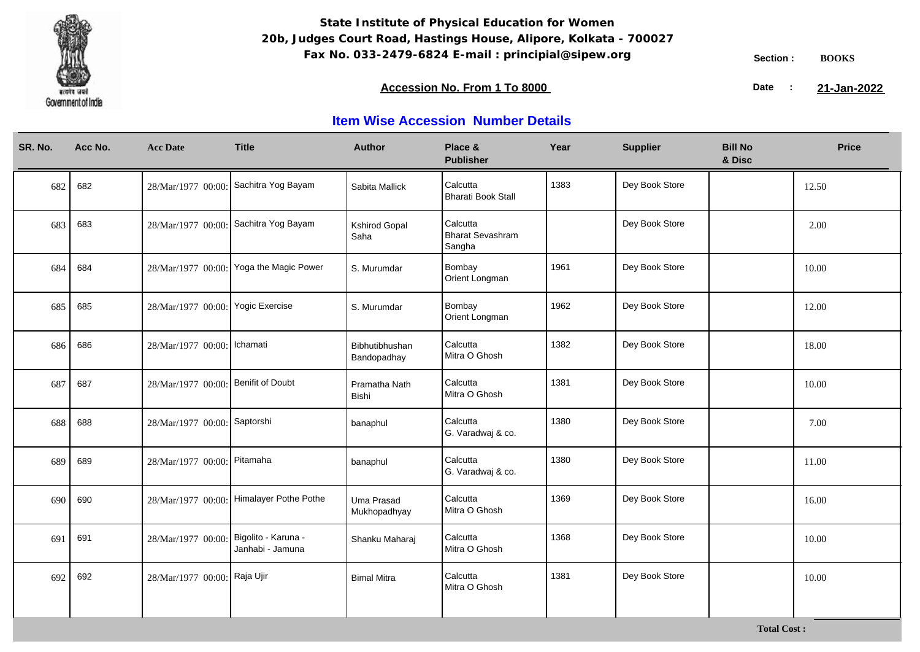**State Institute of Physical Education for Women**
**20b, Judges Court Road, Hastings House, Alipore, Kolkata - 700027**
**Fax No. 033-2479-6824 E-mail : principial@sipew.org**

Section : **BOOKS**

**Accession No. From 1 To 8000**

Date : **21-Jan-2022**

## Item Wise Accession Number Details

| SR. No. | Acc No. | Acc Date | Title | Author | Place & Publisher | Year | Supplier | Bill No & Disc | Price |
|---|---|---|---|---|---|---|---|---|---|
| 682 | 682 | 28/Mar/1977 00:00: | Sachitra Yog Bayam | Sabita Mallick | Calcutta Bharati Book Stall | 1383 | Dey Book Store | | 12.50 |
| 683 | 683 | 28/Mar/1977 00:00: | Sachitra Yog Bayam | Kshirod Gopal Saha | Calcutta Bharat Sevashram Sangha | | Dey Book Store | | 2.00 |
| 684 | 684 | 28/Mar/1977 00:00: | Yoga the Magic Power | S. Murumdar | Bombay Orient Longman | 1961 | Dey Book Store | | 10.00 |
| 685 | 685 | 28/Mar/1977 00:00: | Yogic Exercise | S. Murumdar | Bombay Orient Longman | 1962 | Dey Book Store | | 12.00 |
| 686 | 686 | 28/Mar/1977 00:00: | Ichamati | Bibhutibhushan Bandopadhay | Calcutta Mitra O Ghosh | 1382 | Dey Book Store | | 18.00 |
| 687 | 687 | 28/Mar/1977 00:00: | Benifit of Doubt | Pramatha Nath Bishi | Calcutta Mitra O Ghosh | 1381 | Dey Book Store | | 10.00 |
| 688 | 688 | 28/Mar/1977 00:00: | Saptorshi | banaphul | Calcutta G. Varadwaj & co. | 1380 | Dey Book Store | | 7.00 |
| 689 | 689 | 28/Mar/1977 00:00: | Pitamaha | banaphul | Calcutta G. Varadwaj & co. | 1380 | Dey Book Store | | 11.00 |
| 690 | 690 | 28/Mar/1977 00:00: | Himalayer Pothe Pothe | Uma Prasad Mukhopadhyay | Calcutta Mitra O Ghosh | 1369 | Dey Book Store | | 16.00 |
| 691 | 691 | 28/Mar/1977 00:00: | Bigolito - Karuna - Janhabi - Jamuna | Shanku Maharaj | Calcutta Mitra O Ghosh | 1368 | Dey Book Store | | 10.00 |
| 692 | 692 | 28/Mar/1977 00:00: | Raja Ujir | Bimal Mitra | Calcutta Mitra O Ghosh | 1381 | Dey Book Store | | 10.00 |

**Total Cost :**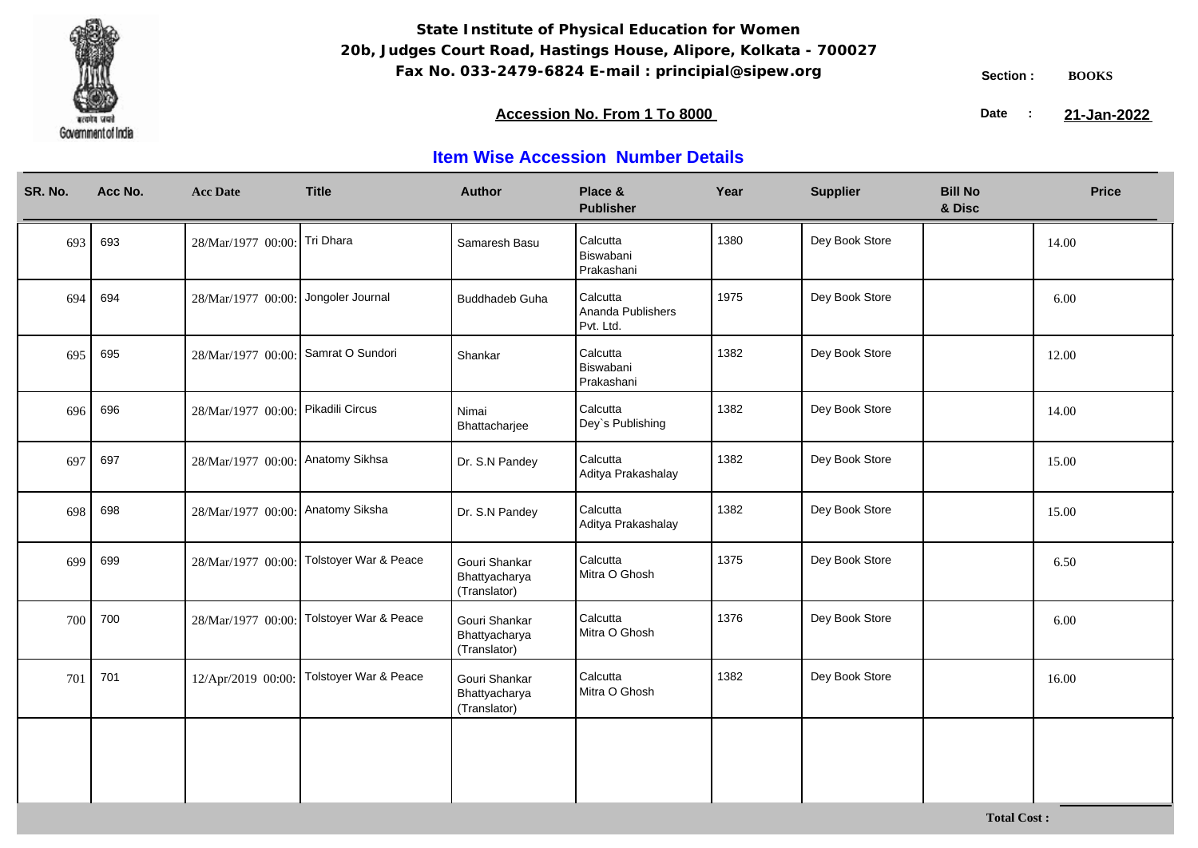**State Institute of Physical Education for Women**
**20b, Judges Court Road, Hastings House, Alipore, Kolkata - 700027**
**Fax No. 033-2479-6824 E-mail : principial@sipew.org**

Section : **BOOKS**

**Accession No. From 1 To 8000**

Date : **21-Jan-2022**

## Item Wise Accession Number Details

| SR. No. | Acc No. | Acc Date | Title | Author | Place & Publisher | Year | Supplier | Bill No & Disc | Price |
|---|---|---|---|---|---|---|---|---|---|
| 693 | 693 | 28/Mar/1977 00:00: | Tri Dhara | Samaresh Basu | Calcutta Biswabani Prakashani | 1380 | Dey Book Store | | 14.00 |
| 694 | 694 | 28/Mar/1977 00:00: | Jongoler Journal | Buddhadeb Guha | Calcutta Ananda Publishers Pvt. Ltd. | 1975 | Dey Book Store | | 6.00 |
| 695 | 695 | 28/Mar/1977 00:00: | Samrat O Sundori | Shankar | Calcutta Biswabani Prakashani | 1382 | Dey Book Store | | 12.00 |
| 696 | 696 | 28/Mar/1977 00:00: | Pikadili Circus | Nimai Bhattacharjee | Calcutta Dey`s Publishing | 1382 | Dey Book Store | | 14.00 |
| 697 | 697 | 28/Mar/1977 00:00: | Anatomy Sikhsa | Dr. S.N Pandey | Calcutta Aditya Prakashalay | 1382 | Dey Book Store | | 15.00 |
| 698 | 698 | 28/Mar/1977 00:00: | Anatomy Siksha | Dr. S.N Pandey | Calcutta Aditya Prakashalay | 1382 | Dey Book Store | | 15.00 |
| 699 | 699 | 28/Mar/1977 00:00: | Tolstoyer War & Peace | Gouri Shankar Bhattyacharya (Translator) | Calcutta Mitra O Ghosh | 1375 | Dey Book Store | | 6.50 |
| 700 | 700 | 28/Mar/1977 00:00: | Tolstoyer War & Peace | Gouri Shankar Bhattyacharya (Translator) | Calcutta Mitra O Ghosh | 1376 | Dey Book Store | | 6.00 |
| 701 | 701 | 12/Apr/2019 00:00: | Tolstoyer War & Peace | Gouri Shankar Bhattyacharya (Translator) | Calcutta Mitra O Ghosh | 1382 | Dey Book Store | | 16.00 |

**Total Cost :**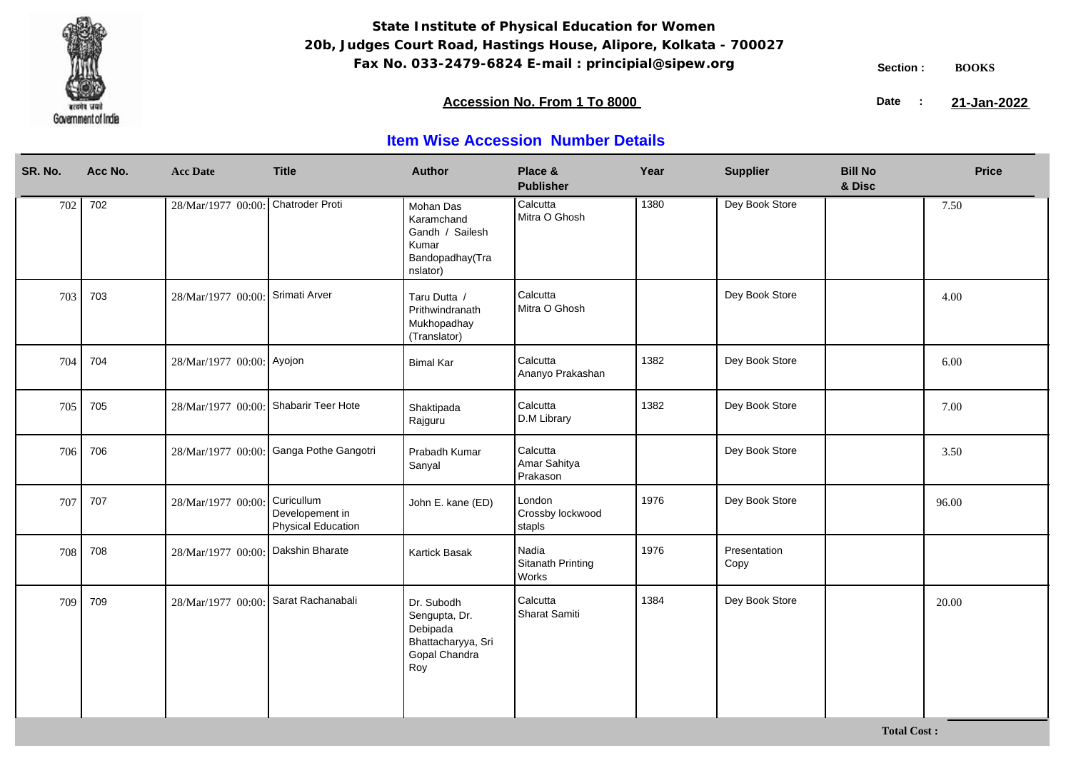**State Institute of Physical Education for Women**
**20b, Judges Court Road, Hastings House, Alipore, Kolkata - 700027**
**Fax No. 033-2479-6824 E-mail : principial@sipew.org**

Section : **BOOKS**

**Accession No. From 1 To 8000**

Date : **21-Jan-2022**

## Item Wise Accession Number Details

| SR. No. | Acc No. | Acc Date | Title | Author | Place & Publisher | Year | Supplier | Bill No & Disc | Price |
|---|---|---|---|---|---|---|---|---|---|
| 702 | 702 | 28/Mar/1977 00:00: | Chatroder Proti | Mohan Das Karamchand Gandh / Sailesh Kumar Bandopadhay(Translator) | Calcutta Mitra O Ghosh | 1380 | Dey Book Store | | 7.50 |
| 703 | 703 | 28/Mar/1977 00:00: | Srimati Arver | Taru Dutta / Prithwindranath Mukhopadhay (Translator) | Calcutta Mitra O Ghosh | | Dey Book Store | | 4.00 |
| 704 | 704 | 28/Mar/1977 00:00: | Ayojon | Bimal Kar | Calcutta Ananyo Prakashan | 1382 | Dey Book Store | | 6.00 |
| 705 | 705 | 28/Mar/1977 00:00: | Shabarir Teer Hote | Shaktipada Rajguru | Calcutta D.M Library | 1382 | Dey Book Store | | 7.00 |
| 706 | 706 | 28/Mar/1977 00:00: | Ganga Pothe Gangotri | Prabadh Kumar Sanyal | Calcutta Amar Sahitya Prakason | | Dey Book Store | | 3.50 |
| 707 | 707 | 28/Mar/1977 00:00: | Curicullum Developement in Physical Education | John E. kane (ED) | London Crossby lockwood stapls | 1976 | Dey Book Store | | 96.00 |
| 708 | 708 | 28/Mar/1977 00:00: | Dakshin Bharate | Kartick Basak | Nadia Sitanath Printing Works | 1976 | Presentation Copy | | |
| 709 | 709 | 28/Mar/1977 00:00: | Sarat Rachanabali | Dr. Subodh Sengupta, Dr. Debipada Bhattacharyya, Sri Gopal Chandra Roy | Calcutta Sharat Samiti | 1384 | Dey Book Store | | 20.00 |

**Total Cost :**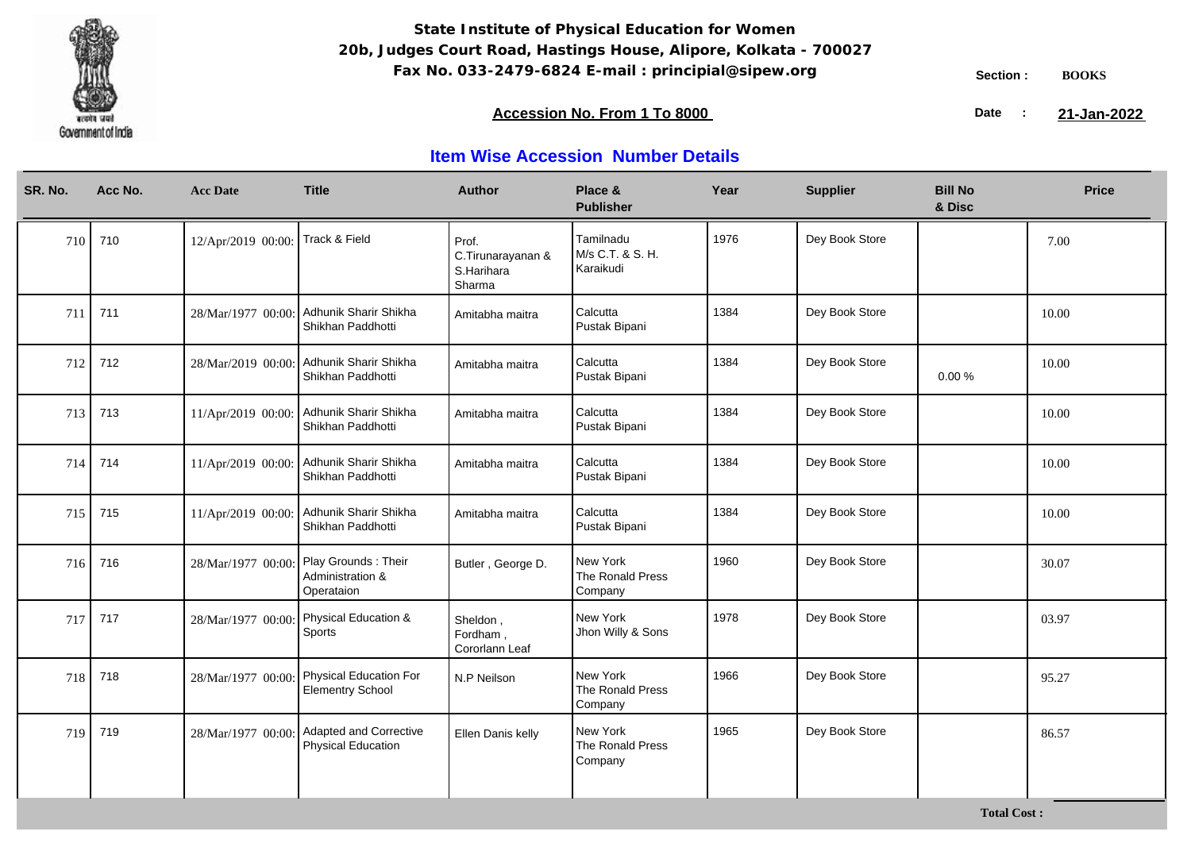**State Institute of Physical Education for Women**
**20b, Judges Court Road, Hastings House, Alipore, Kolkata - 700027**
**Fax No. 033-2479-6824 E-mail : principial@sipew.org**

Government of India

**Section :** BOOKS

**Accession No. From 1 To 8000**

**Date :** 21-Jan-2022

## Item Wise Accession Number Details

| SR. No. | Acc No. | Acc Date | Title | Author | Place & Publisher | Year | Supplier | Bill No & Disc | Price |
|---|---|---|---|---|---|---|---|---|---|
| 710 | 710 | 12/Apr/2019 00:00: | Track & Field | Prof. C.Tirunarayanan & S.Harihara Sharma | Tamilnadu M/s C.T. & S. H. Karaikudi | 1976 | Dey Book Store | | 7.00 |
| 711 | 711 | 28/Mar/1977 00:00: | Adhunik Sharir Shikha Shikhan Paddhotti | Amitabha maitra | Calcutta Pustak Bipani | 1384 | Dey Book Store | | 10.00 |
| 712 | 712 | 28/Mar/2019 00:00: | Adhunik Sharir Shikha Shikhan Paddhotti | Amitabha maitra | Calcutta Pustak Bipani | 1384 | Dey Book Store | 0.00 % | 10.00 |
| 713 | 713 | 11/Apr/2019 00:00: | Adhunik Sharir Shikha Shikhan Paddhotti | Amitabha maitra | Calcutta Pustak Bipani | 1384 | Dey Book Store | | 10.00 |
| 714 | 714 | 11/Apr/2019 00:00: | Adhunik Sharir Shikha Shikhan Paddhotti | Amitabha maitra | Calcutta Pustak Bipani | 1384 | Dey Book Store | | 10.00 |
| 715 | 715 | 11/Apr/2019 00:00: | Adhunik Sharir Shikha Shikhan Paddhotti | Amitabha maitra | Calcutta Pustak Bipani | 1384 | Dey Book Store | | 10.00 |
| 716 | 716 | 28/Mar/1977 00:00: | Play Grounds : Their Administration & Operataion | Butler , George D. | New York The Ronald Press Company | 1960 | Dey Book Store | | 30.07 |
| 717 | 717 | 28/Mar/1977 00:00: | Physical Education & Sports | Sheldon , Fordham , Cororlann Leaf | New York Jhon Willy & Sons | 1978 | Dey Book Store | | 03.97 |
| 718 | 718 | 28/Mar/1977 00:00: | Physical Education For Elementry School | N.P Neilson | New York The Ronald Press Company | 1966 | Dey Book Store | | 95.27 |
| 719 | 719 | 28/Mar/1977 00:00: | Adapted and Corrective Physical Education | Ellen Danis kelly | New York The Ronald Press Company | 1965 | Dey Book Store | | 86.57 |

**Total Cost :**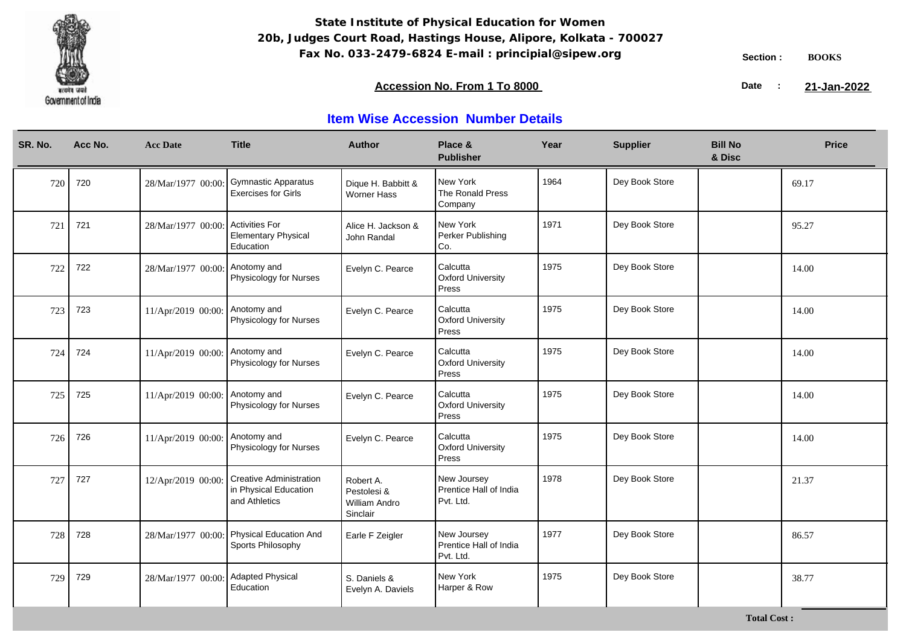**State Institute of Physical Education for Women**
**20b, Judges Court Road, Hastings House, Alipore, Kolkata - 700027**
**Fax No. 033-2479-6824 E-mail : principial@sipew.org**

**Section : BOOKS**

**Accession No. From 1 To 8000**

**Date : 21-Jan-2022**

## Item Wise Accession Number Details

| SR. No. | Acc No. | Acc Date | Title | Author | Place & Publisher | Year | Supplier | Bill No & Disc | Price |
|---|---|---|---|---|---|---|---|---|---|
| 720 | 720 | 28/Mar/1977 00:00: | Gymnastic Apparatus Exercises for Girls | Dique H. Babbitt & Worner Hass | New York The Ronald Press Company | 1964 | Dey Book Store | | 69.17 |
| 721 | 721 | 28/Mar/1977 00:00: | Activities For Elementary Physical Education | Alice H. Jackson & John Randal | New York Perker Publishing Co. | 1971 | Dey Book Store | | 95.27 |
| 722 | 722 | 28/Mar/1977 00:00: | Anotomy and Physicology for Nurses | Evelyn C. Pearce | Calcutta Oxford University Press | 1975 | Dey Book Store | | 14.00 |
| 723 | 723 | 11/Apr/2019 00:00: | Anotomy and Physicology for Nurses | Evelyn C. Pearce | Calcutta Oxford University Press | 1975 | Dey Book Store | | 14.00 |
| 724 | 724 | 11/Apr/2019 00:00: | Anotomy and Physicology for Nurses | Evelyn C. Pearce | Calcutta Oxford University Press | 1975 | Dey Book Store | | 14.00 |
| 725 | 725 | 11/Apr/2019 00:00: | Anotomy and Physicology for Nurses | Evelyn C. Pearce | Calcutta Oxford University Press | 1975 | Dey Book Store | | 14.00 |
| 726 | 726 | 11/Apr/2019 00:00: | Anotomy and Physicology for Nurses | Evelyn C. Pearce | Calcutta Oxford University Press | 1975 | Dey Book Store | | 14.00 |
| 727 | 727 | 12/Apr/2019 00:00: | Creative Administration in Physical Education and Athletics | Robert A. Pestolesi & William Andro Sinclair | New Joursey Prentice Hall of India Pvt. Ltd. | 1978 | Dey Book Store | | 21.37 |
| 728 | 728 | 28/Mar/1977 00:00: | Physical Education And Sports Philosophy | Earle F Zeigler | New Joursey Prentice Hall of India Pvt. Ltd. | 1977 | Dey Book Store | | 86.57 |
| 729 | 729 | 28/Mar/1977 00:00: | Adapted Physical Education | S. Daniels & Evelyn A. Daviels | New York Harper & Row | 1975 | Dey Book Store | | 38.77 |

**Total Cost :**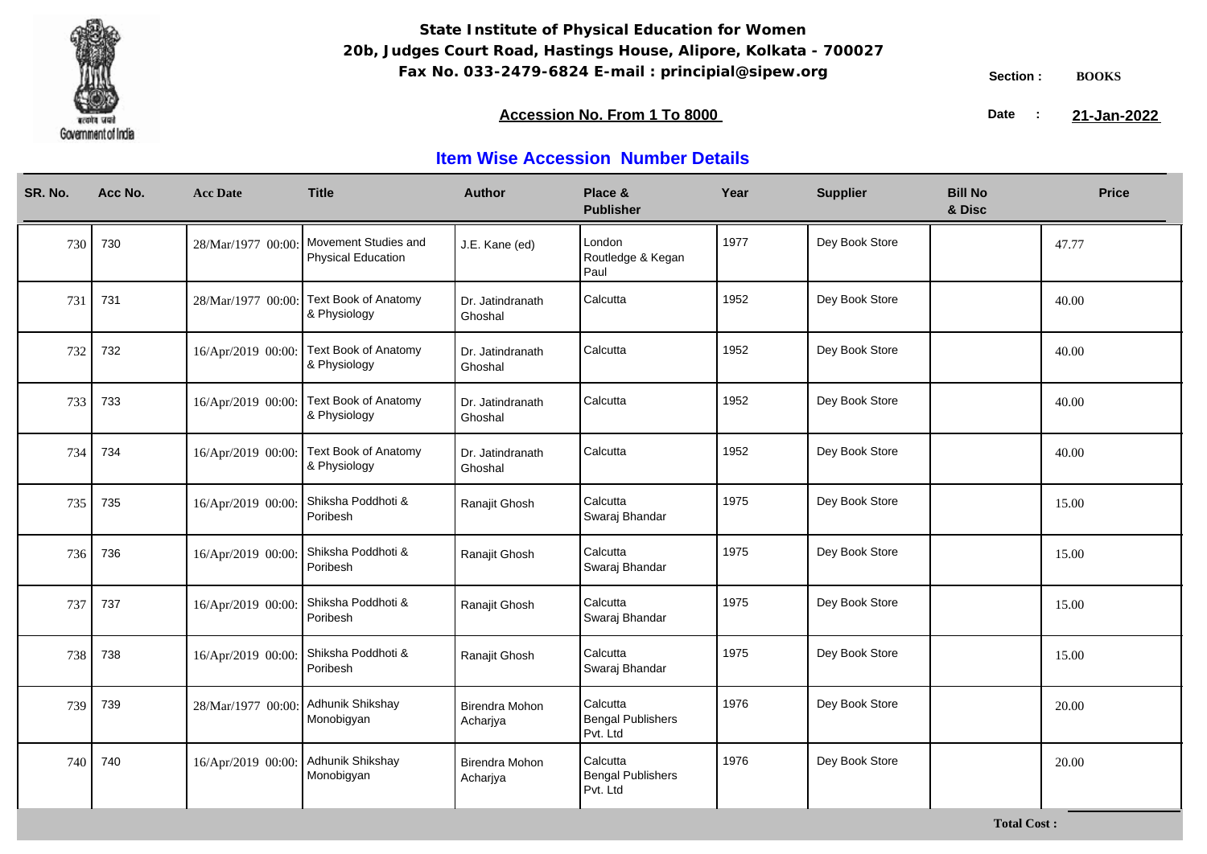**State Institute of Physical Education for Women**
**20b, Judges Court Road, Hastings House, Alipore, Kolkata - 700027**
**Fax No. 033-2479-6824 E-mail : principial@sipew.org**

Section : **BOOKS**

**Accession No. From 1 To 8000**

Date : **21-Jan-2022**

## Item Wise Accession Number Details

| SR. No. | Acc No. | Acc Date | Title | Author | Place & Publisher | Year | Supplier | Bill No & Disc | Price |
|---|---|---|---|---|---|---|---|---|---|
| 730 | 730 | 28/Mar/1977 00:00: | Movement Studies and Physical Education | J.E. Kane (ed) | London Routledge & Kegan Paul | 1977 | Dey Book Store | | 47.77 |
| 731 | 731 | 28/Mar/1977 00:00: | Text Book of Anatomy & Physiology | Dr. Jatindranath Ghoshal | Calcutta | 1952 | Dey Book Store | | 40.00 |
| 732 | 732 | 16/Apr/2019 00:00: | Text Book of Anatomy & Physiology | Dr. Jatindranath Ghoshal | Calcutta | 1952 | Dey Book Store | | 40.00 |
| 733 | 733 | 16/Apr/2019 00:00: | Text Book of Anatomy & Physiology | Dr. Jatindranath Ghoshal | Calcutta | 1952 | Dey Book Store | | 40.00 |
| 734 | 734 | 16/Apr/2019 00:00: | Text Book of Anatomy & Physiology | Dr. Jatindranath Ghoshal | Calcutta | 1952 | Dey Book Store | | 40.00 |
| 735 | 735 | 16/Apr/2019 00:00: | Shiksha Poddhoti & Poribesh | Ranajit Ghosh | Calcutta Swaraj Bhandar | 1975 | Dey Book Store | | 15.00 |
| 736 | 736 | 16/Apr/2019 00:00: | Shiksha Poddhoti & Poribesh | Ranajit Ghosh | Calcutta Swaraj Bhandar | 1975 | Dey Book Store | | 15.00 |
| 737 | 737 | 16/Apr/2019 00:00: | Shiksha Poddhoti & Poribesh | Ranajit Ghosh | Calcutta Swaraj Bhandar | 1975 | Dey Book Store | | 15.00 |
| 738 | 738 | 16/Apr/2019 00:00: | Shiksha Poddhoti & Poribesh | Ranajit Ghosh | Calcutta Swaraj Bhandar | 1975 | Dey Book Store | | 15.00 |
| 739 | 739 | 28/Mar/1977 00:00: | Adhunik Shikshay Monobigyan | Birendra Mohon Acharjya | Calcutta Bengal Publishers Pvt. Ltd | 1976 | Dey Book Store | | 20.00 |
| 740 | 740 | 16/Apr/2019 00:00: | Adhunik Shikshay Monobigyan | Birendra Mohon Acharjya | Calcutta Bengal Publishers Pvt. Ltd | 1976 | Dey Book Store | | 20.00 |

**Total Cost :**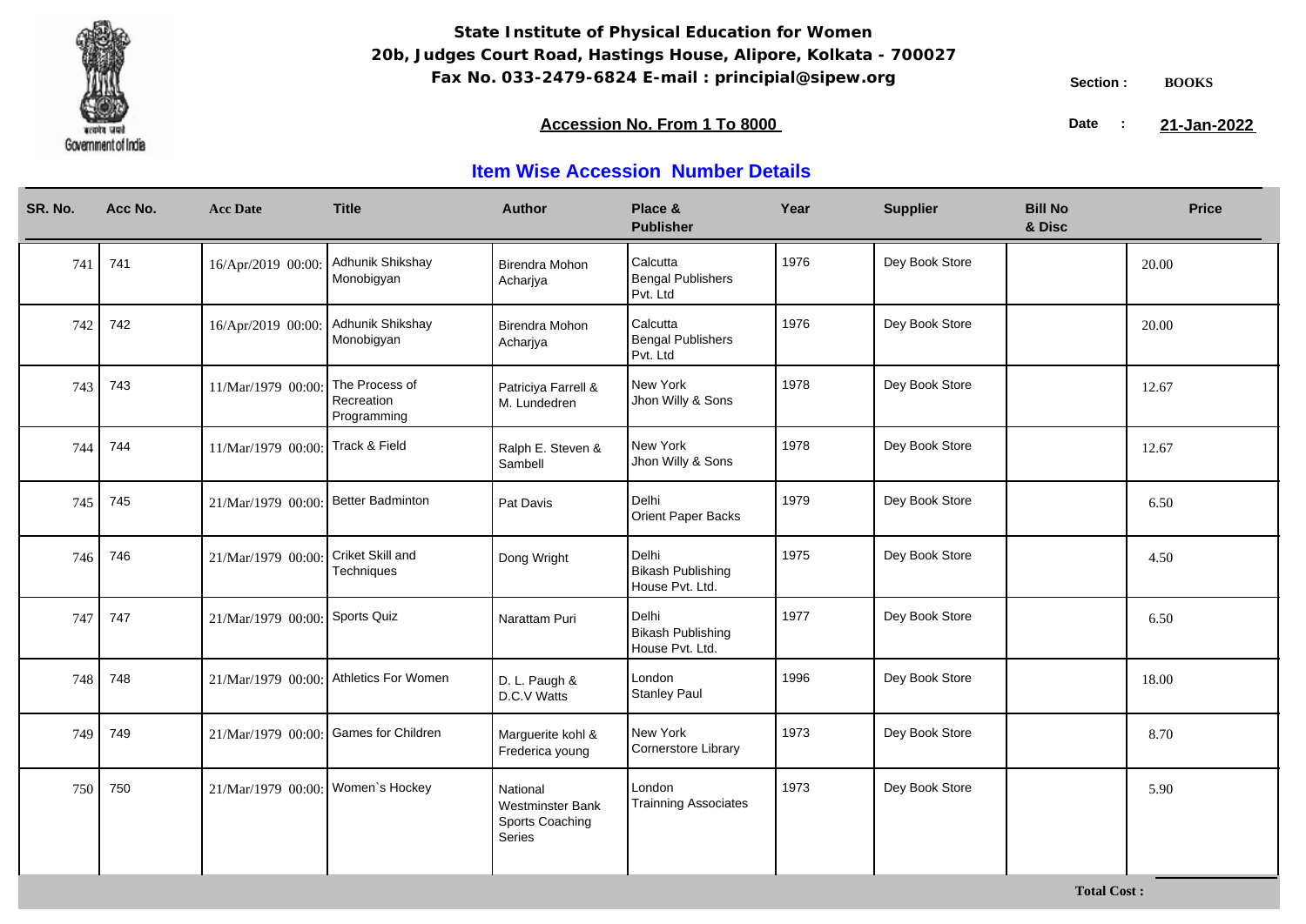**State Institute of Physical Education for Women**
**20b, Judges Court Road, Hastings House, Alipore, Kolkata - 700027**
**Fax No. 033-2479-6824 E-mail : principial@sipew.org**

Government of India

**Section :** BOOKS

**Accession No. From 1 To 8000**

**Date :** 21-Jan-2022

## Item Wise Accession Number Details

| SR. No. | Acc No. | Acc Date | Title | Author | Place & Publisher | Year | Supplier | Bill No & Disc | Price |
|---|---|---|---|---|---|---|---|---|---|
| 741 | 741 | 16/Apr/2019 00:00: | Adhunik Shikshay Monobigyan | Birendra Mohon Acharjya | Calcutta Bengal Publishers Pvt. Ltd | 1976 | Dey Book Store | | 20.00 |
| 742 | 742 | 16/Apr/2019 00:00: | Adhunik Shikshay Monobigyan | Birendra Mohon Acharjya | Calcutta Bengal Publishers Pvt. Ltd | 1976 | Dey Book Store | | 20.00 |
| 743 | 743 | 11/Mar/1979 00:00: | The Process of Recreation Programming | Patriciya Farrell & M. Lundedren | New York Jhon Willy & Sons | 1978 | Dey Book Store | | 12.67 |
| 744 | 744 | 11/Mar/1979 00:00: | Track & Field | Ralph E. Steven & Sambell | New York Jhon Willy & Sons | 1978 | Dey Book Store | | 12.67 |
| 745 | 745 | 21/Mar/1979 00:00: | Better Badminton | Pat Davis | Delhi Orient Paper Backs | 1979 | Dey Book Store | | 6.50 |
| 746 | 746 | 21/Mar/1979 00:00: | Criket Skill and Techniques | Dong Wright | Delhi Bikash Publishing House Pvt. Ltd. | 1975 | Dey Book Store | | 4.50 |
| 747 | 747 | 21/Mar/1979 00:00: | Sports Quiz | Narattam Puri | Delhi Bikash Publishing House Pvt. Ltd. | 1977 | Dey Book Store | | 6.50 |
| 748 | 748 | 21/Mar/1979 00:00: | Athletics For Women | D. L. Paugh & D.C.V Watts | London Stanley Paul | 1996 | Dey Book Store | | 18.00 |
| 749 | 749 | 21/Mar/1979 00:00: | Games for Children | Marguerite kohl & Frederica young | New York Cornerstore Library | 1973 | Dey Book Store | | 8.70 |
| 750 | 750 | 21/Mar/1979 00:00: | Women`s Hockey | National Westminster Bank Sports Coaching Series | London Trainning Associates | 1973 | Dey Book Store | | 5.90 |

**Total Cost :**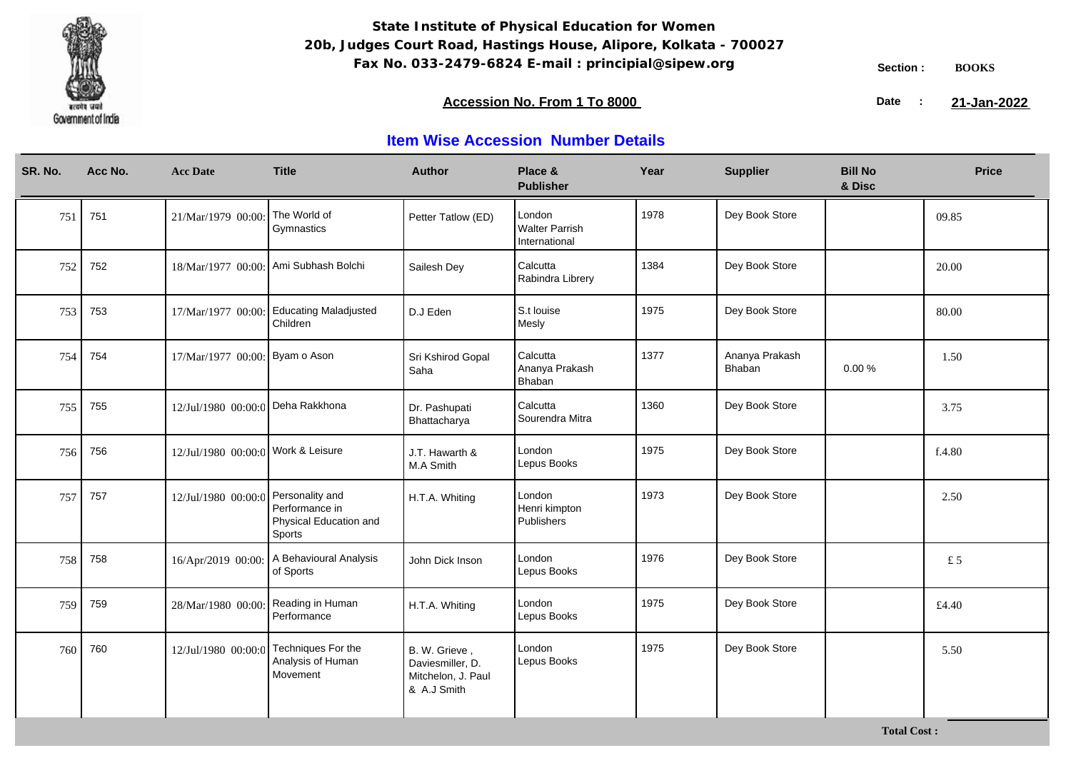# State Institute of Physical Education for Women

**20b, Judges Court Road, Hastings House, Alipore, Kolkata - 700027**

**Fax No. 033-2479-6824 E-mail : principial@sipew.org**

Section : **BOOKS**

**Accession No. From 1 To 8000**

Date : **21-Jan-2022**

## Item Wise Accession Number Details

| SR. No. | Acc No. | Acc Date | Title | Author | Place & Publisher | Year | Supplier | Bill No & Disc | Price |
|---|---|---|---|---|---|---|---|---|---|
| 751 | 751 | 21/Mar/1979 00:00: | The World of Gymnastics | Petter Tatlow (ED) | London Walter Parrish International | 1978 | Dey Book Store | | 09.85 |
| 752 | 752 | 18/Mar/1977 00:00: | Ami Subhash Bolchi | Sailesh Dey | Calcutta Rabindra Librery | 1384 | Dey Book Store | | 20.00 |
| 753 | 753 | 17/Mar/1977 00:00: | Educating Maladjusted Children | D.J Eden | S.t louise Mesly | 1975 | Dey Book Store | | 80.00 |
| 754 | 754 | 17/Mar/1977 00:00: | Byam o Ason | Sri Kshirod Gopal Saha | Calcutta Ananya Prakash Bhaban | 1377 | Ananya Prakash Bhaban | 0.00 % | 1.50 |
| 755 | 755 | 12/Jul/1980 00:00:0 | Deha Rakkhona | Dr. Pashupati Bhattacharya | Calcutta Sourendra Mitra | 1360 | Dey Book Store | | 3.75 |
| 756 | 756 | 12/Jul/1980 00:00:0 | Work & Leisure | J.T. Hawarth & M.A Smith | London Lepus Books | 1975 | Dey Book Store | | £.4.80 |
| 757 | 757 | 12/Jul/1980 00:00:0 | Personality and Performance in Physical Education and Sports | H.T.A. Whiting | London Henri kimpton Publishers | 1973 | Dey Book Store | | 2.50 |
| 758 | 758 | 16/Apr/2019 00:00: | A Behavioural Analysis of Sports | John Dick Inson | London Lepus Books | 1976 | Dey Book Store | | £ 5 |
| 759 | 759 | 28/Mar/1980 00:00: | Reading in Human Performance | H.T.A. Whiting | London Lepus Books | 1975 | Dey Book Store | | £4.40 |
| 760 | 760 | 12/Jul/1980 00:00:0 | Techniques For the Analysis of Human Movement | B. W. Grieve , Daviesmiller, D. Mitchelon, J. Paul & A.J Smith | London Lepus Books | 1975 | Dey Book Store | | 5.50 |

**Total Cost :**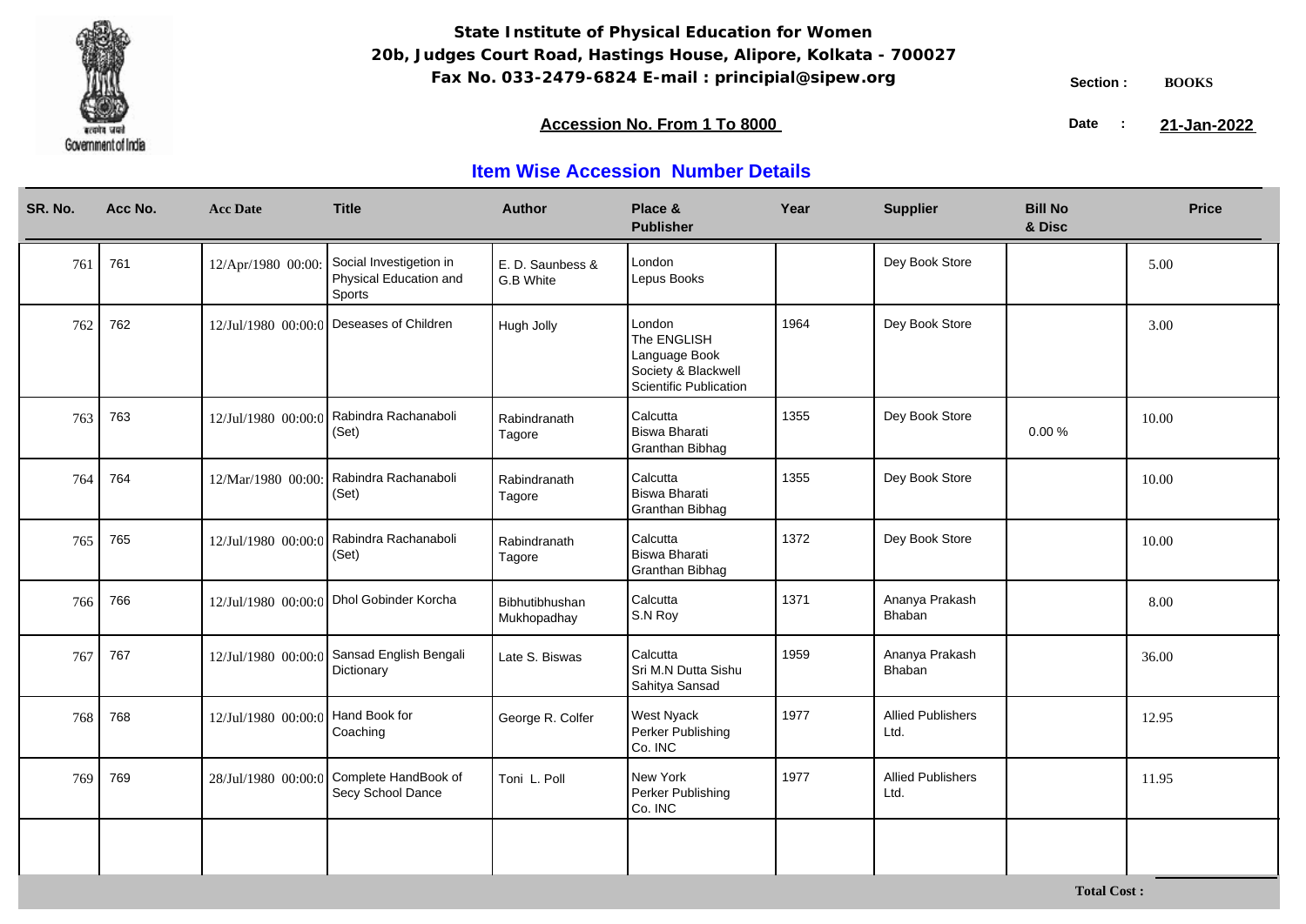**State Institute of Physical Education for Women**
**20b, Judges Court Road, Hastings House, Alipore, Kolkata - 700027**
**Fax No. 033-2479-6824 E-mail : principial@sipew.org**

Section : **BOOKS**

**Accession No. From 1 To 8000**

Date : **21-Jan-2022**

## Item Wise Accession Number Details

| SR. No. | Acc No. | Acc Date | Title | Author | Place & Publisher | Year | Supplier | Bill No & Disc | Price |
|---|---|---|---|---|---|---|---|---|---|
| 761 | 761 | 12/Apr/1980 00:00: | Social Investigetion in Physical Education and Sports | E. D. Saunbess & G.B White | London Lepus Books | | Dey Book Store | | 5.00 |
| 762 | 762 | 12/Jul/1980 00:00:0 | Deseases of Children | Hugh Jolly | London The ENGLISH Language Book Society & Blackwell Scientific Publication | 1964 | Dey Book Store | | 3.00 |
| 763 | 763 | 12/Jul/1980 00:00:0 | Rabindra Rachanaboli (Set) | Rabindranath Tagore | Calcutta Biswa Bharati Granthan Bibhag | 1355 | Dey Book Store | 0.00 % | 10.00 |
| 764 | 764 | 12/Mar/1980 00:00: | Rabindra Rachanaboli (Set) | Rabindranath Tagore | Calcutta Biswa Bharati Granthan Bibhag | 1355 | Dey Book Store | | 10.00 |
| 765 | 765 | 12/Jul/1980 00:00:0 | Rabindra Rachanaboli (Set) | Rabindranath Tagore | Calcutta Biswa Bharati Granthan Bibhag | 1372 | Dey Book Store | | 10.00 |
| 766 | 766 | 12/Jul/1980 00:00:0 | Dhol Gobinder Korcha | Bibhutibhushan Mukhopadhay | Calcutta S.N Roy | 1371 | Ananya Prakash Bhaban | | 8.00 |
| 767 | 767 | 12/Jul/1980 00:00:0 | Sansad English Bengali Dictionary | Late S. Biswas | Calcutta Sri M.N Dutta Sishu Sahitya Sansad | 1959 | Ananya Prakash Bhaban | | 36.00 |
| 768 | 768 | 12/Jul/1980 00:00:0 | Hand Book for Coaching | George R. Colfer | West Nyack Perker Publishing Co. INC | 1977 | Allied Publishers Ltd. | | 12.95 |
| 769 | 769 | 28/Jul/1980 00:00:0 | Complete HandBook of Secy School Dance | Toni L. Poll | New York Perker Publishing Co. INC | 1977 | Allied Publishers Ltd. | | 11.95 |

**Total Cost :**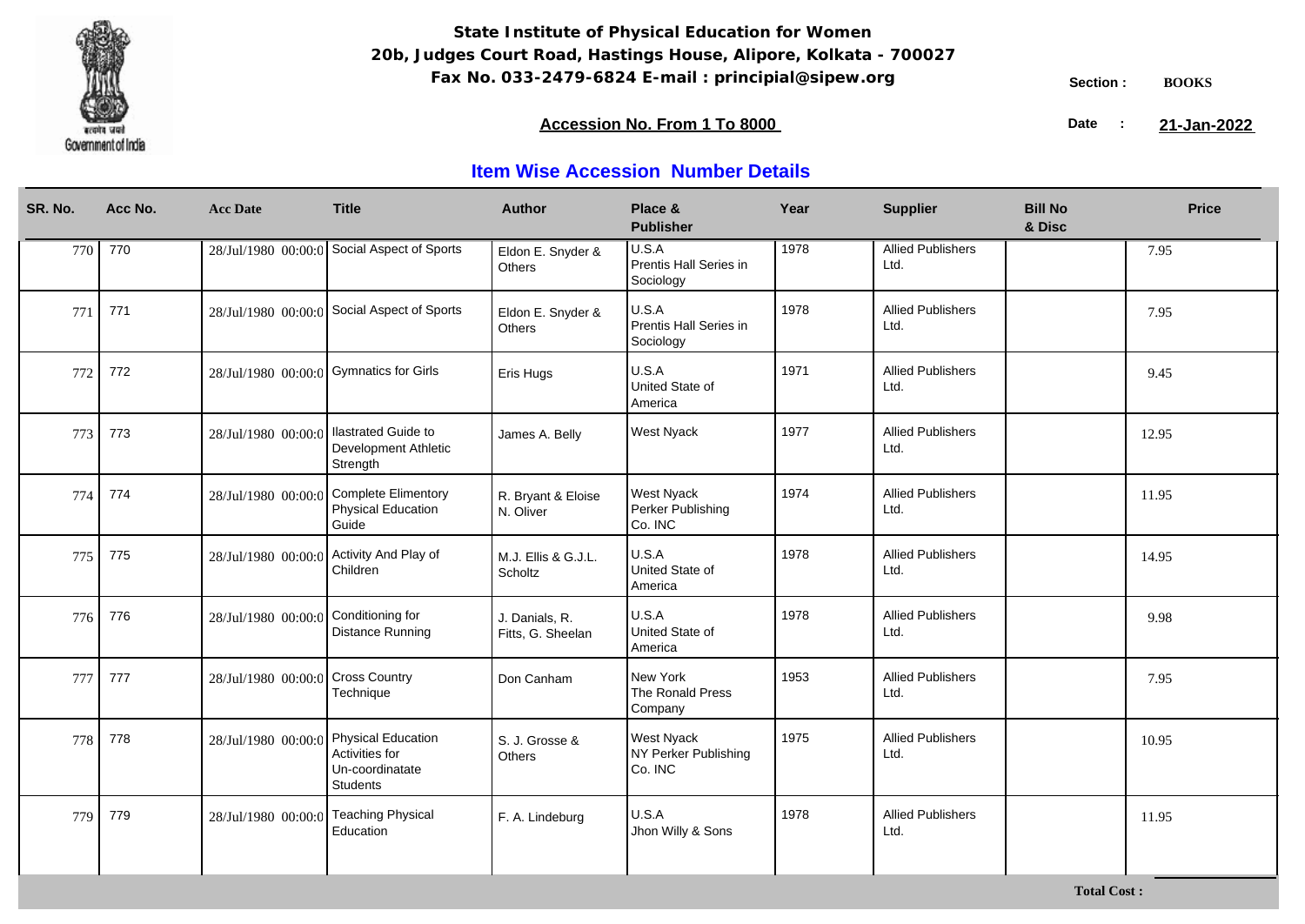**State Institute of Physical Education for Women**
**20b, Judges Court Road, Hastings House, Alipore, Kolkata - 700027**
**Fax No. 033-2479-6824 E-mail : principial@sipew.org**

Section : **BOOKS**

**Accession No. From 1 To 8000**

Date : **21-Jan-2022**

## Item Wise Accession Number Details

| SR. No. | Acc No. | Acc Date | Title | Author | Place & Publisher | Year | Supplier | Bill No & Disc | Price |
|---|---|---|---|---|---|---|---|---|---|
| 770 | 770 | 28/Jul/1980 00:00:0 | Social Aspect of Sports | Eldon E. Snyder & Others | U.S.A Prentis Hall Series in Sociology | 1978 | Allied Publishers Ltd. | | 7.95 |
| 771 | 771 | 28/Jul/1980 00:00:0 | Social Aspect of Sports | Eldon E. Snyder & Others | U.S.A Prentis Hall Series in Sociology | 1978 | Allied Publishers Ltd. | | 7.95 |
| 772 | 772 | 28/Jul/1980 00:00:0 | Gymnatics for Girls | Eris Hugs | U.S.A United State of America | 1971 | Allied Publishers Ltd. | | 9.45 |
| 773 | 773 | 28/Jul/1980 00:00:0 | Ilastrated Guide to Development Athletic Strength | James A. Belly | West Nyack | 1977 | Allied Publishers Ltd. | | 12.95 |
| 774 | 774 | 28/Jul/1980 00:00:0 | Complete Elimentory Physical Education Guide | R. Bryant & Eloise N. Oliver | West Nyack Perker Publishing Co. INC | 1974 | Allied Publishers Ltd. | | 11.95 |
| 775 | 775 | 28/Jul/1980 00:00:0 | Activity And Play of Children | M.J. Ellis & G.J.L. Scholtz | U.S.A United State of America | 1978 | Allied Publishers Ltd. | | 14.95 |
| 776 | 776 | 28/Jul/1980 00:00:0 | Conditioning for Distance Running | J. Danials, R. Fitts, G. Sheelan | U.S.A United State of America | 1978 | Allied Publishers Ltd. | | 9.98 |
| 777 | 777 | 28/Jul/1980 00:00:0 | Cross Country Technique | Don Canham | New York The Ronald Press Company | 1953 | Allied Publishers Ltd. | | 7.95 |
| 778 | 778 | 28/Jul/1980 00:00:0 | Physical Education Activities for Un-coordinatate Students | S. J. Grosse & Others | West Nyack NY Perker Publishing Co. INC | 1975 | Allied Publishers Ltd. | | 10.95 |
| 779 | 779 | 28/Jul/1980 00:00:0 | Teaching Physical Education | F. A. Lindeburg | U.S.A Jhon Willy & Sons | 1978 | Allied Publishers Ltd. | | 11.95 |

**Total Cost :**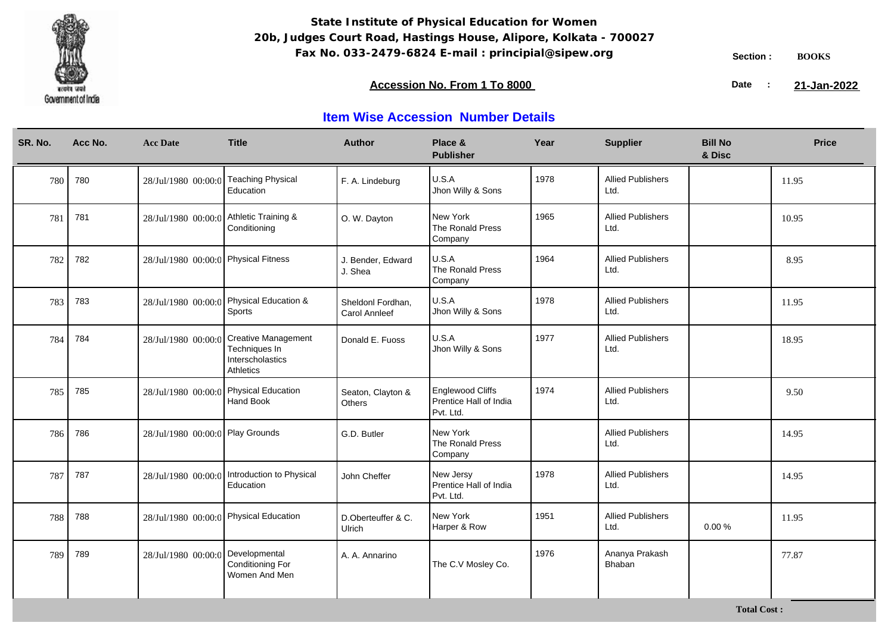**State Institute of Physical Education for Women**
**20b, Judges Court Road, Hastings House, Alipore, Kolkata - 700027**
**Fax No. 033-2479-6824 E-mail : principial@sipew.org**

Section : **BOOKS**

**Accession No. From 1 To 8000**

Date : **21-Jan-2022**

## Item Wise Accession Number Details

| SR. No. | Acc No. | Acc Date | Title | Author | Place & Publisher | Year | Supplier | Bill No & Disc | Price |
|---|---|---|---|---|---|---|---|---|---|
| 780 | 780 | 28/Jul/1980 00:00:0 | Teaching Physical Education | F. A. Lindeburg | U.S.A Jhon Willy & Sons | 1978 | Allied Publishers Ltd. | | 11.95 |
| 781 | 781 | 28/Jul/1980 00:00:0 | Athletic Training & Conditioning | O. W. Dayton | New York The Ronald Press Company | 1965 | Allied Publishers Ltd. | | 10.95 |
| 782 | 782 | 28/Jul/1980 00:00:0 | Physical Fitness | J. Bender, Edward J. Shea | U.S.A The Ronald Press Company | 1964 | Allied Publishers Ltd. | | 8.95 |
| 783 | 783 | 28/Jul/1980 00:00:0 | Physical Education & Sports | Sheldonl Fordhan, Carol Annleef | U.S.A Jhon Willy & Sons | 1978 | Allied Publishers Ltd. | | 11.95 |
| 784 | 784 | 28/Jul/1980 00:00:0 | Creative Management Techniques In Interscholastics Athletics | Donald E. Fuoss | U.S.A Jhon Willy & Sons | 1977 | Allied Publishers Ltd. | | 18.95 |
| 785 | 785 | 28/Jul/1980 00:00:0 | Physical Education Hand Book | Seaton, Clayton & Others | Englewood Cliffs Prentice Hall of India Pvt. Ltd. | 1974 | Allied Publishers Ltd. | | 9.50 |
| 786 | 786 | 28/Jul/1980 00:00:0 | Play Grounds | G.D. Butler | New York The Ronald Press Company | | Allied Publishers Ltd. | | 14.95 |
| 787 | 787 | 28/Jul/1980 00:00:0 | Introduction to Physical Education | John Cheffer | New Jersy Prentice Hall of India Pvt. Ltd. | 1978 | Allied Publishers Ltd. | | 14.95 |
| 788 | 788 | 28/Jul/1980 00:00:0 | Physical Education | D.Oberteuffer & C. Ulrich | New York Harper & Row | 1951 | Allied Publishers Ltd. | 0.00 % | 11.95 |
| 789 | 789 | 28/Jul/1980 00:00:0 | Developmental Conditioning For Women And Men | A. A. Annarino | The C.V Mosley Co. | 1976 | Ananya Prakash Bhaban | | 77.87 |

**Total Cost :**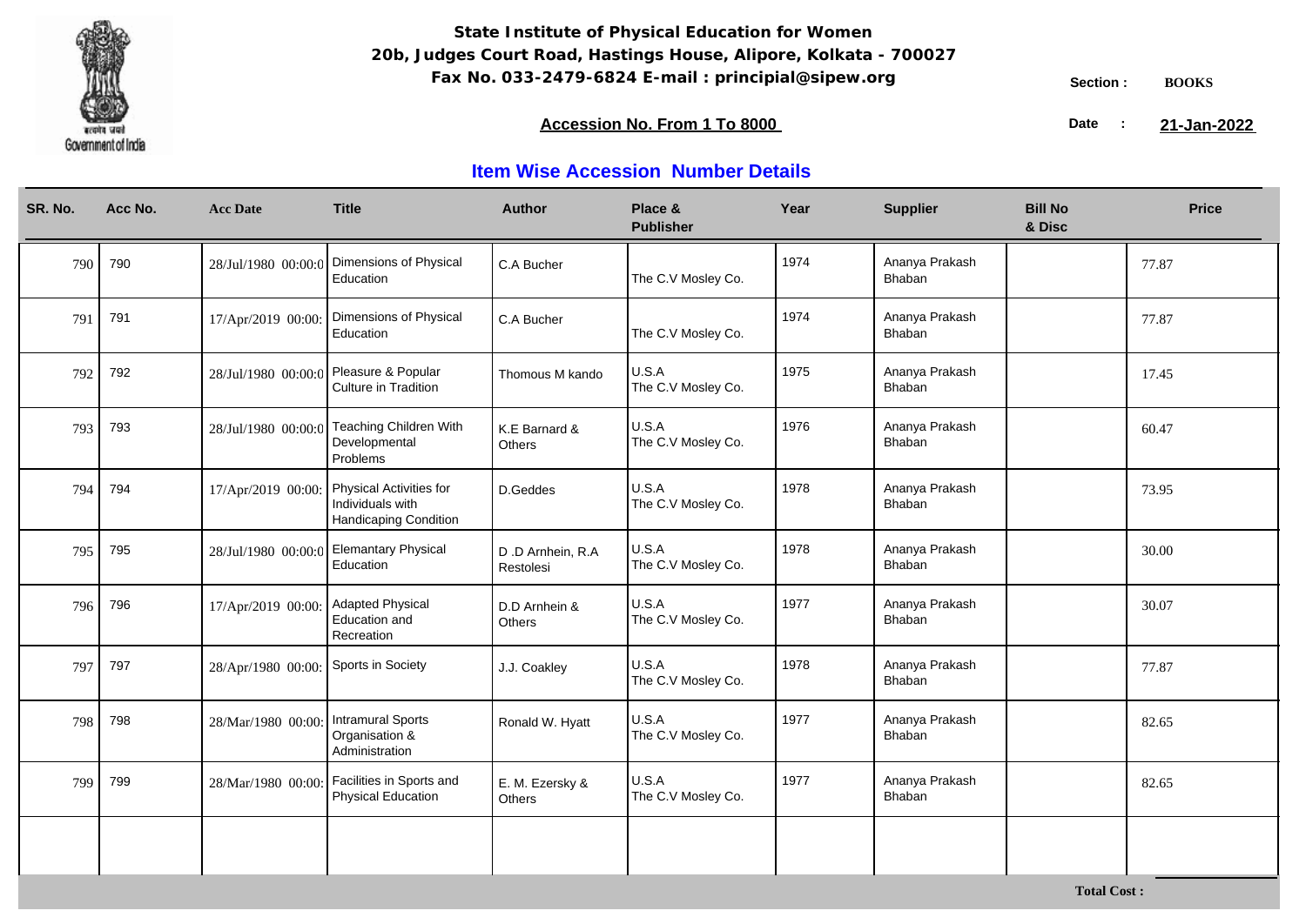**State Institute of Physical Education for Women**
**20b, Judges Court Road, Hastings House, Alipore, Kolkata - 700027**
**Fax No. 033-2479-6824 E-mail : principial@sipew.org**

Government of India

**Section :** BOOKS

**Accession No. From 1 To 8000**

**Date :** 21-Jan-2022

## Item Wise Accession Number Details

| SR. No. | Acc No. | Acc Date | Title | Author | Place & Publisher | Year | Supplier | Bill No & Disc | Price |
|---|---|---|---|---|---|---|---|---|---|
| 790 | 790 | 28/Jul/1980 00:00:0 | Dimensions of Physical Education | C.A Bucher | The C.V Mosley Co. | 1974 | Ananya Prakash Bhaban | | 77.87 |
| 791 | 791 | 17/Apr/2019 00:00: | Dimensions of Physical Education | C.A Bucher | The C.V Mosley Co. | 1974 | Ananya Prakash Bhaban | | 77.87 |
| 792 | 792 | 28/Jul/1980 00:00:0 | Pleasure & Popular Culture in Tradition | Thomous M kando | U.S.A The C.V Mosley Co. | 1975 | Ananya Prakash Bhaban | | 17.45 |
| 793 | 793 | 28/Jul/1980 00:00:0 | Teaching Children With Developmental Problems | K.E Barnard & Others | U.S.A The C.V Mosley Co. | 1976 | Ananya Prakash Bhaban | | 60.47 |
| 794 | 794 | 17/Apr/2019 00:00: | Physical Activities for Individuals with Handicaping Condition | D.Geddes | U.S.A The C.V Mosley Co. | 1978 | Ananya Prakash Bhaban | | 73.95 |
| 795 | 795 | 28/Jul/1980 00:00:0 | Elemantary Physical Education | D .D Arnhein, R.A Restolesi | U.S.A The C.V Mosley Co. | 1978 | Ananya Prakash Bhaban | | 30.00 |
| 796 | 796 | 17/Apr/2019 00:00: | Adapted Physical Education and Recreation | D.D Arnhein & Others | U.S.A The C.V Mosley Co. | 1977 | Ananya Prakash Bhaban | | 30.07 |
| 797 | 797 | 28/Apr/1980 00:00: | Sports in Society | J.J. Coakley | U.S.A The C.V Mosley Co. | 1978 | Ananya Prakash Bhaban | | 77.87 |
| 798 | 798 | 28/Mar/1980 00:00: | Intramural Sports Organisation & Administration | Ronald W. Hyatt | U.S.A The C.V Mosley Co. | 1977 | Ananya Prakash Bhaban | | 82.65 |
| 799 | 799 | 28/Mar/1980 00:00: | Facilities in Sports and Physical Education | E. M. Ezersky & Others | U.S.A The C.V Mosley Co. | 1977 | Ananya Prakash Bhaban | | 82.65 |

**Total Cost :**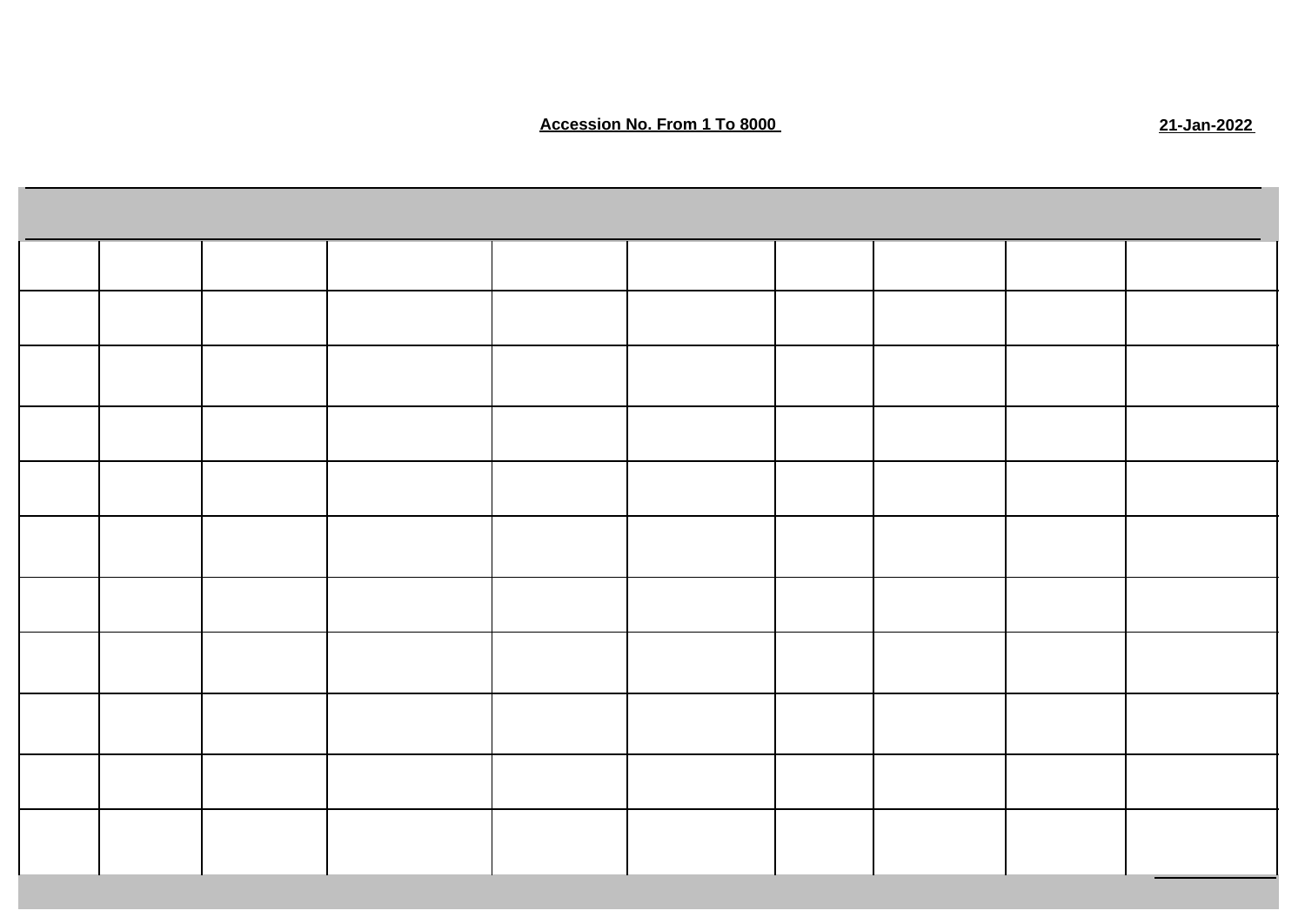**Accession No. From 1 To 8000**

**21-Jan-2022**

| | | | | | | | | | |
|---|---|---|---|---|---|---|---|---|---|
| | | | | | | | | | |
| | | | | | | | | | |
| | | | | | | | | | |
| | | | | | | | | | |
| | | | | | | | | | |
| | | | | | | | | | |
| | | | | | | | | | |
| | | | | | | | | | |
| | | | | | | | | | |
| | | | | | | | | | |
| | | | | | | | | | |